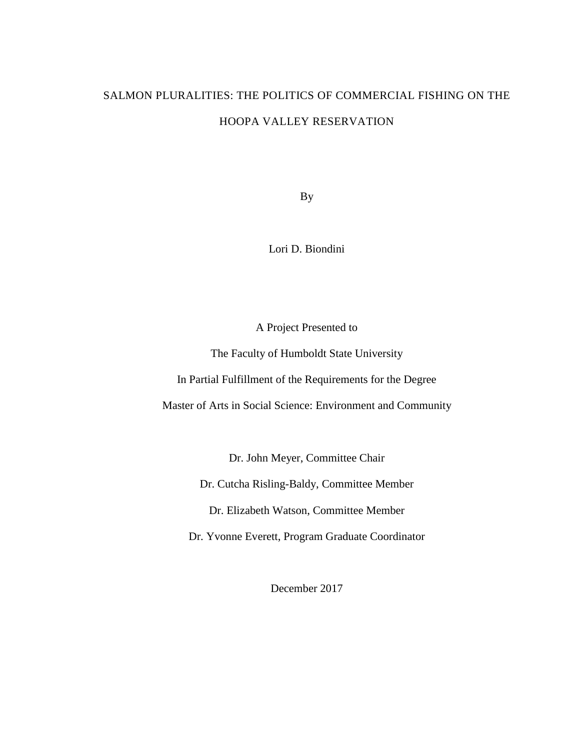# SALMON PLURALITIES: THE POLITICS OF COMMERCIAL FISHING ON THE HOOPA VALLEY RESERVATION

By

Lori D. Biondini

A Project Presented to

The Faculty of Humboldt State University

In Partial Fulfillment of the Requirements for the Degree

Master of Arts in Social Science: Environment and Community

Dr. John Meyer, Committee Chair

Dr. Cutcha Risling-Baldy, Committee Member

Dr. Elizabeth Watson, Committee Member

Dr. Yvonne Everett, Program Graduate Coordinator

December 2017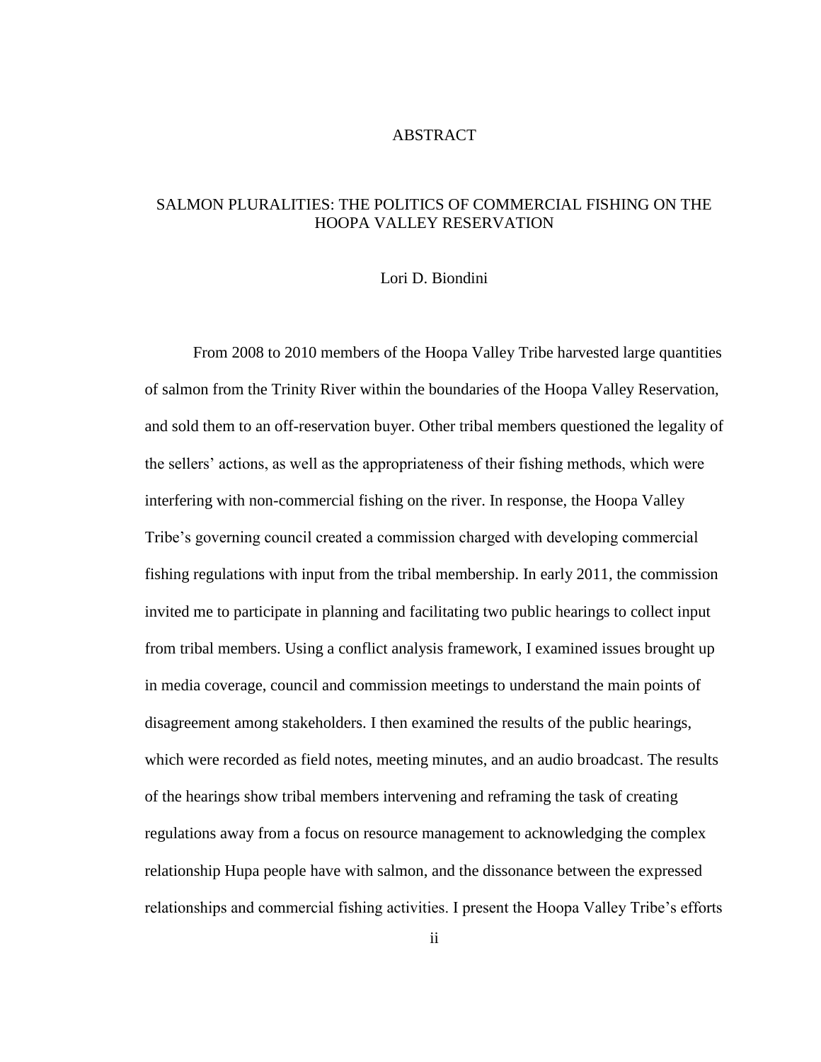# ABSTRACT

## SALMON PLURALITIES: THE POLITICS OF COMMERCIAL FISHING ON THE HOOPA VALLEY RESERVATION

Lori D. Biondini

From 2008 to 2010 members of the Hoopa Valley Tribe harvested large quantities of salmon from the Trinity River within the boundaries of the Hoopa Valley Reservation, and sold them to an off-reservation buyer. Other tribal members questioned the legality of the sellers' actions, as well as the appropriateness of their fishing methods, which were interfering with non-commercial fishing on the river. In response, the Hoopa Valley Tribe's governing council created a commission charged with developing commercial fishing regulations with input from the tribal membership. In early 2011, the commission invited me to participate in planning and facilitating two public hearings to collect input from tribal members. Using a conflict analysis framework, I examined issues brought up in media coverage, council and commission meetings to understand the main points of disagreement among stakeholders. I then examined the results of the public hearings, which were recorded as field notes, meeting minutes, and an audio broadcast. The results of the hearings show tribal members intervening and reframing the task of creating regulations away from a focus on resource management to acknowledging the complex relationship Hupa people have with salmon, and the dissonance between the expressed relationships and commercial fishing activities. I present the Hoopa Valley Tribe's efforts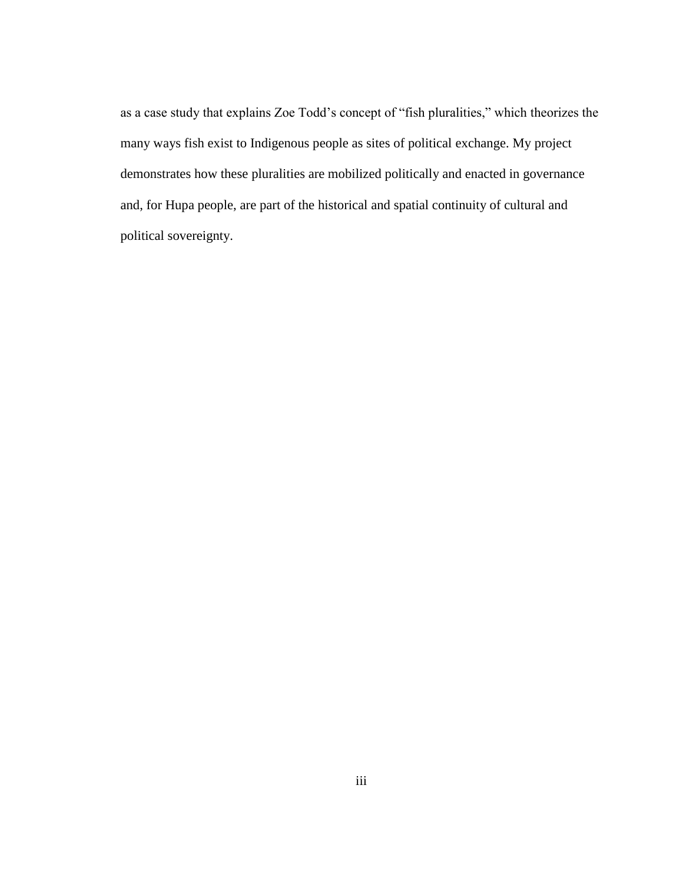as a case study that explains Zoe Todd's concept of "fish pluralities," which theorizes the many ways fish exist to Indigenous people as sites of political exchange. My project demonstrates how these pluralities are mobilized politically and enacted in governance and, for Hupa people, are part of the historical and spatial continuity of cultural and political sovereignty.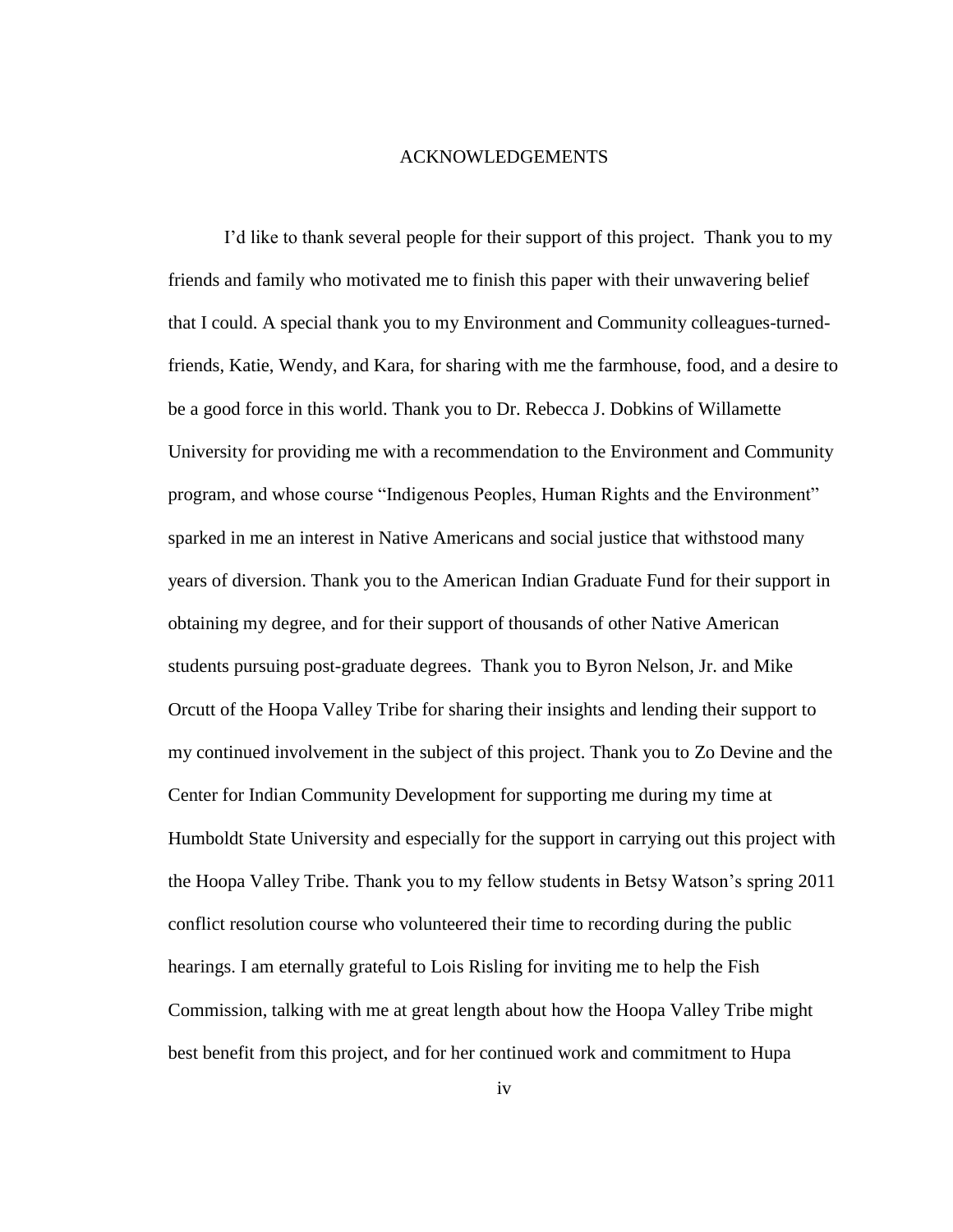# ACKNOWLEDGEMENTS

I'd like to thank several people for their support of this project. Thank you to my friends and family who motivated me to finish this paper with their unwavering belief that I could. A special thank you to my Environment and Community colleagues-turned-friends, Katie, Wendy, and Kara, for sharing with me the farmhouse, food, and a desire to be a good force in this world. Thank you to Dr. Rebecca J. Dobkins of Willamette University for providing me with a recommendation to the Environment and Community program, and whose course "Indigenous Peoples, Human Rights and the Environment" sparked in me an interest in Native Americans and social justice that withstood many years of diversion. Thank you to the American Indian Graduate Fund for their support in obtaining my degree, and for their support of thousands of other Native American students pursuing post-graduate degrees. Thank you to Byron Nelson, Jr. and Mike Orcutt of the Hoopa Valley Tribe for sharing their insights and lending their support to my continued involvement in the subject of this project. Thank you to Zo Devine and the Center for Indian Community Development for supporting me during my time at Humboldt State University and especially for the support in carrying out this project with the Hoopa Valley Tribe. Thank you to my fellow students in Betsy Watson's spring 2011 conflict resolution course who volunteered their time to recording during the public hearings. I am eternally grateful to Lois Risling for inviting me to help the Fish Commission, talking with me at great length about how the Hoopa Valley Tribe might best benefit from this project, and for her continued work and commitment to Hupa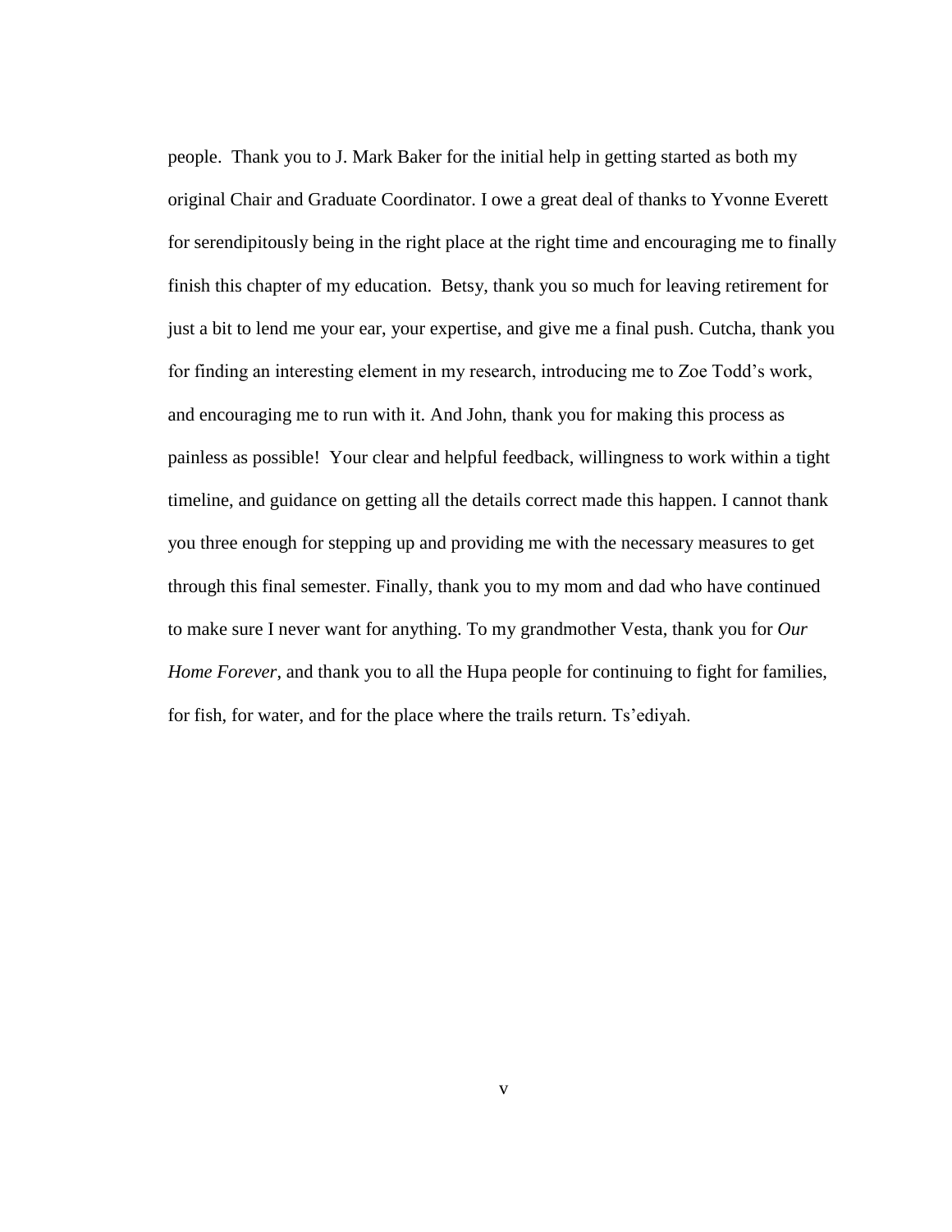people. Thank you to J. Mark Baker for the initial help in getting started as both my original Chair and Graduate Coordinator. I owe a great deal of thanks to Yvonne Everett for serendipitously being in the right place at the right time and encouraging me to finally finish this chapter of my education. Betsy, thank you so much for leaving retirement for just a bit to lend me your ear, your expertise, and give me a final push. Cutcha, thank you for finding an interesting element in my research, introducing me to Zoe Todd's work, and encouraging me to run with it. And John, thank you for making this process as painless as possible! Your clear and helpful feedback, willingness to work within a tight timeline, and guidance on getting all the details correct made this happen. I cannot thank you three enough for stepping up and providing me with the necessary measures to get through this final semester. Finally, thank you to my mom and dad who have continued to make sure I never want for anything. To my grandmother Vesta, thank you for *Our Home Forever*, and thank you to all the Hupa people for continuing to fight for families, for fish, for water, and for the place where the trails return. Ts'ediyah.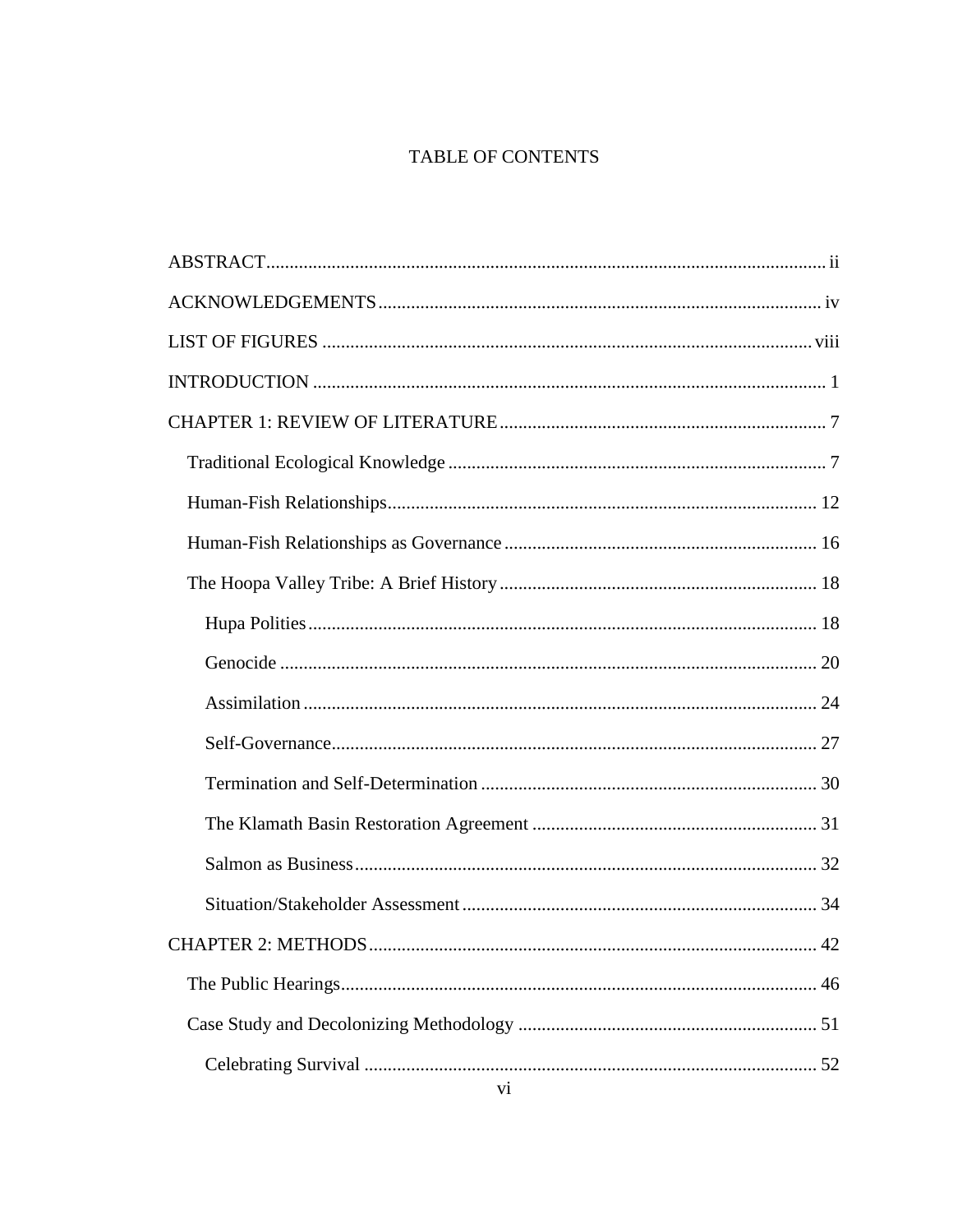# TABLE OF CONTENTS

ABSTRACT ..... ii

ACKNOWLEDGEMENTS ..... iv

LIST OF FIGURES ..... viii

INTRODUCTION ..... 1

CHAPTER 1: REVIEW OF LITERATURE ..... 7

- Traditional Ecological Knowledge ..... 7
- Human-Fish Relationships ..... 12
- Human-Fish Relationships as Governance ..... 16
- The Hoopa Valley Tribe: A Brief History ..... 18
  - Hupa Polities ..... 18
  - Genocide ..... 20
  - Assimilation ..... 24
  - Self-Governance ..... 27
  - Termination and Self-Determination ..... 30
  - The Klamath Basin Restoration Agreement ..... 31
  - Salmon as Business ..... 32
  - Situation/Stakeholder Assessment ..... 34

CHAPTER 2: METHODS ..... 42

- The Public Hearings ..... 46
- Case Study and Decolonizing Methodology ..... 51
  - Celebrating Survival ..... 52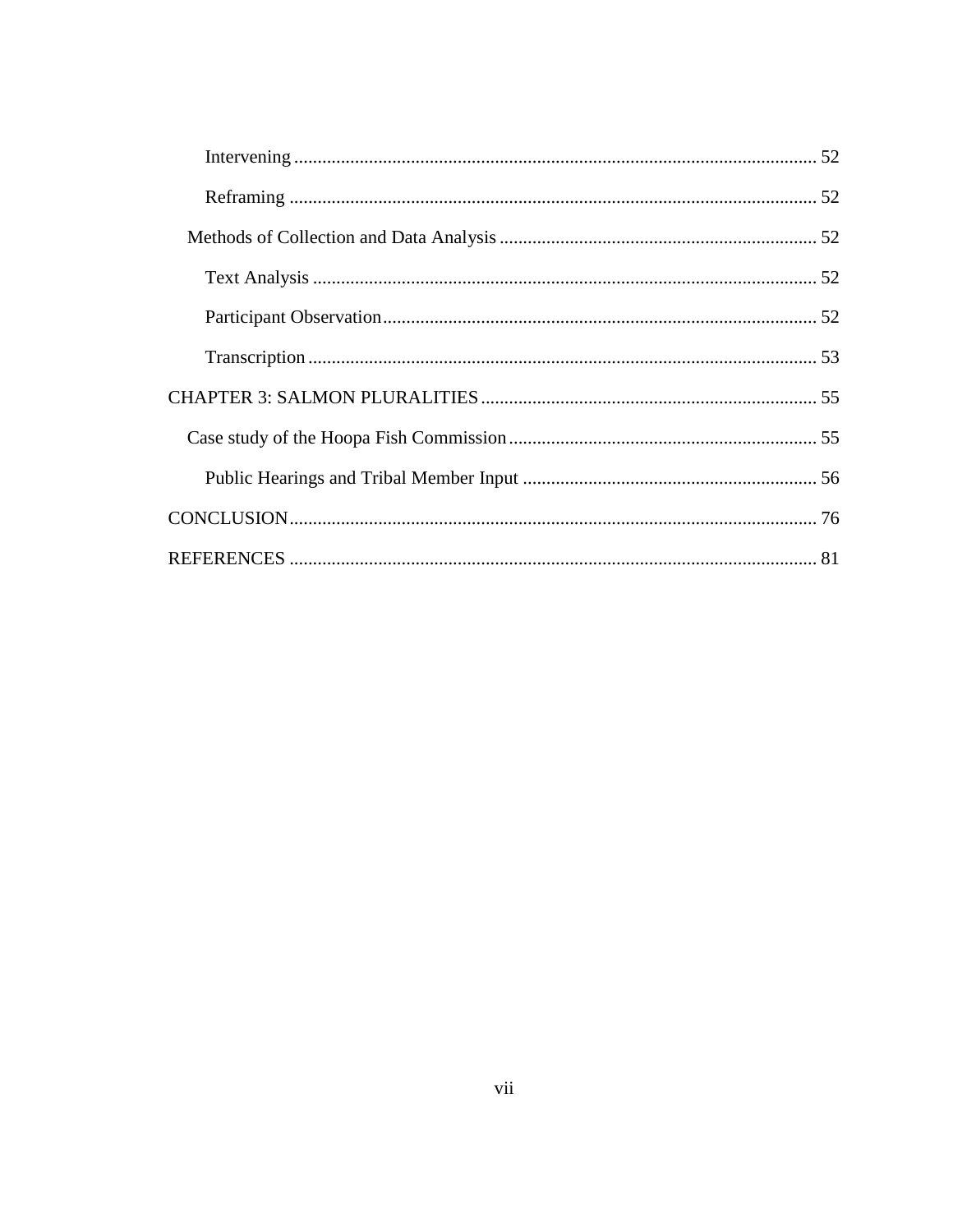Intervening ........................................................................................................ 52

Reframing .......................................................................................................... 52

Methods of Collection and Data Analysis ........................................................... 52

Text Analysis ..................................................................................................... 52

Participant Observation ...................................................................................... 52

Transcription ...................................................................................................... 53

CHAPTER 3: SALMON PLURALITIES .............................................................. 55

Case study of the Hoopa Fish Commission ......................................................... 55

Public Hearings and Tribal Member Input .......................................................... 56

CONCLUSION ......................................................................................................... 76

REFERENCES .......................................................................................................... 81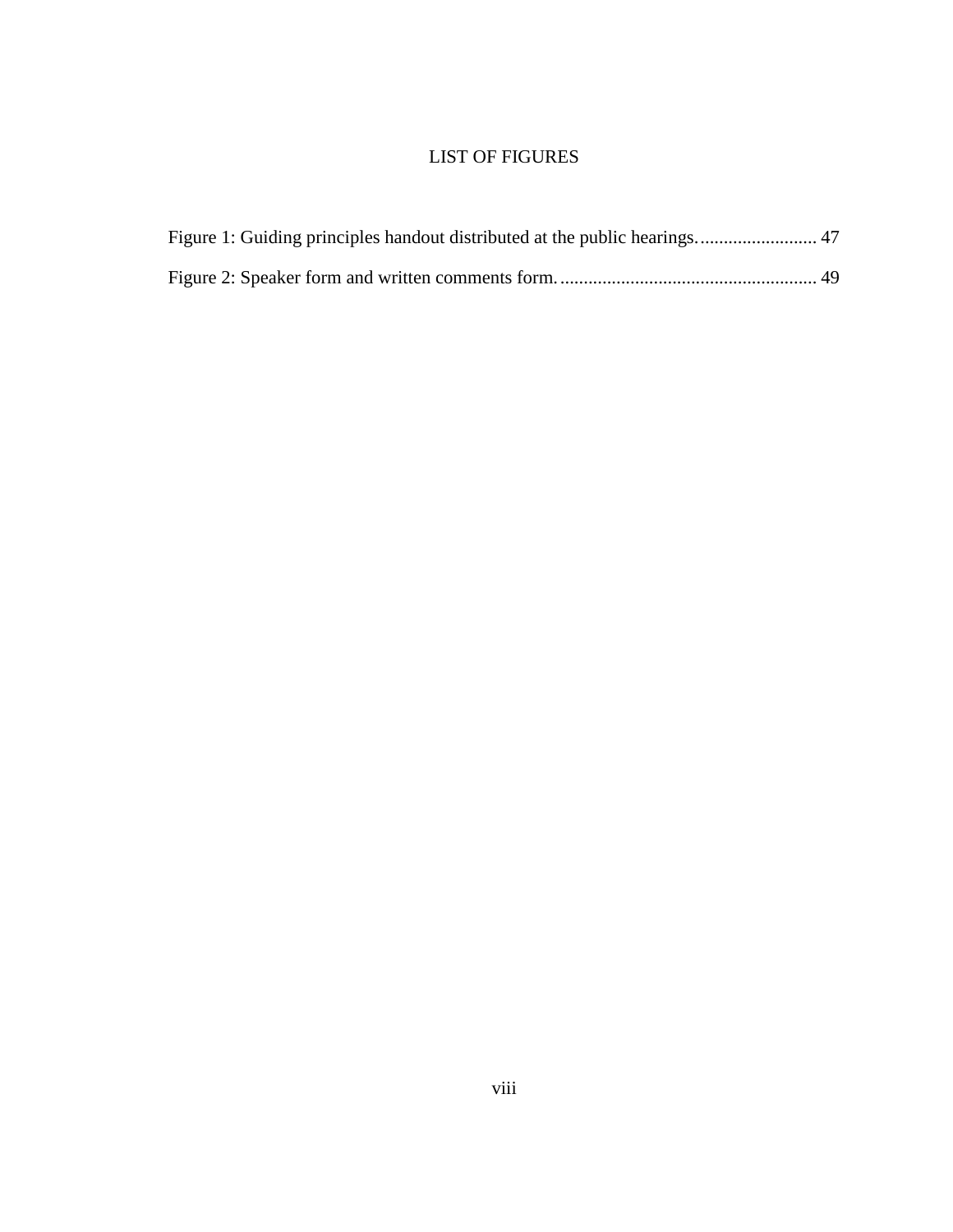# LIST OF FIGURES

Figure 1: Guiding principles handout distributed at the public hearings. ......................... 47

Figure 2: Speaker form and written comments form. ...................................................... 49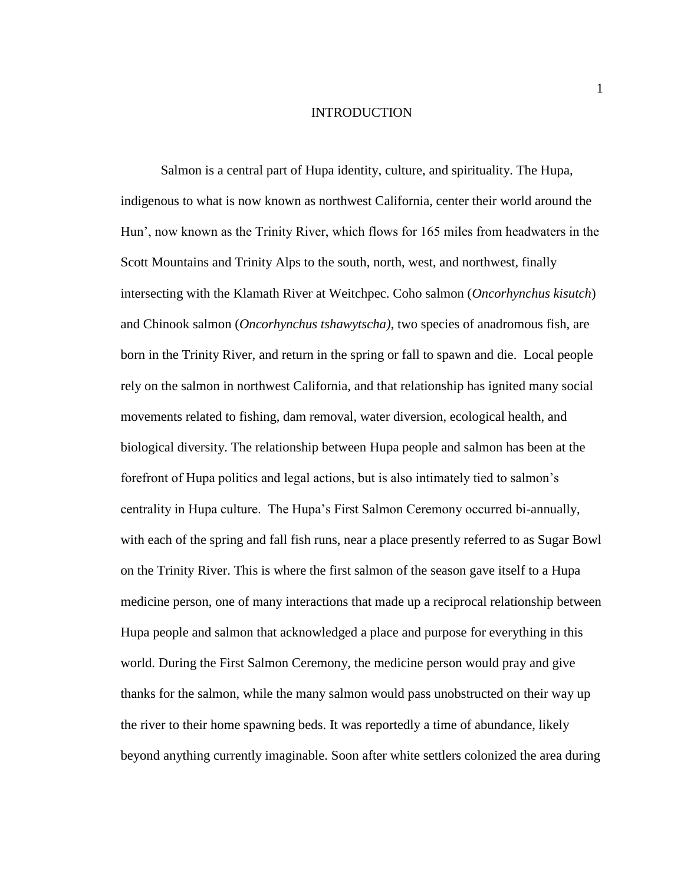# INTRODUCTION

Salmon is a central part of Hupa identity, culture, and spirituality. The Hupa, indigenous to what is now known as northwest California, center their world around the Hun', now known as the Trinity River, which flows for 165 miles from headwaters in the Scott Mountains and Trinity Alps to the south, north, west, and northwest, finally intersecting with the Klamath River at Weitchpec. Coho salmon (*Oncorhynchus kisutch*) and Chinook salmon (*Oncorhynchus tshawytscha),* two species of anadromous fish, are born in the Trinity River, and return in the spring or fall to spawn and die. Local people rely on the salmon in northwest California, and that relationship has ignited many social movements related to fishing, dam removal, water diversion, ecological health, and biological diversity. The relationship between Hupa people and salmon has been at the forefront of Hupa politics and legal actions, but is also intimately tied to salmon's centrality in Hupa culture. The Hupa's First Salmon Ceremony occurred bi-annually, with each of the spring and fall fish runs, near a place presently referred to as Sugar Bowl on the Trinity River. This is where the first salmon of the season gave itself to a Hupa medicine person, one of many interactions that made up a reciprocal relationship between Hupa people and salmon that acknowledged a place and purpose for everything in this world. During the First Salmon Ceremony, the medicine person would pray and give thanks for the salmon, while the many salmon would pass unobstructed on their way up the river to their home spawning beds. It was reportedly a time of abundance, likely beyond anything currently imaginable. Soon after white settlers colonized the area during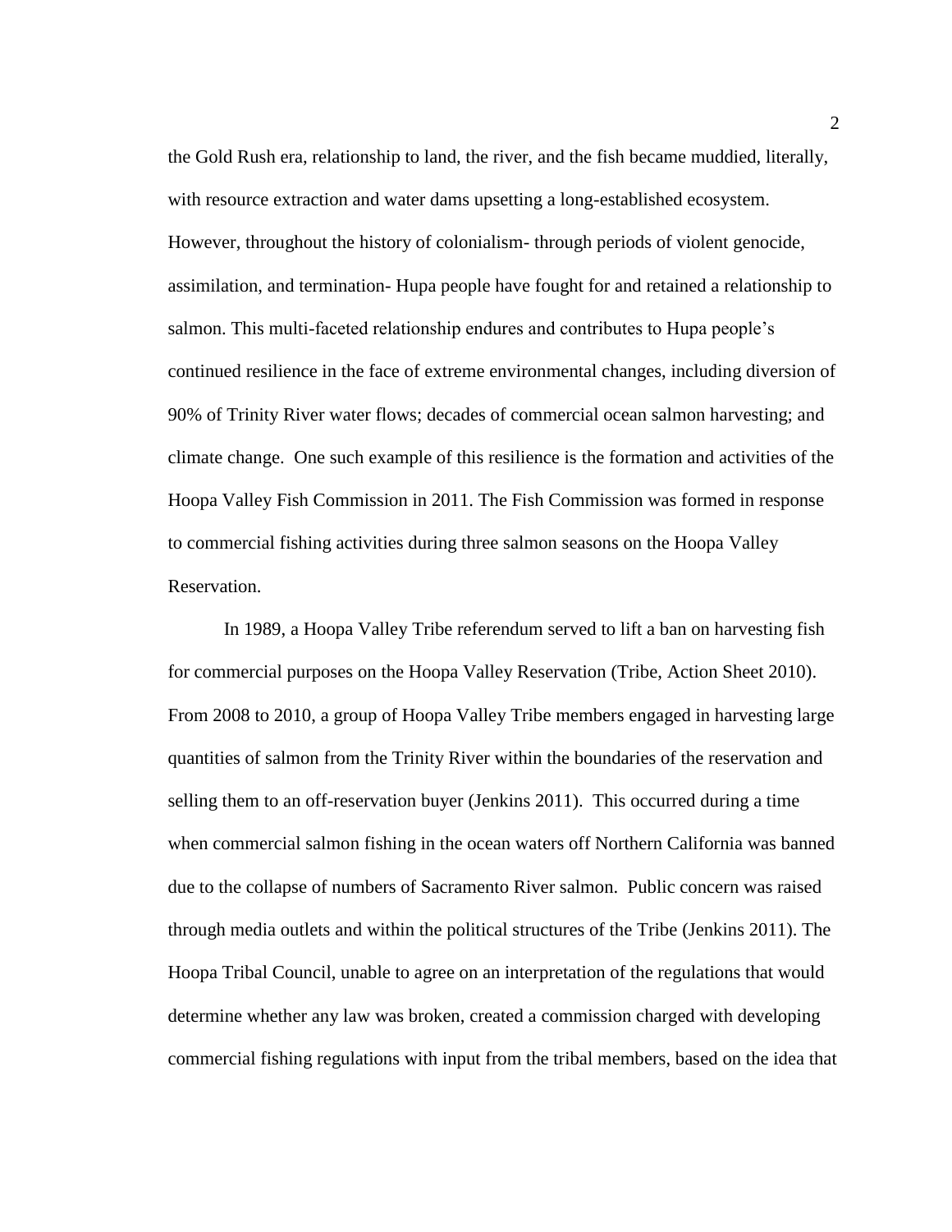the Gold Rush era, relationship to land, the river, and the fish became muddied, literally, with resource extraction and water dams upsetting a long-established ecosystem. However, throughout the history of colonialism- through periods of violent genocide, assimilation, and termination- Hupa people have fought for and retained a relationship to salmon. This multi-faceted relationship endures and contributes to Hupa people's continued resilience in the face of extreme environmental changes, including diversion of 90% of Trinity River water flows; decades of commercial ocean salmon harvesting; and climate change. One such example of this resilience is the formation and activities of the Hoopa Valley Fish Commission in 2011. The Fish Commission was formed in response to commercial fishing activities during three salmon seasons on the Hoopa Valley Reservation.

In 1989, a Hoopa Valley Tribe referendum served to lift a ban on harvesting fish for commercial purposes on the Hoopa Valley Reservation (Tribe, Action Sheet 2010). From 2008 to 2010, a group of Hoopa Valley Tribe members engaged in harvesting large quantities of salmon from the Trinity River within the boundaries of the reservation and selling them to an off-reservation buyer (Jenkins 2011). This occurred during a time when commercial salmon fishing in the ocean waters off Northern California was banned due to the collapse of numbers of Sacramento River salmon. Public concern was raised through media outlets and within the political structures of the Tribe (Jenkins 2011). The Hoopa Tribal Council, unable to agree on an interpretation of the regulations that would determine whether any law was broken, created a commission charged with developing commercial fishing regulations with input from the tribal members, based on the idea that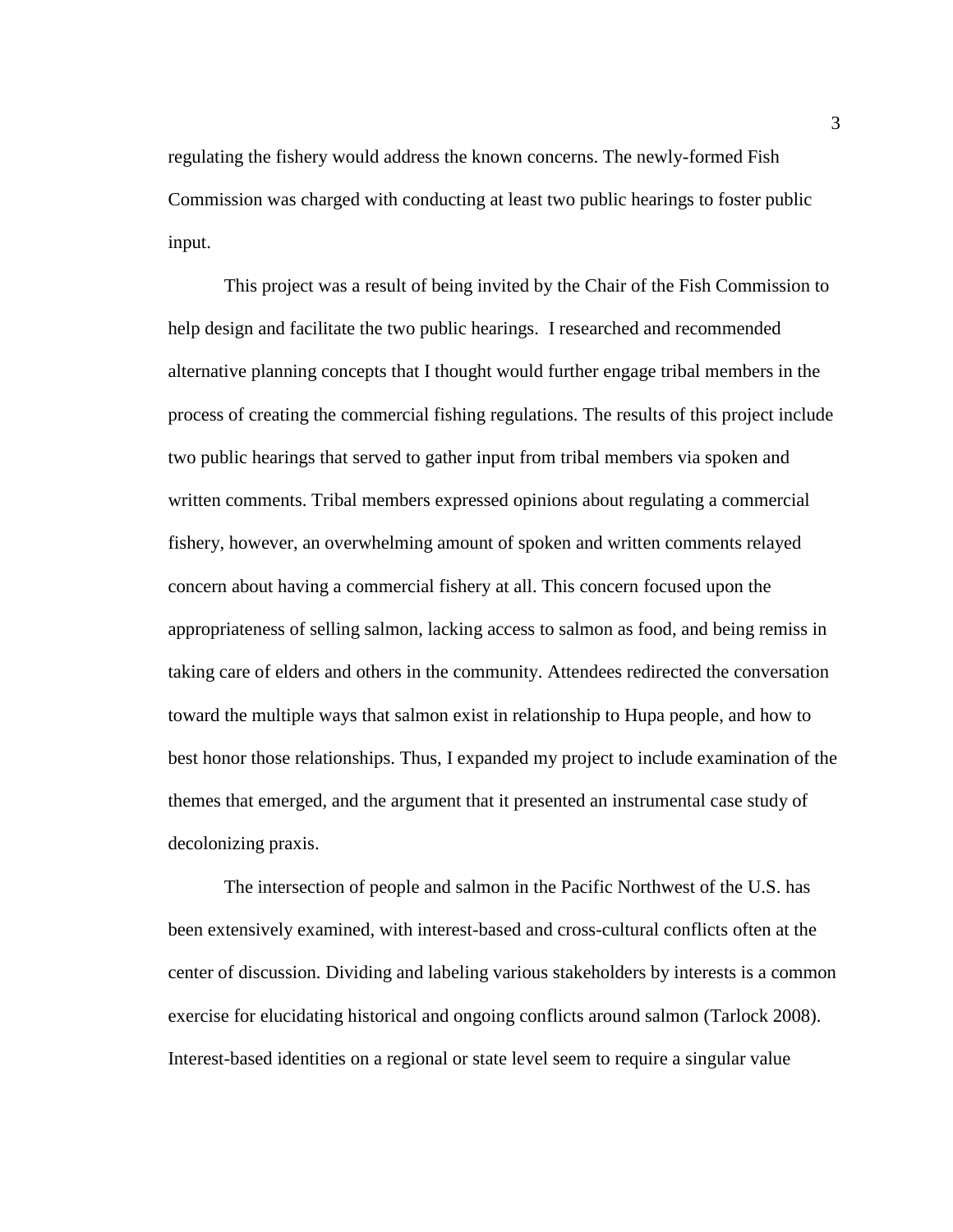regulating the fishery would address the known concerns. The newly-formed Fish Commission was charged with conducting at least two public hearings to foster public input.

This project was a result of being invited by the Chair of the Fish Commission to help design and facilitate the two public hearings. I researched and recommended alternative planning concepts that I thought would further engage tribal members in the process of creating the commercial fishing regulations. The results of this project include two public hearings that served to gather input from tribal members via spoken and written comments. Tribal members expressed opinions about regulating a commercial fishery, however, an overwhelming amount of spoken and written comments relayed concern about having a commercial fishery at all. This concern focused upon the appropriateness of selling salmon, lacking access to salmon as food, and being remiss in taking care of elders and others in the community. Attendees redirected the conversation toward the multiple ways that salmon exist in relationship to Hupa people, and how to best honor those relationships. Thus, I expanded my project to include examination of the themes that emerged, and the argument that it presented an instrumental case study of decolonizing praxis.

The intersection of people and salmon in the Pacific Northwest of the U.S. has been extensively examined, with interest-based and cross-cultural conflicts often at the center of discussion. Dividing and labeling various stakeholders by interests is a common exercise for elucidating historical and ongoing conflicts around salmon (Tarlock 2008). Interest-based identities on a regional or state level seem to require a singular value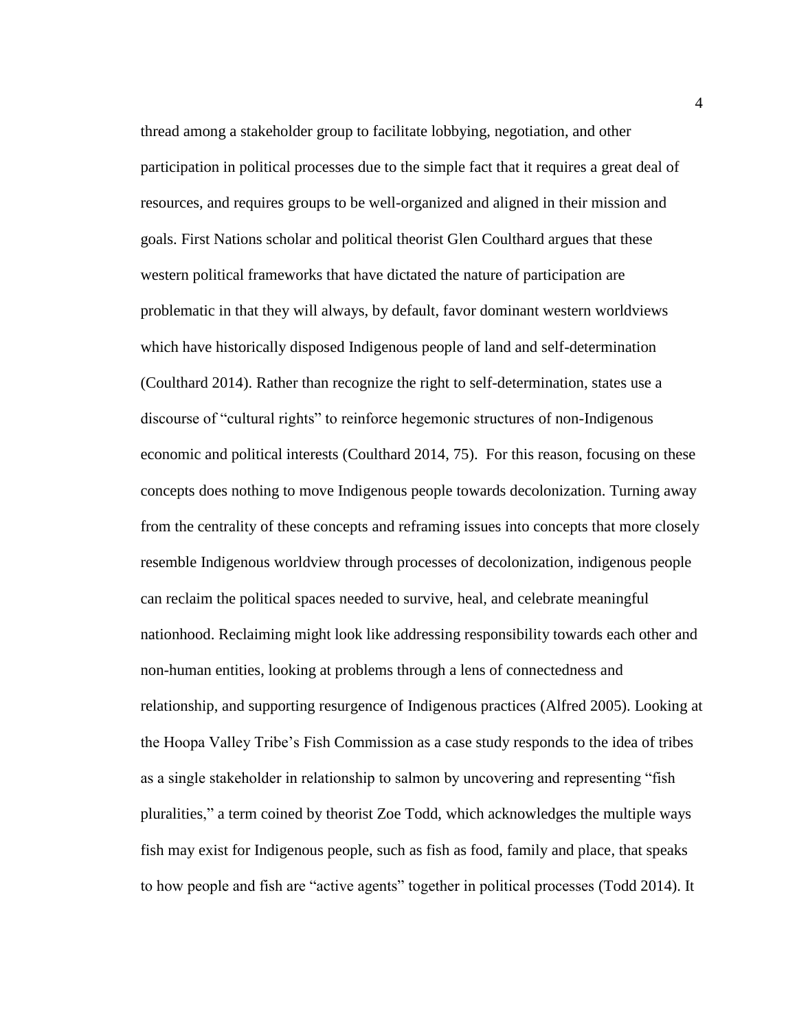thread among a stakeholder group to facilitate lobbying, negotiation, and other participation in political processes due to the simple fact that it requires a great deal of resources, and requires groups to be well-organized and aligned in their mission and goals. First Nations scholar and political theorist Glen Coulthard argues that these western political frameworks that have dictated the nature of participation are problematic in that they will always, by default, favor dominant western worldviews which have historically disposed Indigenous people of land and self-determination (Coulthard 2014). Rather than recognize the right to self-determination, states use a discourse of "cultural rights" to reinforce hegemonic structures of non-Indigenous economic and political interests (Coulthard 2014, 75). For this reason, focusing on these concepts does nothing to move Indigenous people towards decolonization. Turning away from the centrality of these concepts and reframing issues into concepts that more closely resemble Indigenous worldview through processes of decolonization, indigenous people can reclaim the political spaces needed to survive, heal, and celebrate meaningful nationhood. Reclaiming might look like addressing responsibility towards each other and non-human entities, looking at problems through a lens of connectedness and relationship, and supporting resurgence of Indigenous practices (Alfred 2005). Looking at the Hoopa Valley Tribe's Fish Commission as a case study responds to the idea of tribes as a single stakeholder in relationship to salmon by uncovering and representing "fish pluralities," a term coined by theorist Zoe Todd, which acknowledges the multiple ways fish may exist for Indigenous people, such as fish as food, family and place, that speaks to how people and fish are "active agents" together in political processes (Todd 2014). It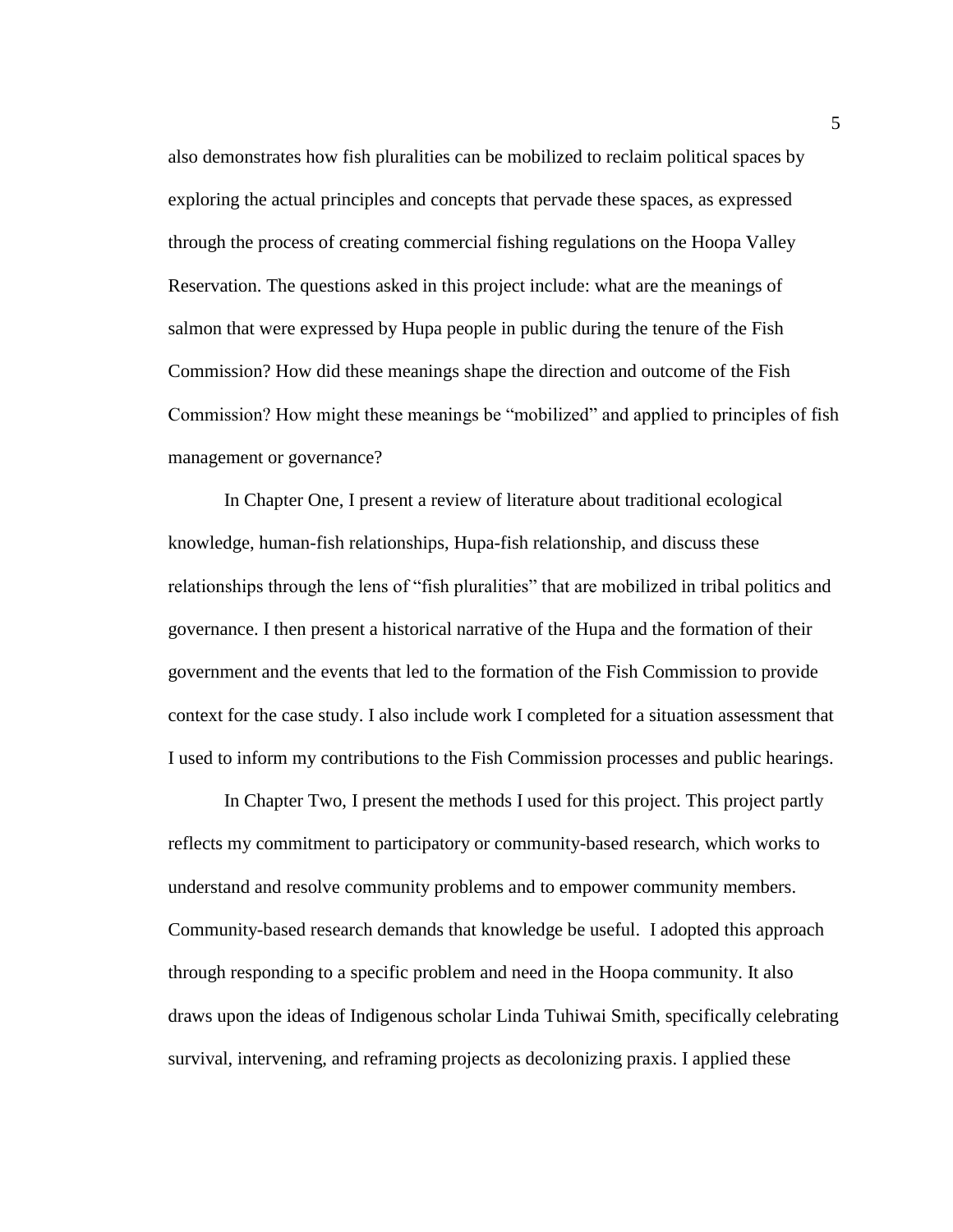also demonstrates how fish pluralities can be mobilized to reclaim political spaces by exploring the actual principles and concepts that pervade these spaces, as expressed through the process of creating commercial fishing regulations on the Hoopa Valley Reservation. The questions asked in this project include: what are the meanings of salmon that were expressed by Hupa people in public during the tenure of the Fish Commission? How did these meanings shape the direction and outcome of the Fish Commission? How might these meanings be "mobilized" and applied to principles of fish management or governance?

In Chapter One, I present a review of literature about traditional ecological knowledge, human-fish relationships, Hupa-fish relationship, and discuss these relationships through the lens of "fish pluralities" that are mobilized in tribal politics and governance. I then present a historical narrative of the Hupa and the formation of their government and the events that led to the formation of the Fish Commission to provide context for the case study. I also include work I completed for a situation assessment that I used to inform my contributions to the Fish Commission processes and public hearings.

In Chapter Two, I present the methods I used for this project. This project partly reflects my commitment to participatory or community-based research, which works to understand and resolve community problems and to empower community members. Community-based research demands that knowledge be useful. I adopted this approach through responding to a specific problem and need in the Hoopa community. It also draws upon the ideas of Indigenous scholar Linda Tuhiwai Smith, specifically celebrating survival, intervening, and reframing projects as decolonizing praxis. I applied these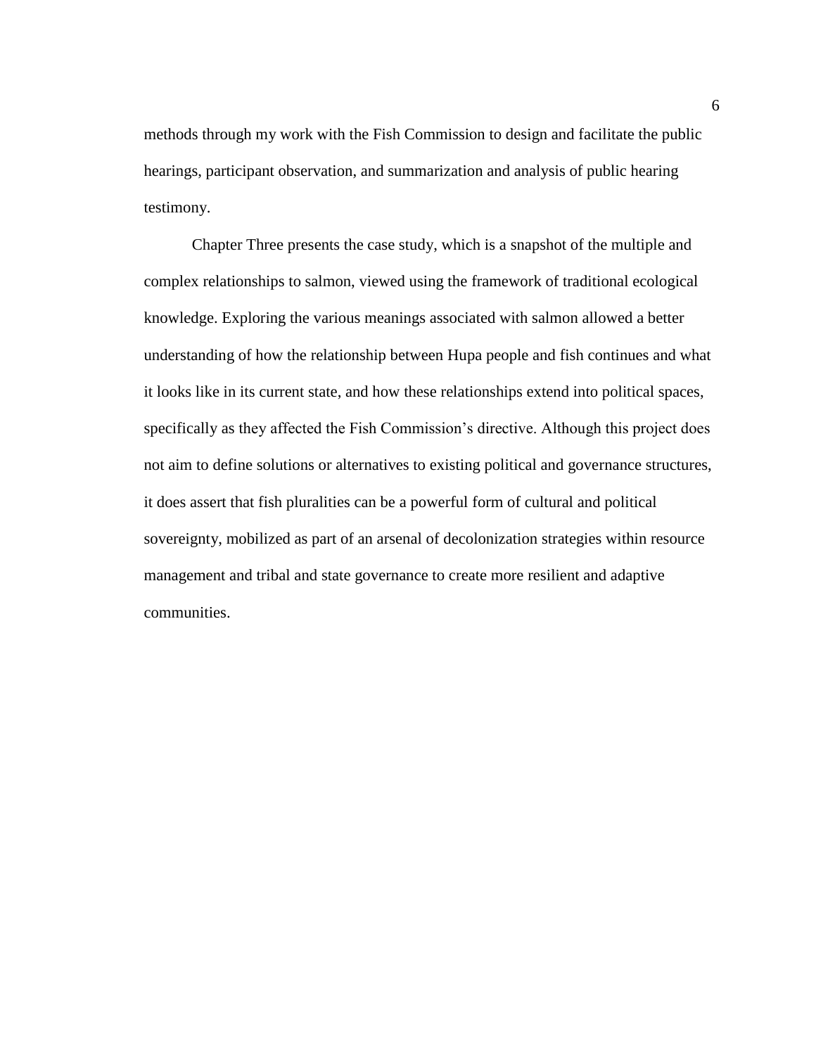methods through my work with the Fish Commission to design and facilitate the public hearings, participant observation, and summarization and analysis of public hearing testimony.

Chapter Three presents the case study, which is a snapshot of the multiple and complex relationships to salmon, viewed using the framework of traditional ecological knowledge. Exploring the various meanings associated with salmon allowed a better understanding of how the relationship between Hupa people and fish continues and what it looks like in its current state, and how these relationships extend into political spaces, specifically as they affected the Fish Commission's directive. Although this project does not aim to define solutions or alternatives to existing political and governance structures, it does assert that fish pluralities can be a powerful form of cultural and political sovereignty, mobilized as part of an arsenal of decolonization strategies within resource management and tribal and state governance to create more resilient and adaptive communities.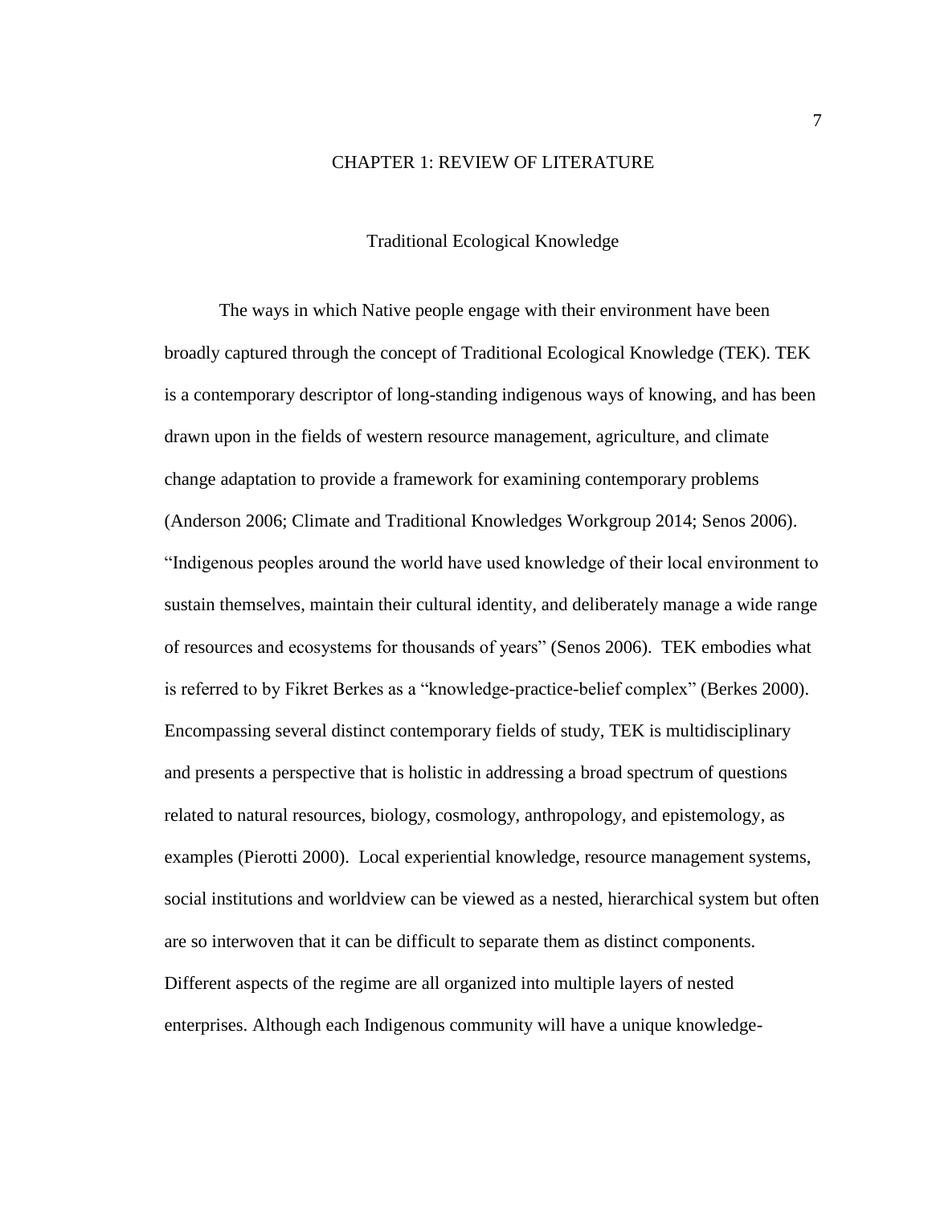# CHAPTER 1: REVIEW OF LITERATURE

## Traditional Ecological Knowledge

The ways in which Native people engage with their environment have been broadly captured through the concept of Traditional Ecological Knowledge (TEK). TEK is a contemporary descriptor of long-standing indigenous ways of knowing, and has been drawn upon in the fields of western resource management, agriculture, and climate change adaptation to provide a framework for examining contemporary problems (Anderson 2006; Climate and Traditional Knowledges Workgroup 2014; Senos 2006). "Indigenous peoples around the world have used knowledge of their local environment to sustain themselves, maintain their cultural identity, and deliberately manage a wide range of resources and ecosystems for thousands of years" (Senos 2006). TEK embodies what is referred to by Fikret Berkes as a "knowledge-practice-belief complex" (Berkes 2000). Encompassing several distinct contemporary fields of study, TEK is multidisciplinary and presents a perspective that is holistic in addressing a broad spectrum of questions related to natural resources, biology, cosmology, anthropology, and epistemology, as examples (Pierotti 2000). Local experiential knowledge, resource management systems, social institutions and worldview can be viewed as a nested, hierarchical system but often are so interwoven that it can be difficult to separate them as distinct components. Different aspects of the regime are all organized into multiple layers of nested enterprises. Although each Indigenous community will have a unique knowledge-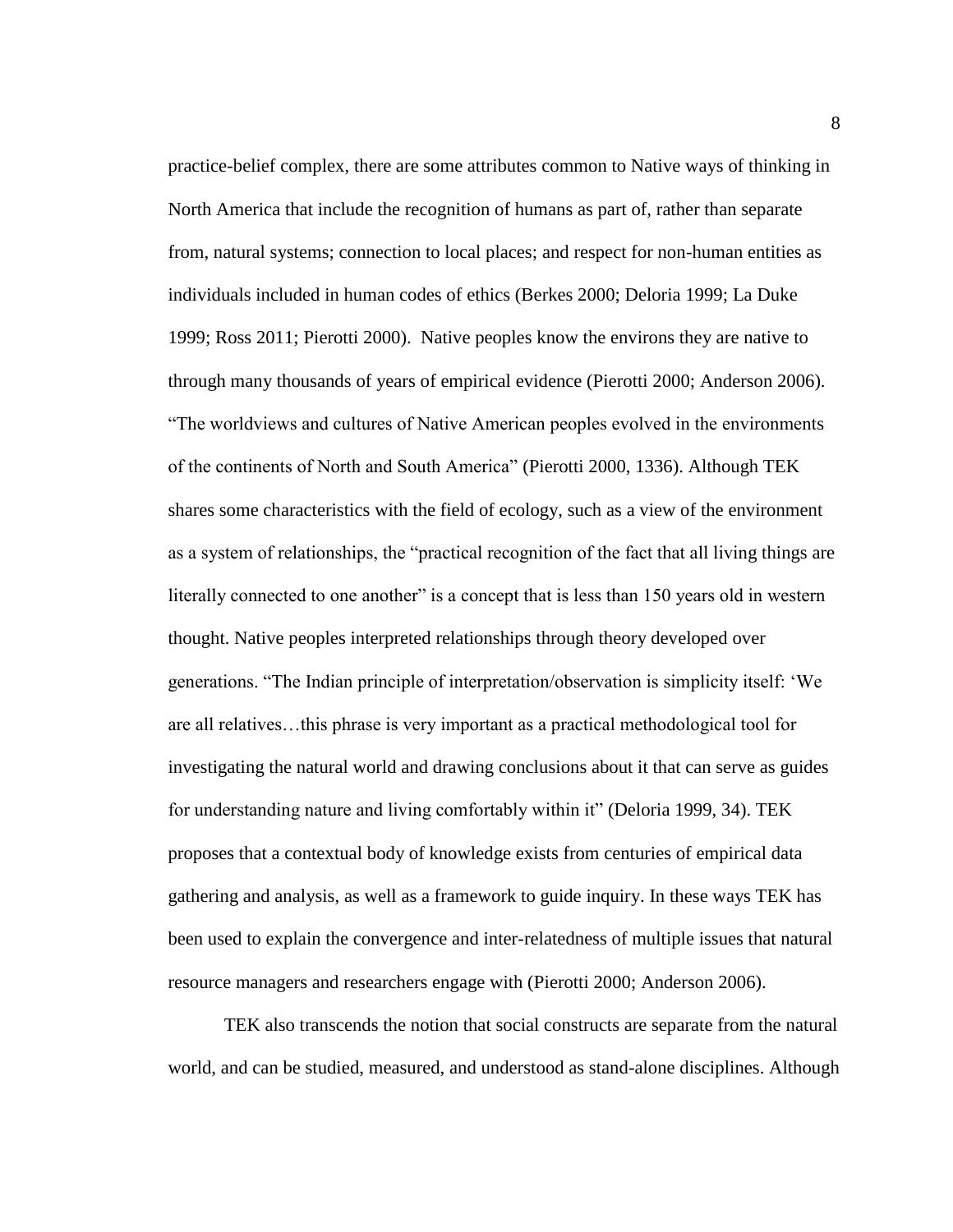practice-belief complex, there are some attributes common to Native ways of thinking in North America that include the recognition of humans as part of, rather than separate from, natural systems; connection to local places; and respect for non-human entities as individuals included in human codes of ethics (Berkes 2000; Deloria 1999; La Duke 1999; Ross 2011; Pierotti 2000). Native peoples know the environs they are native to through many thousands of years of empirical evidence (Pierotti 2000; Anderson 2006). "The worldviews and cultures of Native American peoples evolved in the environments of the continents of North and South America" (Pierotti 2000, 1336). Although TEK shares some characteristics with the field of ecology, such as a view of the environment as a system of relationships, the "practical recognition of the fact that all living things are literally connected to one another" is a concept that is less than 150 years old in western thought. Native peoples interpreted relationships through theory developed over generations. "The Indian principle of interpretation/observation is simplicity itself: 'We are all relatives…this phrase is very important as a practical methodological tool for investigating the natural world and drawing conclusions about it that can serve as guides for understanding nature and living comfortably within it" (Deloria 1999, 34). TEK proposes that a contextual body of knowledge exists from centuries of empirical data gathering and analysis, as well as a framework to guide inquiry. In these ways TEK has been used to explain the convergence and inter-relatedness of multiple issues that natural resource managers and researchers engage with (Pierotti 2000; Anderson 2006).

TEK also transcends the notion that social constructs are separate from the natural world, and can be studied, measured, and understood as stand-alone disciplines. Although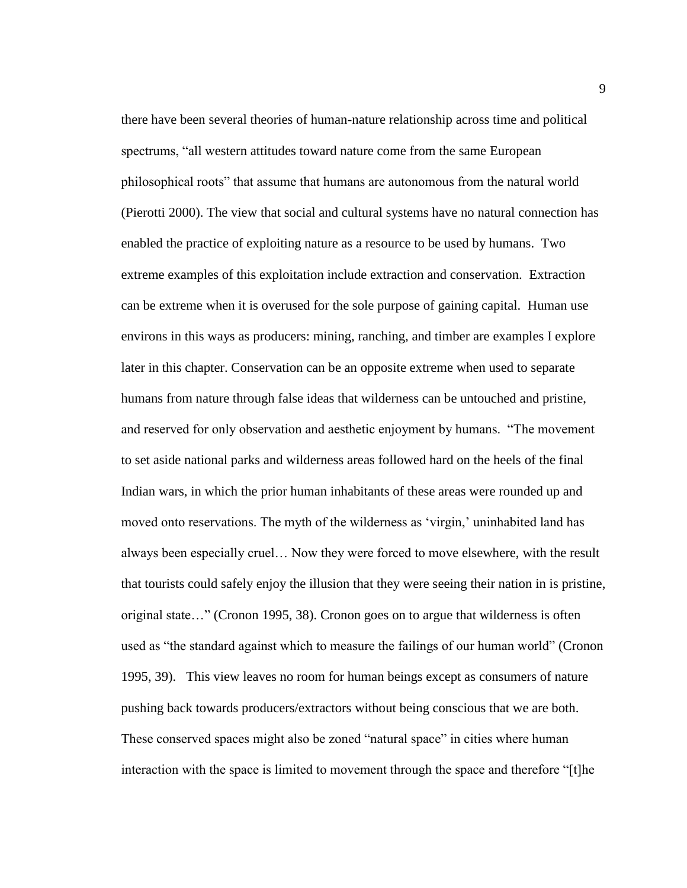there have been several theories of human-nature relationship across time and political spectrums, "all western attitudes toward nature come from the same European philosophical roots" that assume that humans are autonomous from the natural world (Pierotti 2000). The view that social and cultural systems have no natural connection has enabled the practice of exploiting nature as a resource to be used by humans. Two extreme examples of this exploitation include extraction and conservation. Extraction can be extreme when it is overused for the sole purpose of gaining capital. Human use environs in this ways as producers: mining, ranching, and timber are examples I explore later in this chapter. Conservation can be an opposite extreme when used to separate humans from nature through false ideas that wilderness can be untouched and pristine, and reserved for only observation and aesthetic enjoyment by humans. "The movement to set aside national parks and wilderness areas followed hard on the heels of the final Indian wars, in which the prior human inhabitants of these areas were rounded up and moved onto reservations. The myth of the wilderness as 'virgin,' uninhabited land has always been especially cruel… Now they were forced to move elsewhere, with the result that tourists could safely enjoy the illusion that they were seeing their nation in is pristine, original state…" (Cronon 1995, 38). Cronon goes on to argue that wilderness is often used as "the standard against which to measure the failings of our human world" (Cronon 1995, 39). This view leaves no room for human beings except as consumers of nature pushing back towards producers/extractors without being conscious that we are both. These conserved spaces might also be zoned "natural space" in cities where human interaction with the space is limited to movement through the space and therefore "[t]he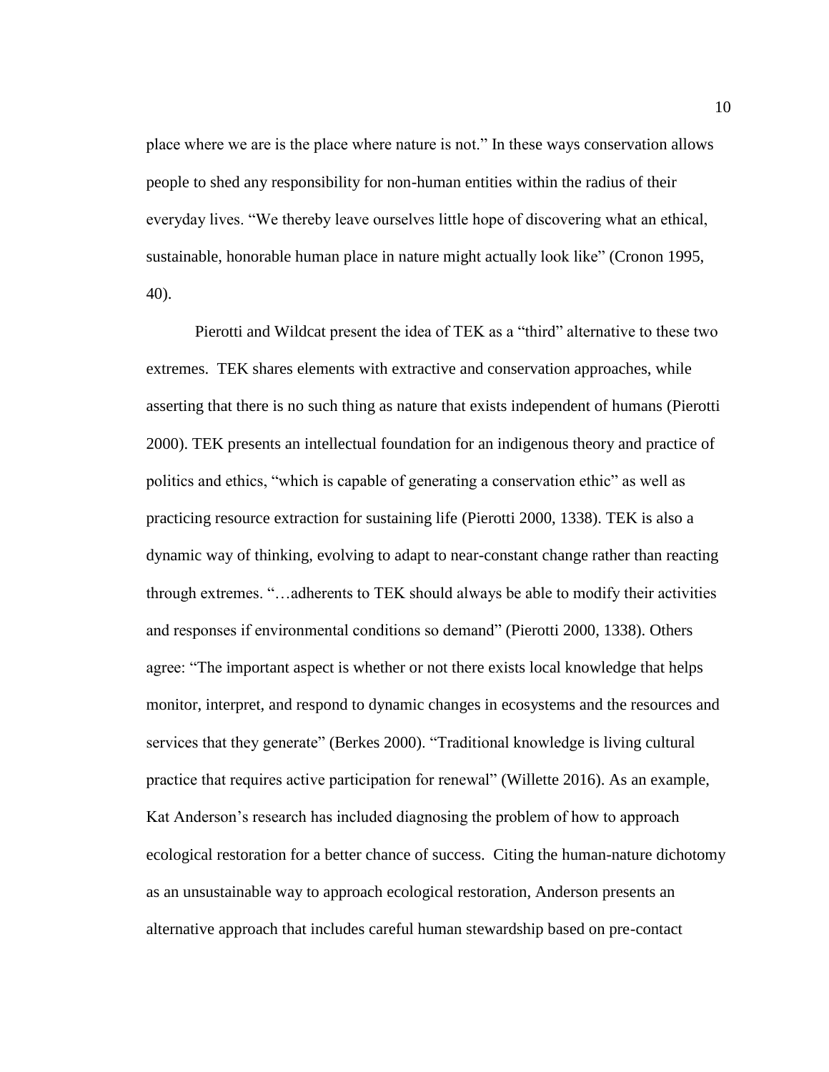place where we are is the place where nature is not." In these ways conservation allows people to shed any responsibility for non-human entities within the radius of their everyday lives. "We thereby leave ourselves little hope of discovering what an ethical, sustainable, honorable human place in nature might actually look like" (Cronon 1995, 40).

Pierotti and Wildcat present the idea of TEK as a "third" alternative to these two extremes. TEK shares elements with extractive and conservation approaches, while asserting that there is no such thing as nature that exists independent of humans (Pierotti 2000). TEK presents an intellectual foundation for an indigenous theory and practice of politics and ethics, "which is capable of generating a conservation ethic" as well as practicing resource extraction for sustaining life (Pierotti 2000, 1338). TEK is also a dynamic way of thinking, evolving to adapt to near-constant change rather than reacting through extremes. "…adherents to TEK should always be able to modify their activities and responses if environmental conditions so demand" (Pierotti 2000, 1338). Others agree: "The important aspect is whether or not there exists local knowledge that helps monitor, interpret, and respond to dynamic changes in ecosystems and the resources and services that they generate" (Berkes 2000). "Traditional knowledge is living cultural practice that requires active participation for renewal" (Willette 2016). As an example, Kat Anderson's research has included diagnosing the problem of how to approach ecological restoration for a better chance of success. Citing the human-nature dichotomy as an unsustainable way to approach ecological restoration, Anderson presents an alternative approach that includes careful human stewardship based on pre-contact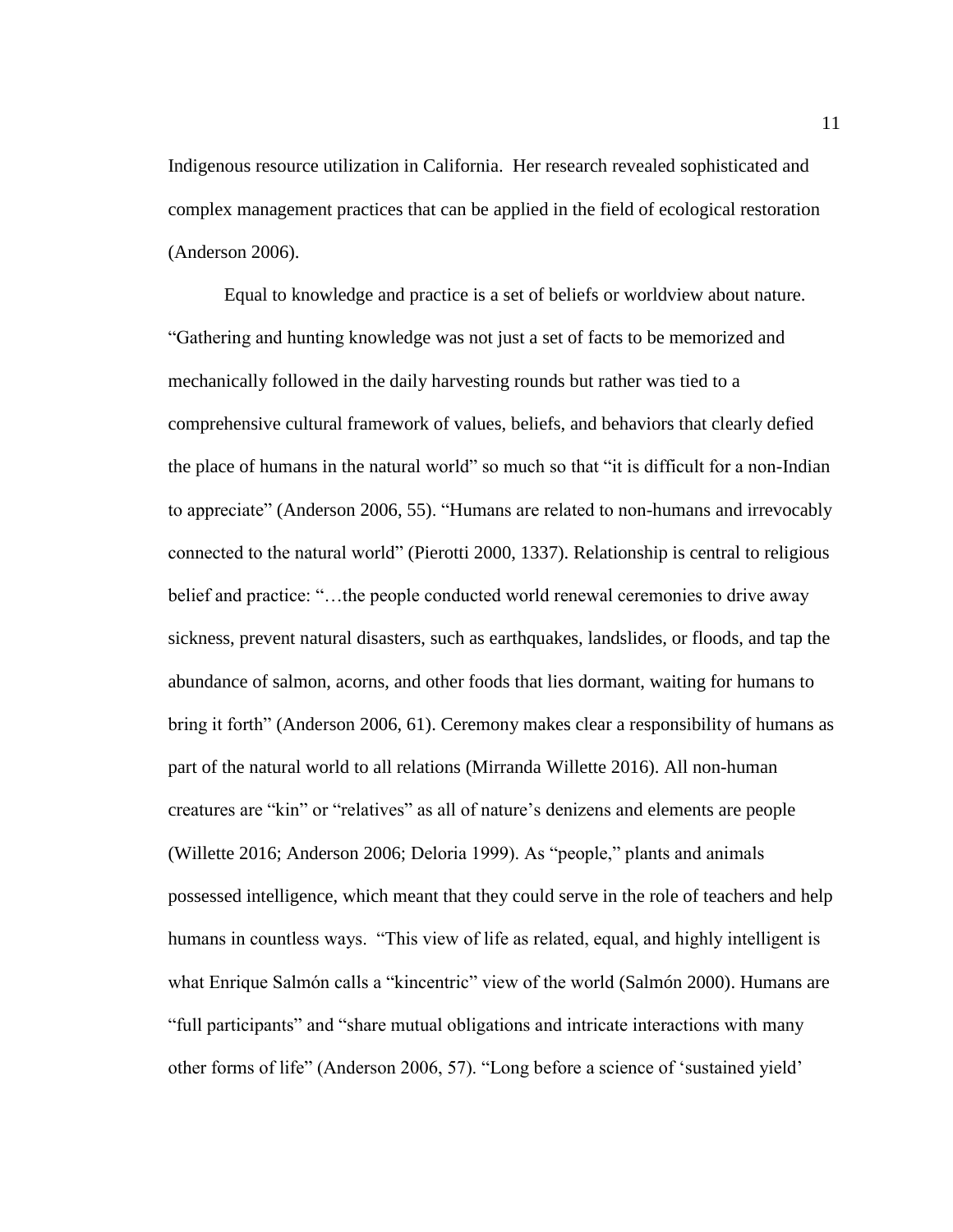Indigenous resource utilization in California. Her research revealed sophisticated and complex management practices that can be applied in the field of ecological restoration (Anderson 2006).

Equal to knowledge and practice is a set of beliefs or worldview about nature. "Gathering and hunting knowledge was not just a set of facts to be memorized and mechanically followed in the daily harvesting rounds but rather was tied to a comprehensive cultural framework of values, beliefs, and behaviors that clearly defied the place of humans in the natural world" so much so that "it is difficult for a non-Indian to appreciate" (Anderson 2006, 55). "Humans are related to non-humans and irrevocably connected to the natural world" (Pierotti 2000, 1337). Relationship is central to religious belief and practice: "…the people conducted world renewal ceremonies to drive away sickness, prevent natural disasters, such as earthquakes, landslides, or floods, and tap the abundance of salmon, acorns, and other foods that lies dormant, waiting for humans to bring it forth" (Anderson 2006, 61). Ceremony makes clear a responsibility of humans as part of the natural world to all relations (Mirranda Willette 2016). All non-human creatures are "kin" or "relatives" as all of nature's denizens and elements are people (Willette 2016; Anderson 2006; Deloria 1999). As "people," plants and animals possessed intelligence, which meant that they could serve in the role of teachers and help humans in countless ways. "This view of life as related, equal, and highly intelligent is what Enrique Salmón calls a "kincentric" view of the world (Salmón 2000). Humans are "full participants" and "share mutual obligations and intricate interactions with many other forms of life" (Anderson 2006, 57). "Long before a science of 'sustained yield'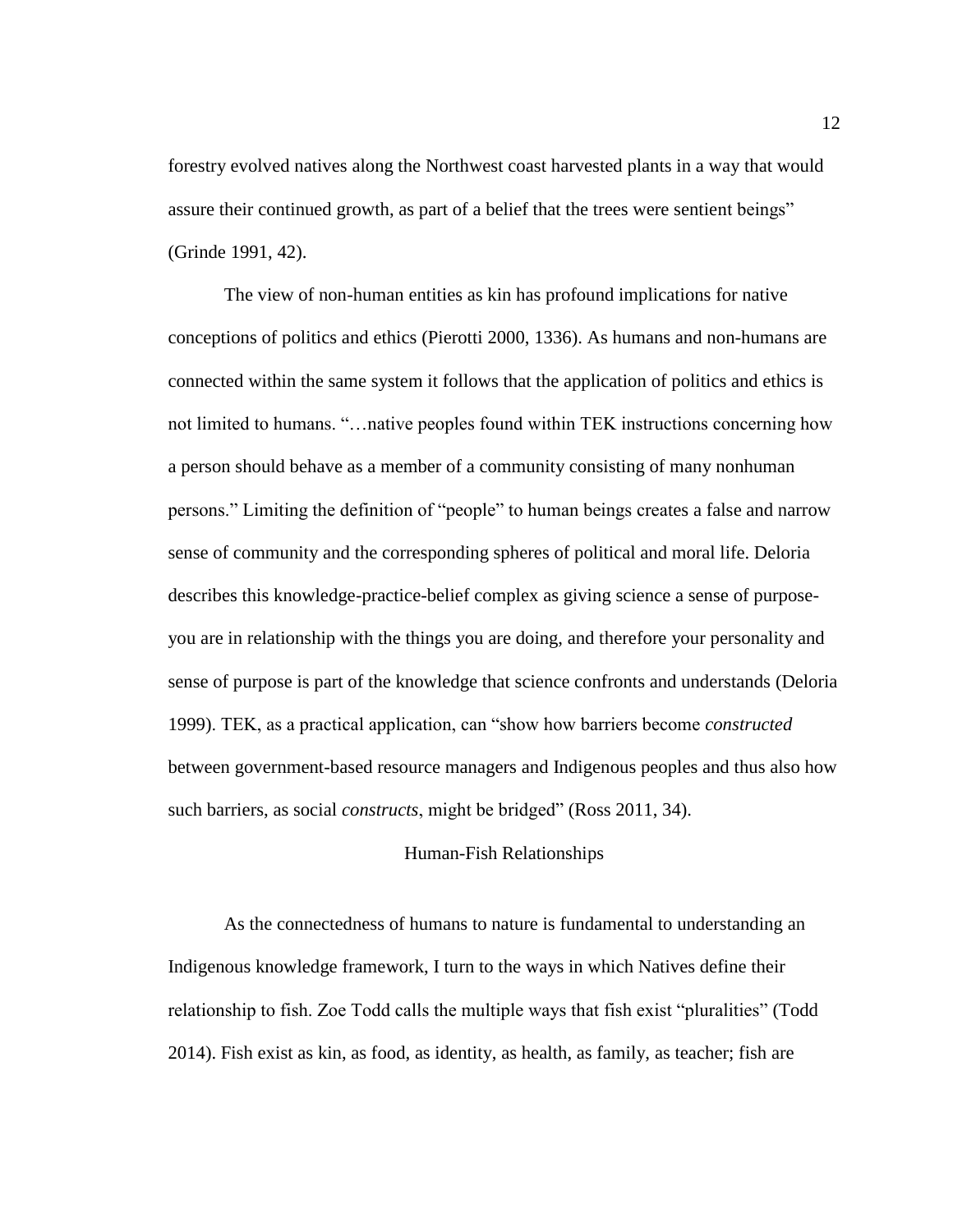forestry evolved natives along the Northwest coast harvested plants in a way that would assure their continued growth, as part of a belief that the trees were sentient beings" (Grinde 1991, 42).

The view of non-human entities as kin has profound implications for native conceptions of politics and ethics (Pierotti 2000, 1336). As humans and non-humans are connected within the same system it follows that the application of politics and ethics is not limited to humans. "…native peoples found within TEK instructions concerning how a person should behave as a member of a community consisting of many nonhuman persons." Limiting the definition of "people" to human beings creates a false and narrow sense of community and the corresponding spheres of political and moral life. Deloria describes this knowledge-practice-belief complex as giving science a sense of purpose-you are in relationship with the things you are doing, and therefore your personality and sense of purpose is part of the knowledge that science confronts and understands (Deloria 1999). TEK, as a practical application, can "show how barriers become *constructed* between government-based resource managers and Indigenous peoples and thus also how such barriers, as social *constructs*, might be bridged" (Ross 2011, 34).

## Human-Fish Relationships

As the connectedness of humans to nature is fundamental to understanding an Indigenous knowledge framework, I turn to the ways in which Natives define their relationship to fish. Zoe Todd calls the multiple ways that fish exist "pluralities" (Todd 2014). Fish exist as kin, as food, as identity, as health, as family, as teacher; fish are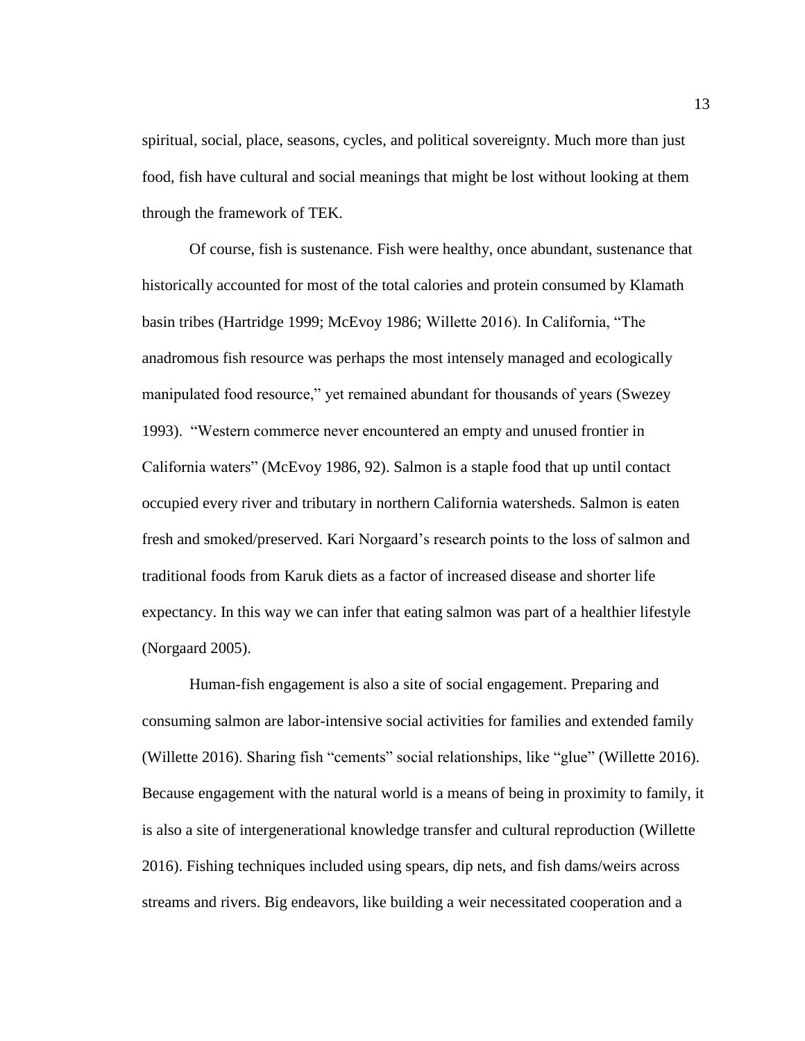spiritual, social, place, seasons, cycles, and political sovereignty. Much more than just food, fish have cultural and social meanings that might be lost without looking at them through the framework of TEK.

Of course, fish is sustenance. Fish were healthy, once abundant, sustenance that historically accounted for most of the total calories and protein consumed by Klamath basin tribes (Hartridge 1999; McEvoy 1986; Willette 2016). In California, "The anadromous fish resource was perhaps the most intensely managed and ecologically manipulated food resource," yet remained abundant for thousands of years (Swezey 1993). "Western commerce never encountered an empty and unused frontier in California waters" (McEvoy 1986, 92). Salmon is a staple food that up until contact occupied every river and tributary in northern California watersheds. Salmon is eaten fresh and smoked/preserved. Kari Norgaard's research points to the loss of salmon and traditional foods from Karuk diets as a factor of increased disease and shorter life expectancy. In this way we can infer that eating salmon was part of a healthier lifestyle (Norgaard 2005).

Human-fish engagement is also a site of social engagement. Preparing and consuming salmon are labor-intensive social activities for families and extended family (Willette 2016). Sharing fish "cements" social relationships, like "glue" (Willette 2016). Because engagement with the natural world is a means of being in proximity to family, it is also a site of intergenerational knowledge transfer and cultural reproduction (Willette 2016). Fishing techniques included using spears, dip nets, and fish dams/weirs across streams and rivers. Big endeavors, like building a weir necessitated cooperation and a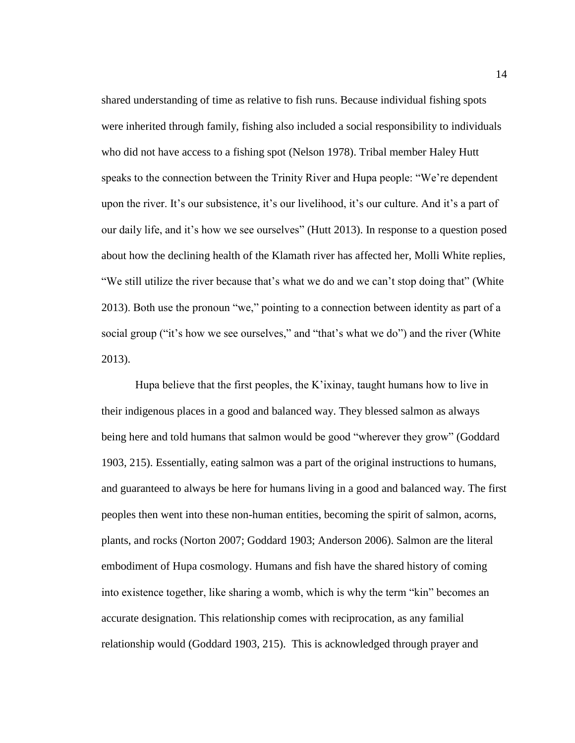shared understanding of time as relative to fish runs. Because individual fishing spots were inherited through family, fishing also included a social responsibility to individuals who did not have access to a fishing spot (Nelson 1978). Tribal member Haley Hutt speaks to the connection between the Trinity River and Hupa people: "We're dependent upon the river. It's our subsistence, it's our livelihood, it's our culture. And it's a part of our daily life, and it's how we see ourselves" (Hutt 2013). In response to a question posed about how the declining health of the Klamath river has affected her, Molli White replies, "We still utilize the river because that's what we do and we can't stop doing that" (White 2013). Both use the pronoun "we," pointing to a connection between identity as part of a social group ("it's how we see ourselves," and "that's what we do") and the river (White 2013).

Hupa believe that the first peoples, the K'ixinay, taught humans how to live in their indigenous places in a good and balanced way. They blessed salmon as always being here and told humans that salmon would be good "wherever they grow" (Goddard 1903, 215). Essentially, eating salmon was a part of the original instructions to humans, and guaranteed to always be here for humans living in a good and balanced way. The first peoples then went into these non-human entities, becoming the spirit of salmon, acorns, plants, and rocks (Norton 2007; Goddard 1903; Anderson 2006). Salmon are the literal embodiment of Hupa cosmology. Humans and fish have the shared history of coming into existence together, like sharing a womb, which is why the term "kin" becomes an accurate designation. This relationship comes with reciprocation, as any familial relationship would (Goddard 1903, 215). This is acknowledged through prayer and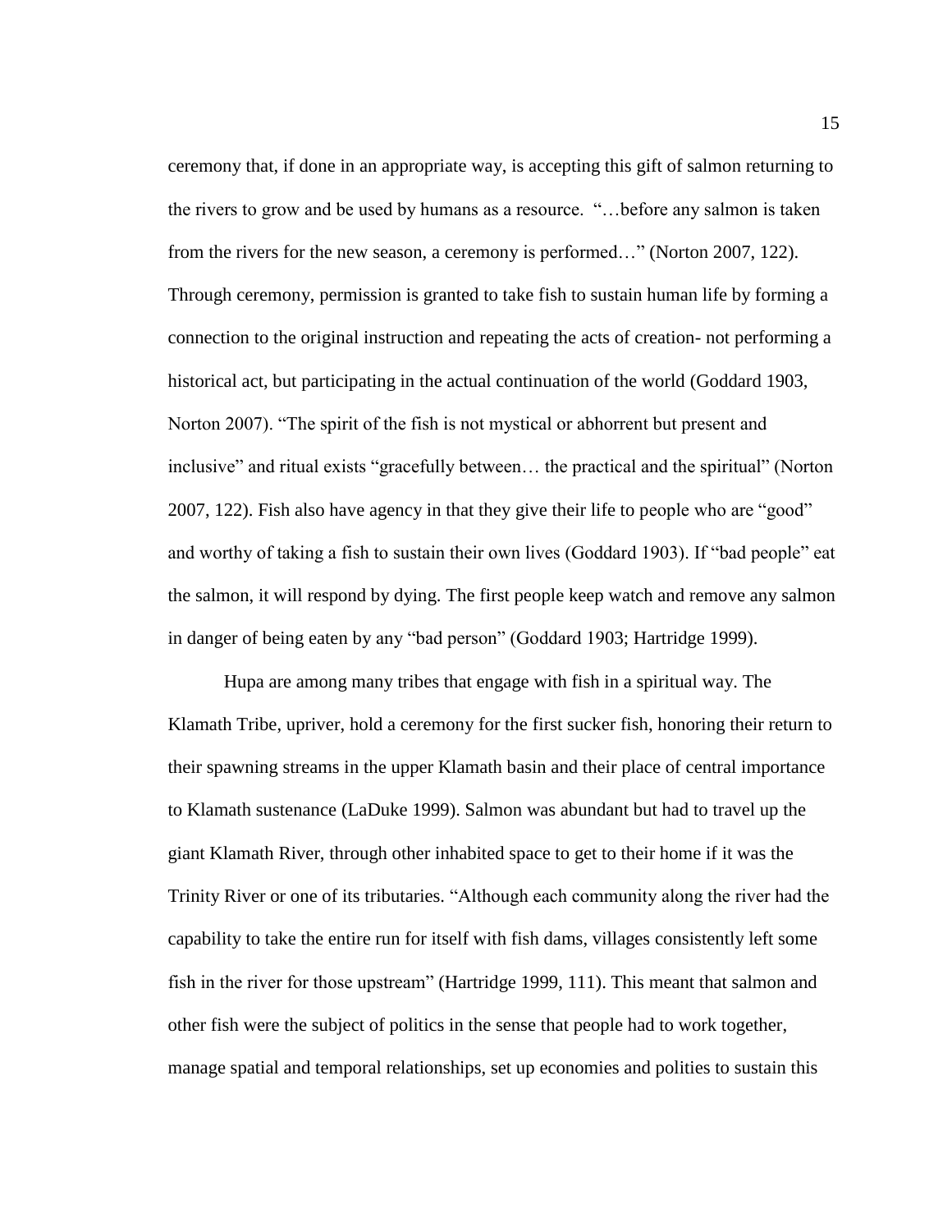ceremony that, if done in an appropriate way, is accepting this gift of salmon returning to the rivers to grow and be used by humans as a resource. "…before any salmon is taken from the rivers for the new season, a ceremony is performed…" (Norton 2007, 122). Through ceremony, permission is granted to take fish to sustain human life by forming a connection to the original instruction and repeating the acts of creation- not performing a historical act, but participating in the actual continuation of the world (Goddard 1903, Norton 2007). "The spirit of the fish is not mystical or abhorrent but present and inclusive" and ritual exists "gracefully between… the practical and the spiritual" (Norton 2007, 122). Fish also have agency in that they give their life to people who are "good" and worthy of taking a fish to sustain their own lives (Goddard 1903). If "bad people" eat the salmon, it will respond by dying. The first people keep watch and remove any salmon in danger of being eaten by any "bad person" (Goddard 1903; Hartridge 1999).

Hupa are among many tribes that engage with fish in a spiritual way. The Klamath Tribe, upriver, hold a ceremony for the first sucker fish, honoring their return to their spawning streams in the upper Klamath basin and their place of central importance to Klamath sustenance (LaDuke 1999). Salmon was abundant but had to travel up the giant Klamath River, through other inhabited space to get to their home if it was the Trinity River or one of its tributaries. "Although each community along the river had the capability to take the entire run for itself with fish dams, villages consistently left some fish in the river for those upstream" (Hartridge 1999, 111). This meant that salmon and other fish were the subject of politics in the sense that people had to work together, manage spatial and temporal relationships, set up economies and polities to sustain this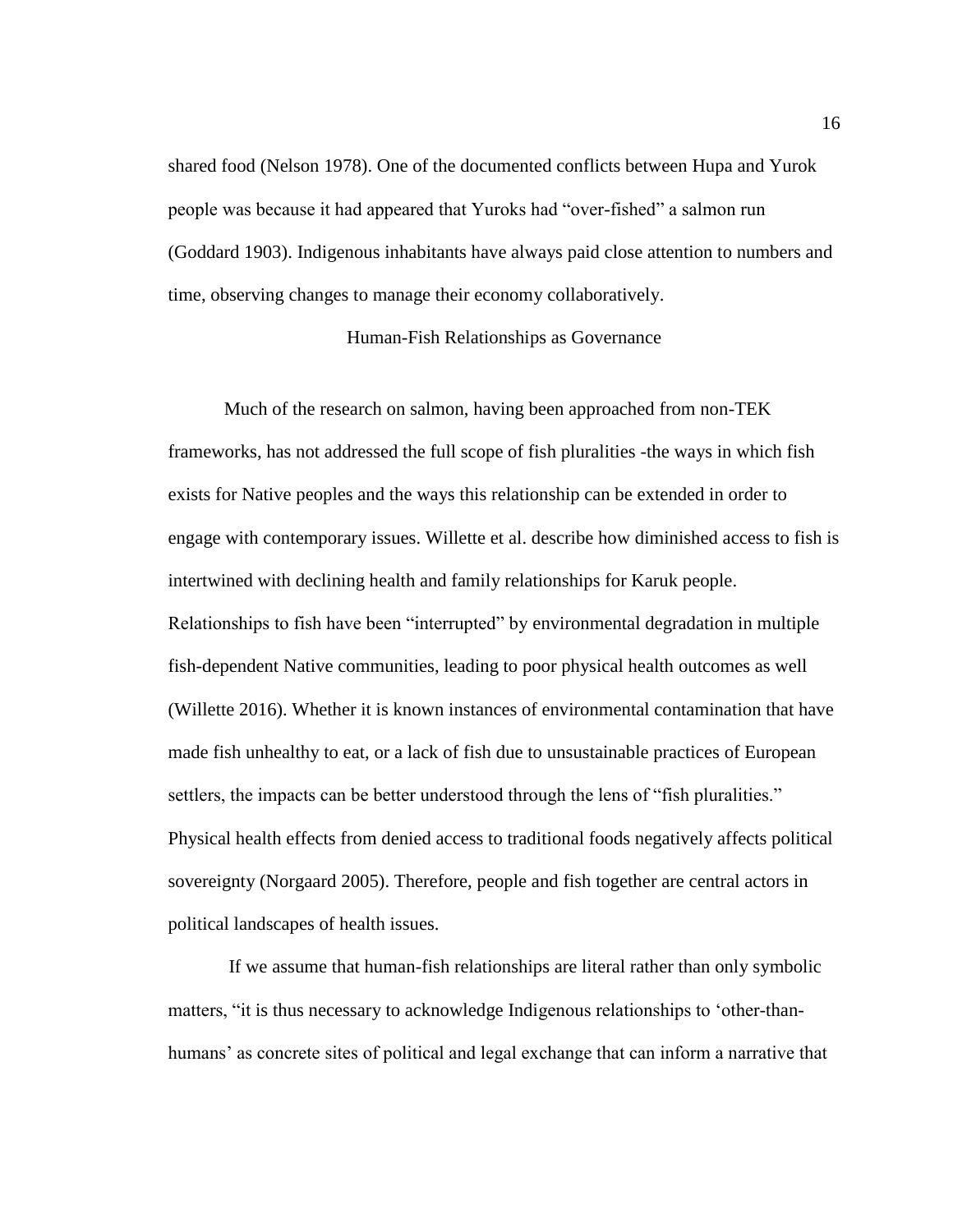shared food (Nelson 1978). One of the documented conflicts between Hupa and Yurok people was because it had appeared that Yuroks had "over-fished" a salmon run (Goddard 1903). Indigenous inhabitants have always paid close attention to numbers and time, observing changes to manage their economy collaboratively.

## Human-Fish Relationships as Governance

Much of the research on salmon, having been approached from non-TEK frameworks, has not addressed the full scope of fish pluralities -the ways in which fish exists for Native peoples and the ways this relationship can be extended in order to engage with contemporary issues. Willette et al. describe how diminished access to fish is intertwined with declining health and family relationships for Karuk people. Relationships to fish have been "interrupted" by environmental degradation in multiple fish-dependent Native communities, leading to poor physical health outcomes as well (Willette 2016). Whether it is known instances of environmental contamination that have made fish unhealthy to eat, or a lack of fish due to unsustainable practices of European settlers, the impacts can be better understood through the lens of "fish pluralities." Physical health effects from denied access to traditional foods negatively affects political sovereignty (Norgaard 2005). Therefore, people and fish together are central actors in political landscapes of health issues.

If we assume that human-fish relationships are literal rather than only symbolic matters, "it is thus necessary to acknowledge Indigenous relationships to 'other-than-humans' as concrete sites of political and legal exchange that can inform a narrative that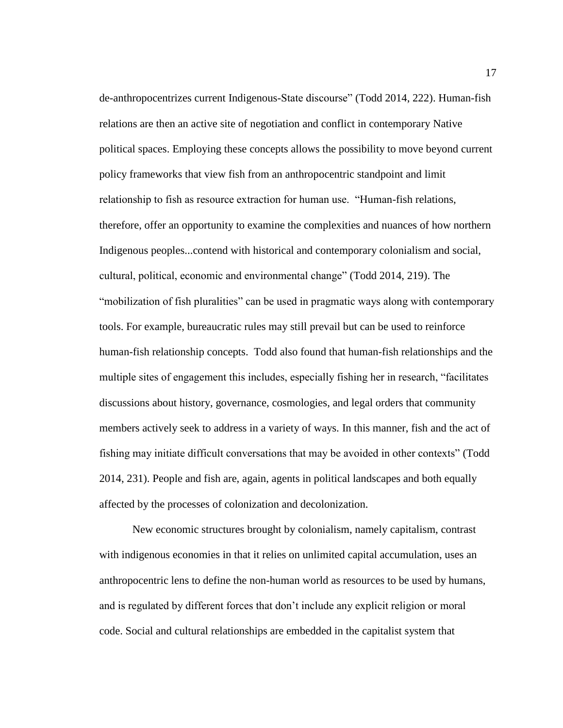de-anthropocentrizes current Indigenous-State discourse" (Todd 2014, 222). Human-fish relations are then an active site of negotiation and conflict in contemporary Native political spaces. Employing these concepts allows the possibility to move beyond current policy frameworks that view fish from an anthropocentric standpoint and limit relationship to fish as resource extraction for human use. "Human-fish relations, therefore, offer an opportunity to examine the complexities and nuances of how northern Indigenous peoples...contend with historical and contemporary colonialism and social, cultural, political, economic and environmental change" (Todd 2014, 219). The "mobilization of fish pluralities" can be used in pragmatic ways along with contemporary tools. For example, bureaucratic rules may still prevail but can be used to reinforce human-fish relationship concepts. Todd also found that human-fish relationships and the multiple sites of engagement this includes, especially fishing her in research, "facilitates discussions about history, governance, cosmologies, and legal orders that community members actively seek to address in a variety of ways. In this manner, fish and the act of fishing may initiate difficult conversations that may be avoided in other contexts" (Todd 2014, 231). People and fish are, again, agents in political landscapes and both equally affected by the processes of colonization and decolonization.

New economic structures brought by colonialism, namely capitalism, contrast with indigenous economies in that it relies on unlimited capital accumulation, uses an anthropocentric lens to define the non-human world as resources to be used by humans, and is regulated by different forces that don't include any explicit religion or moral code. Social and cultural relationships are embedded in the capitalist system that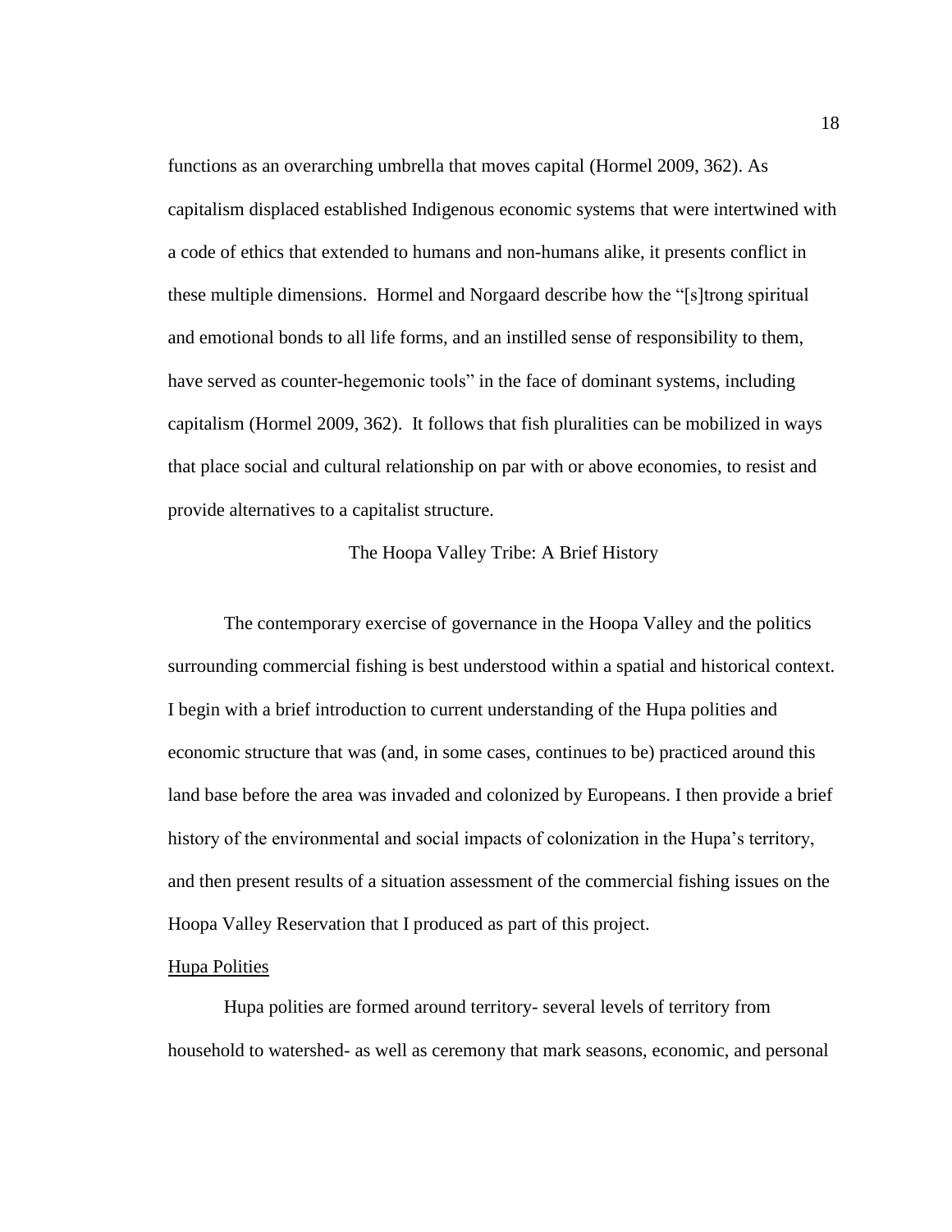functions as an overarching umbrella that moves capital (Hormel 2009, 362). As capitalism displaced established Indigenous economic systems that were intertwined with a code of ethics that extended to humans and non-humans alike, it presents conflict in these multiple dimensions. Hormel and Norgaard describe how the "[s]trong spiritual and emotional bonds to all life forms, and an instilled sense of responsibility to them, have served as counter-hegemonic tools" in the face of dominant systems, including capitalism (Hormel 2009, 362). It follows that fish pluralities can be mobilized in ways that place social and cultural relationship on par with or above economies, to resist and provide alternatives to a capitalist structure.

## The Hoopa Valley Tribe: A Brief History

The contemporary exercise of governance in the Hoopa Valley and the politics surrounding commercial fishing is best understood within a spatial and historical context. I begin with a brief introduction to current understanding of the Hupa polities and economic structure that was (and, in some cases, continues to be) practiced around this land base before the area was invaded and colonized by Europeans. I then provide a brief history of the environmental and social impacts of colonization in the Hupa's territory, and then present results of a situation assessment of the commercial fishing issues on the Hoopa Valley Reservation that I produced as part of this project.

### Hupa Polities

Hupa polities are formed around territory- several levels of territory from household to watershed- as well as ceremony that mark seasons, economic, and personal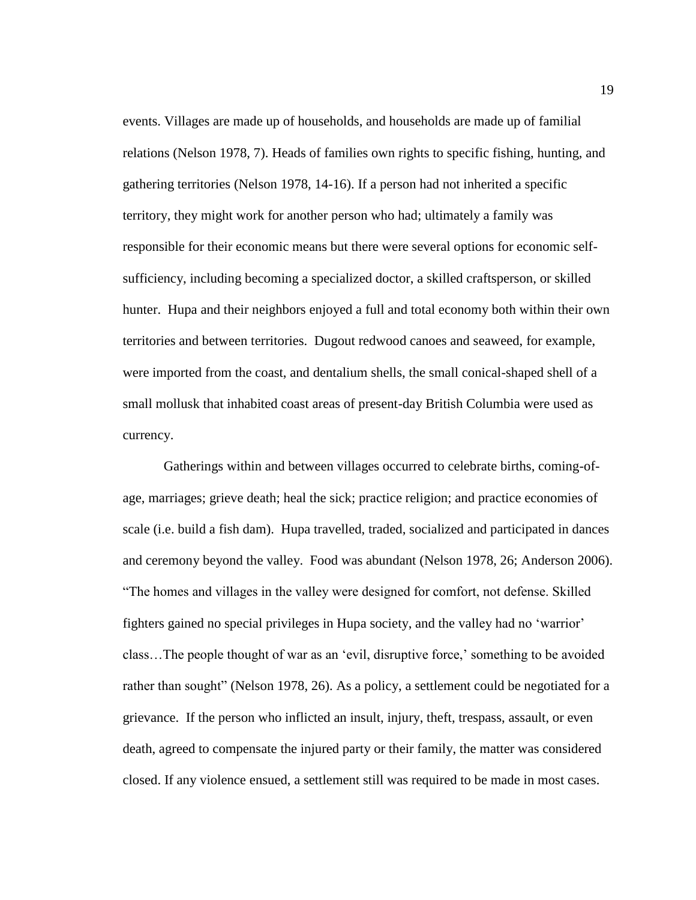events. Villages are made up of households, and households are made up of familial relations (Nelson 1978, 7). Heads of families own rights to specific fishing, hunting, and gathering territories (Nelson 1978, 14-16). If a person had not inherited a specific territory, they might work for another person who had; ultimately a family was responsible for their economic means but there were several options for economic self-sufficiency, including becoming a specialized doctor, a skilled craftsperson, or skilled hunter. Hupa and their neighbors enjoyed a full and total economy both within their own territories and between territories. Dugout redwood canoes and seaweed, for example, were imported from the coast, and dentalium shells, the small conical-shaped shell of a small mollusk that inhabited coast areas of present-day British Columbia were used as currency.

Gatherings within and between villages occurred to celebrate births, coming-of-age, marriages; grieve death; heal the sick; practice religion; and practice economies of scale (i.e. build a fish dam). Hupa travelled, traded, socialized and participated in dances and ceremony beyond the valley. Food was abundant (Nelson 1978, 26; Anderson 2006). "The homes and villages in the valley were designed for comfort, not defense. Skilled fighters gained no special privileges in Hupa society, and the valley had no 'warrior' class…The people thought of war as an 'evil, disruptive force,' something to be avoided rather than sought" (Nelson 1978, 26). As a policy, a settlement could be negotiated for a grievance. If the person who inflicted an insult, injury, theft, trespass, assault, or even death, agreed to compensate the injured party or their family, the matter was considered closed. If any violence ensued, a settlement still was required to be made in most cases.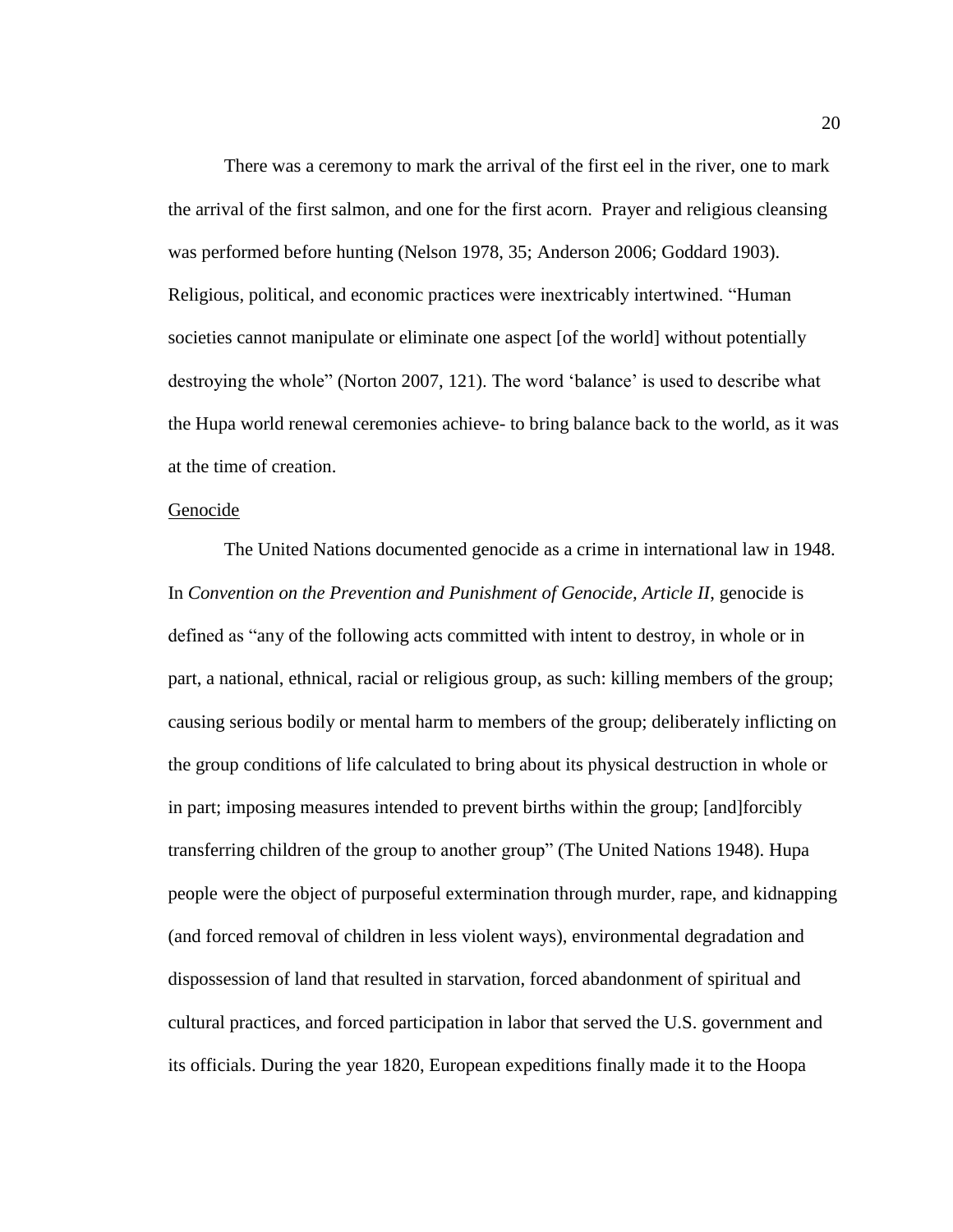There was a ceremony to mark the arrival of the first eel in the river, one to mark the arrival of the first salmon, and one for the first acorn. Prayer and religious cleansing was performed before hunting (Nelson 1978, 35; Anderson 2006; Goddard 1903). Religious, political, and economic practices were inextricably intertwined. “Human societies cannot manipulate or eliminate one aspect [of the world] without potentially destroying the whole” (Norton 2007, 121). The word ‘balance’ is used to describe what the Hupa world renewal ceremonies achieve- to bring balance back to the world, as it was at the time of creation.

Genocide

The United Nations documented genocide as a crime in international law in 1948. In *Convention on the Prevention and Punishment of Genocide, Article II*, genocide is defined as “any of the following acts committed with intent to destroy, in whole or in part, a national, ethnical, racial or religious group, as such: killing members of the group; causing serious bodily or mental harm to members of the group; deliberately inflicting on the group conditions of life calculated to bring about its physical destruction in whole or in part; imposing measures intended to prevent births within the group; [and]forcibly transferring children of the group to another group” (The United Nations 1948). Hupa people were the object of purposeful extermination through murder, rape, and kidnapping (and forced removal of children in less violent ways), environmental degradation and dispossession of land that resulted in starvation, forced abandonment of spiritual and cultural practices, and forced participation in labor that served the U.S. government and its officials. During the year 1820, European expeditions finally made it to the Hoopa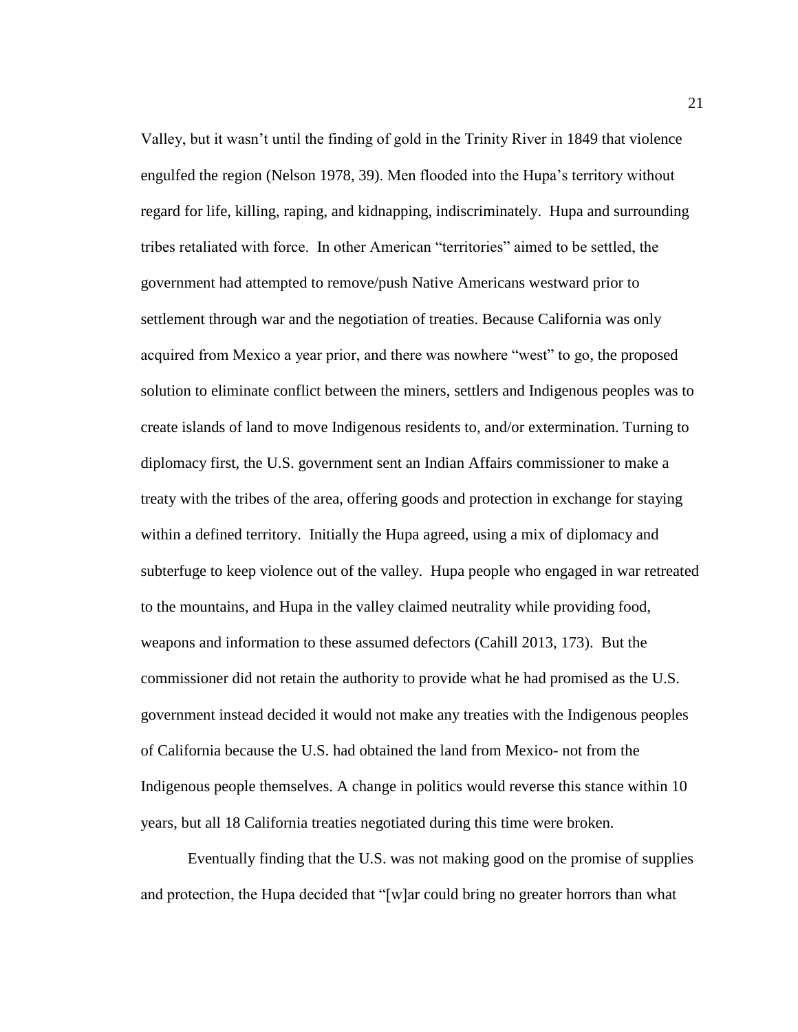Valley, but it wasn't until the finding of gold in the Trinity River in 1849 that violence engulfed the region (Nelson 1978, 39). Men flooded into the Hupa's territory without regard for life, killing, raping, and kidnapping, indiscriminately. Hupa and surrounding tribes retaliated with force. In other American "territories" aimed to be settled, the government had attempted to remove/push Native Americans westward prior to settlement through war and the negotiation of treaties. Because California was only acquired from Mexico a year prior, and there was nowhere "west" to go, the proposed solution to eliminate conflict between the miners, settlers and Indigenous peoples was to create islands of land to move Indigenous residents to, and/or extermination. Turning to diplomacy first, the U.S. government sent an Indian Affairs commissioner to make a treaty with the tribes of the area, offering goods and protection in exchange for staying within a defined territory. Initially the Hupa agreed, using a mix of diplomacy and subterfuge to keep violence out of the valley. Hupa people who engaged in war retreated to the mountains, and Hupa in the valley claimed neutrality while providing food, weapons and information to these assumed defectors (Cahill 2013, 173). But the commissioner did not retain the authority to provide what he had promised as the U.S. government instead decided it would not make any treaties with the Indigenous peoples of California because the U.S. had obtained the land from Mexico- not from the Indigenous people themselves. A change in politics would reverse this stance within 10 years, but all 18 California treaties negotiated during this time were broken.

Eventually finding that the U.S. was not making good on the promise of supplies and protection, the Hupa decided that "[w]ar could bring no greater horrors than what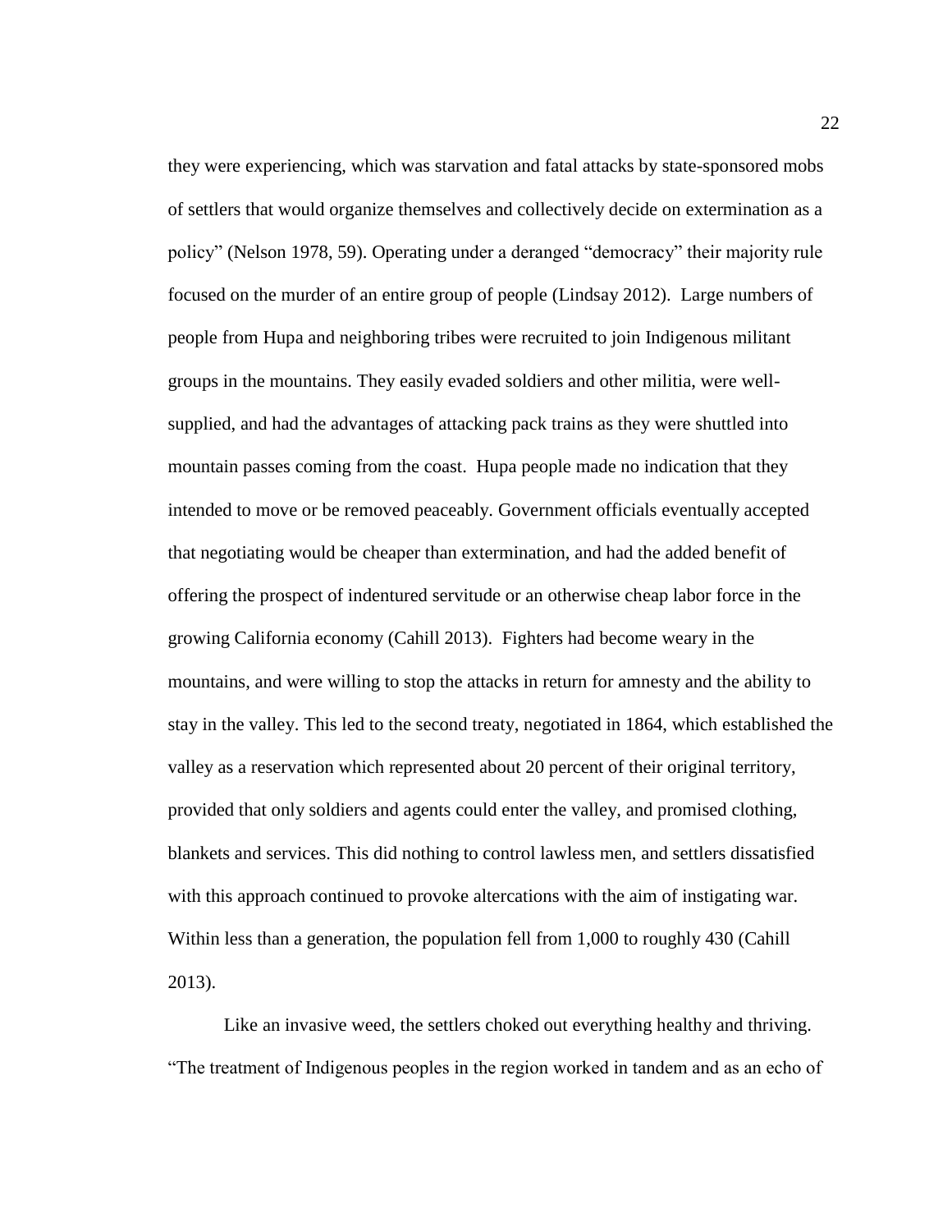they were experiencing, which was starvation and fatal attacks by state-sponsored mobs of settlers that would organize themselves and collectively decide on extermination as a policy" (Nelson 1978, 59). Operating under a deranged "democracy" their majority rule focused on the murder of an entire group of people (Lindsay 2012). Large numbers of people from Hupa and neighboring tribes were recruited to join Indigenous militant groups in the mountains. They easily evaded soldiers and other militia, were well-supplied, and had the advantages of attacking pack trains as they were shuttled into mountain passes coming from the coast. Hupa people made no indication that they intended to move or be removed peaceably. Government officials eventually accepted that negotiating would be cheaper than extermination, and had the added benefit of offering the prospect of indentured servitude or an otherwise cheap labor force in the growing California economy (Cahill 2013). Fighters had become weary in the mountains, and were willing to stop the attacks in return for amnesty and the ability to stay in the valley. This led to the second treaty, negotiated in 1864, which established the valley as a reservation which represented about 20 percent of their original territory, provided that only soldiers and agents could enter the valley, and promised clothing, blankets and services. This did nothing to control lawless men, and settlers dissatisfied with this approach continued to provoke altercations with the aim of instigating war. Within less than a generation, the population fell from 1,000 to roughly 430 (Cahill 2013).

Like an invasive weed, the settlers choked out everything healthy and thriving. "The treatment of Indigenous peoples in the region worked in tandem and as an echo of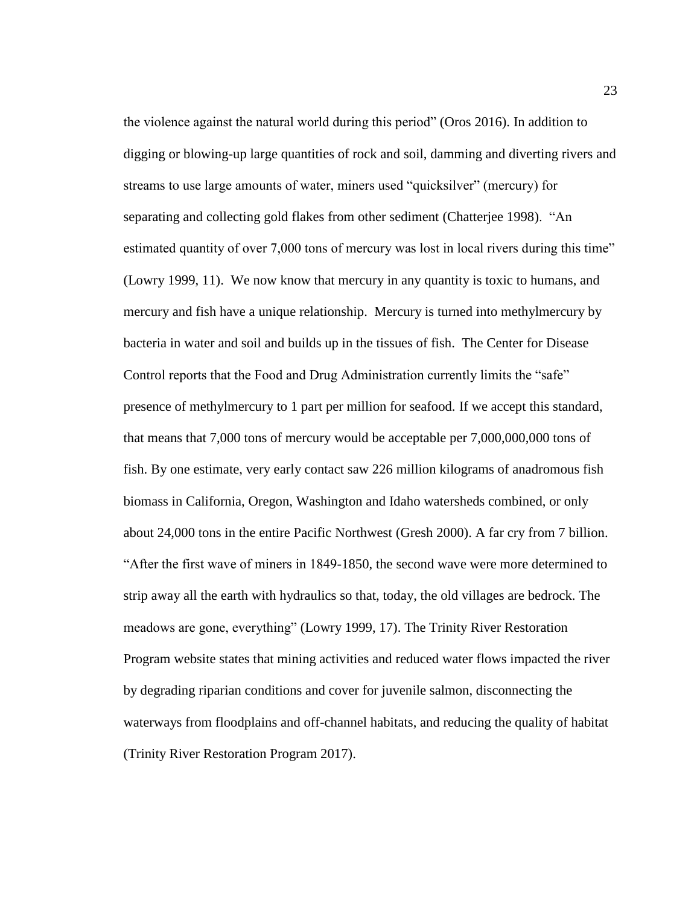the violence against the natural world during this period" (Oros 2016). In addition to digging or blowing-up large quantities of rock and soil, damming and diverting rivers and streams to use large amounts of water, miners used "quicksilver" (mercury) for separating and collecting gold flakes from other sediment (Chatterjee 1998). "An estimated quantity of over 7,000 tons of mercury was lost in local rivers during this time" (Lowry 1999, 11). We now know that mercury in any quantity is toxic to humans, and mercury and fish have a unique relationship. Mercury is turned into methylmercury by bacteria in water and soil and builds up in the tissues of fish. The Center for Disease Control reports that the Food and Drug Administration currently limits the "safe" presence of methylmercury to 1 part per million for seafood. If we accept this standard, that means that 7,000 tons of mercury would be acceptable per 7,000,000,000 tons of fish. By one estimate, very early contact saw 226 million kilograms of anadromous fish biomass in California, Oregon, Washington and Idaho watersheds combined, or only about 24,000 tons in the entire Pacific Northwest (Gresh 2000). A far cry from 7 billion. "After the first wave of miners in 1849-1850, the second wave were more determined to strip away all the earth with hydraulics so that, today, the old villages are bedrock. The meadows are gone, everything" (Lowry 1999, 17). The Trinity River Restoration Program website states that mining activities and reduced water flows impacted the river by degrading riparian conditions and cover for juvenile salmon, disconnecting the waterways from floodplains and off-channel habitats, and reducing the quality of habitat (Trinity River Restoration Program 2017).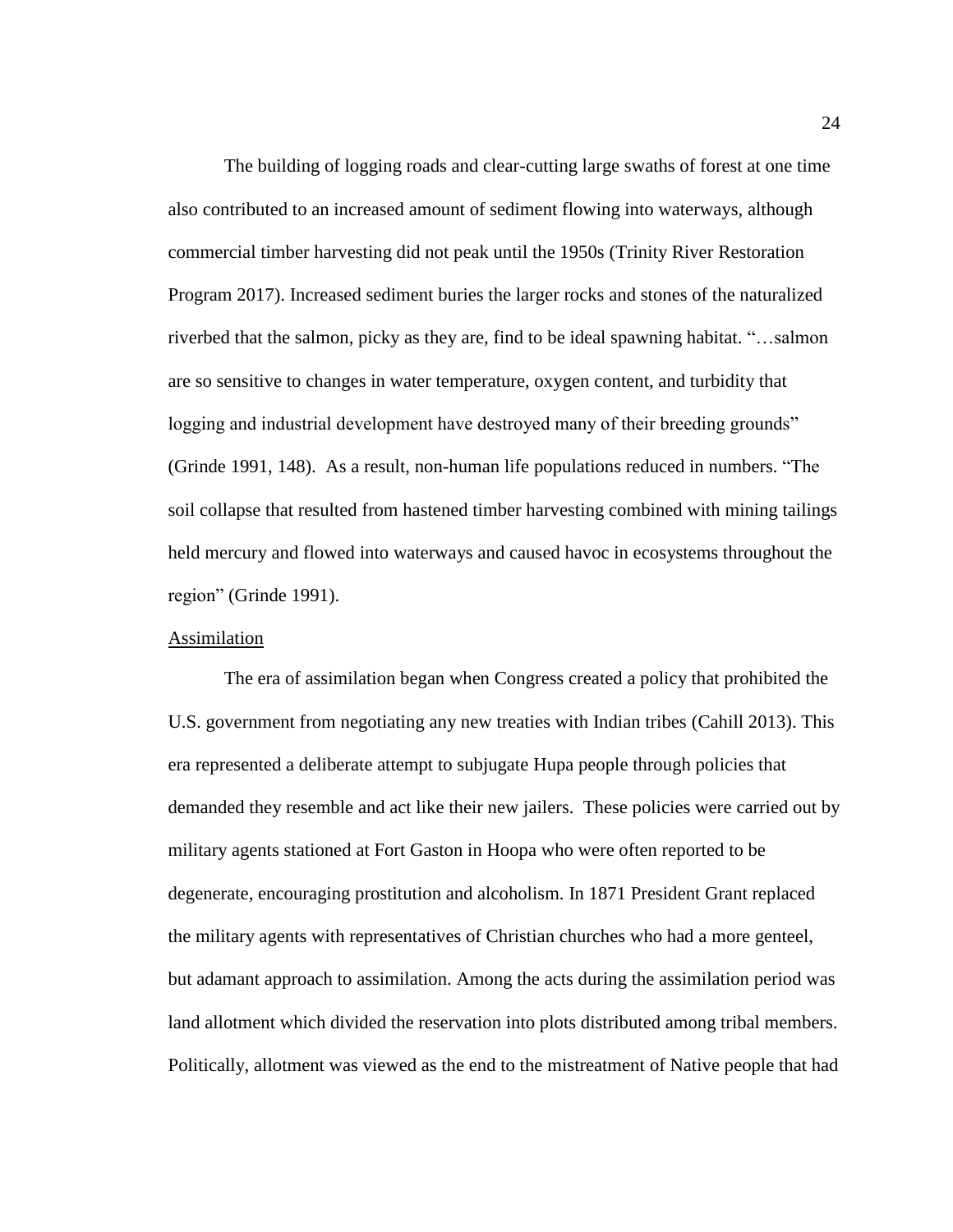The building of logging roads and clear-cutting large swaths of forest at one time also contributed to an increased amount of sediment flowing into waterways, although commercial timber harvesting did not peak until the 1950s (Trinity River Restoration Program 2017). Increased sediment buries the larger rocks and stones of the naturalized riverbed that the salmon, picky as they are, find to be ideal spawning habitat. "…salmon are so sensitive to changes in water temperature, oxygen content, and turbidity that logging and industrial development have destroyed many of their breeding grounds" (Grinde 1991, 148). As a result, non-human life populations reduced in numbers. "The soil collapse that resulted from hastened timber harvesting combined with mining tailings held mercury and flowed into waterways and caused havoc in ecosystems throughout the region" (Grinde 1991).

<u>Assimilation</u>

The era of assimilation began when Congress created a policy that prohibited the U.S. government from negotiating any new treaties with Indian tribes (Cahill 2013). This era represented a deliberate attempt to subjugate Hupa people through policies that demanded they resemble and act like their new jailers. These policies were carried out by military agents stationed at Fort Gaston in Hoopa who were often reported to be degenerate, encouraging prostitution and alcoholism. In 1871 President Grant replaced the military agents with representatives of Christian churches who had a more genteel, but adamant approach to assimilation. Among the acts during the assimilation period was land allotment which divided the reservation into plots distributed among tribal members. Politically, allotment was viewed as the end to the mistreatment of Native people that had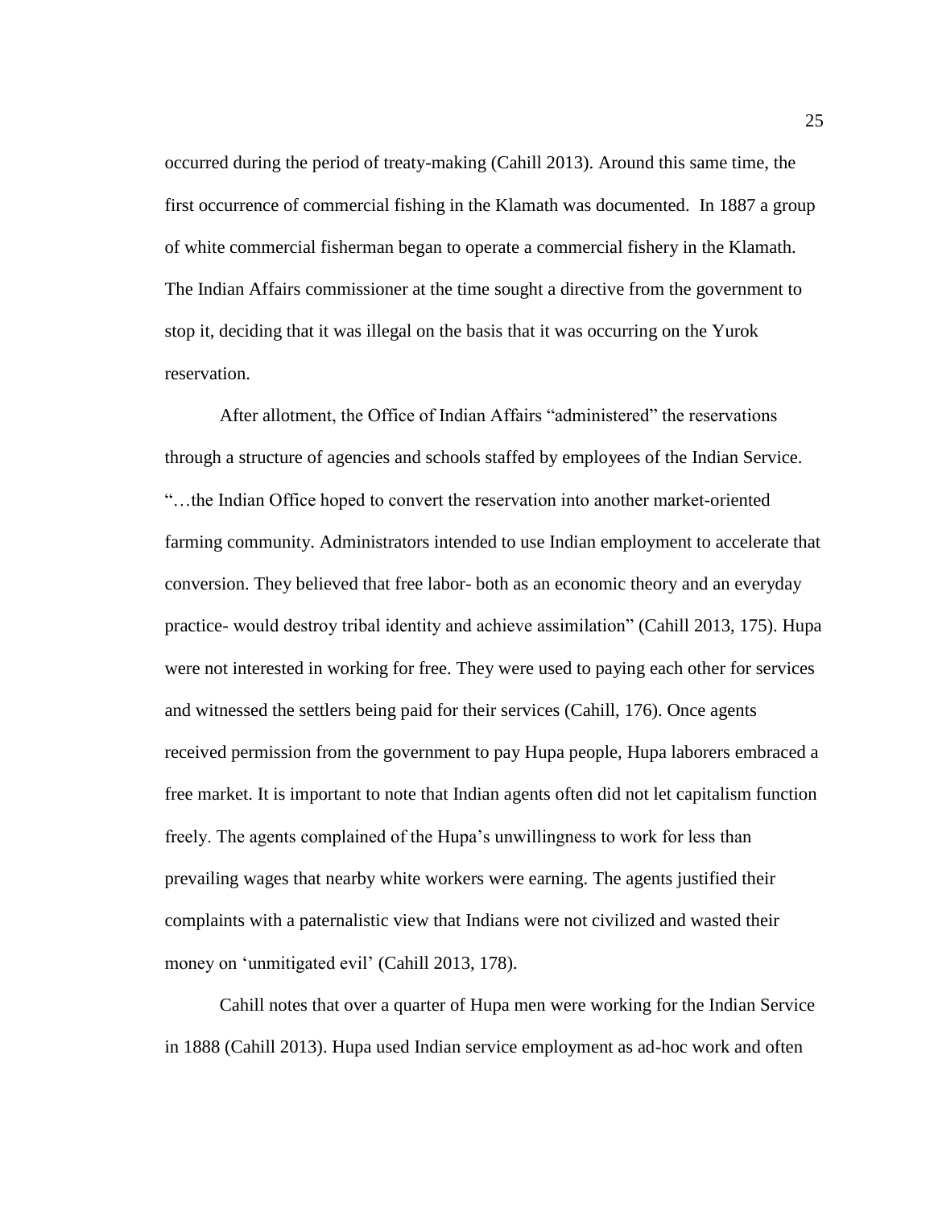occurred during the period of treaty-making (Cahill 2013). Around this same time, the first occurrence of commercial fishing in the Klamath was documented. In 1887 a group of white commercial fisherman began to operate a commercial fishery in the Klamath. The Indian Affairs commissioner at the time sought a directive from the government to stop it, deciding that it was illegal on the basis that it was occurring on the Yurok reservation.

After allotment, the Office of Indian Affairs "administered" the reservations through a structure of agencies and schools staffed by employees of the Indian Service. "…the Indian Office hoped to convert the reservation into another market-oriented farming community. Administrators intended to use Indian employment to accelerate that conversion. They believed that free labor- both as an economic theory and an everyday practice- would destroy tribal identity and achieve assimilation" (Cahill 2013, 175). Hupa were not interested in working for free. They were used to paying each other for services and witnessed the settlers being paid for their services (Cahill, 176). Once agents received permission from the government to pay Hupa people, Hupa laborers embraced a free market. It is important to note that Indian agents often did not let capitalism function freely. The agents complained of the Hupa's unwillingness to work for less than prevailing wages that nearby white workers were earning. The agents justified their complaints with a paternalistic view that Indians were not civilized and wasted their money on 'unmitigated evil' (Cahill 2013, 178).

Cahill notes that over a quarter of Hupa men were working for the Indian Service in 1888 (Cahill 2013). Hupa used Indian service employment as ad-hoc work and often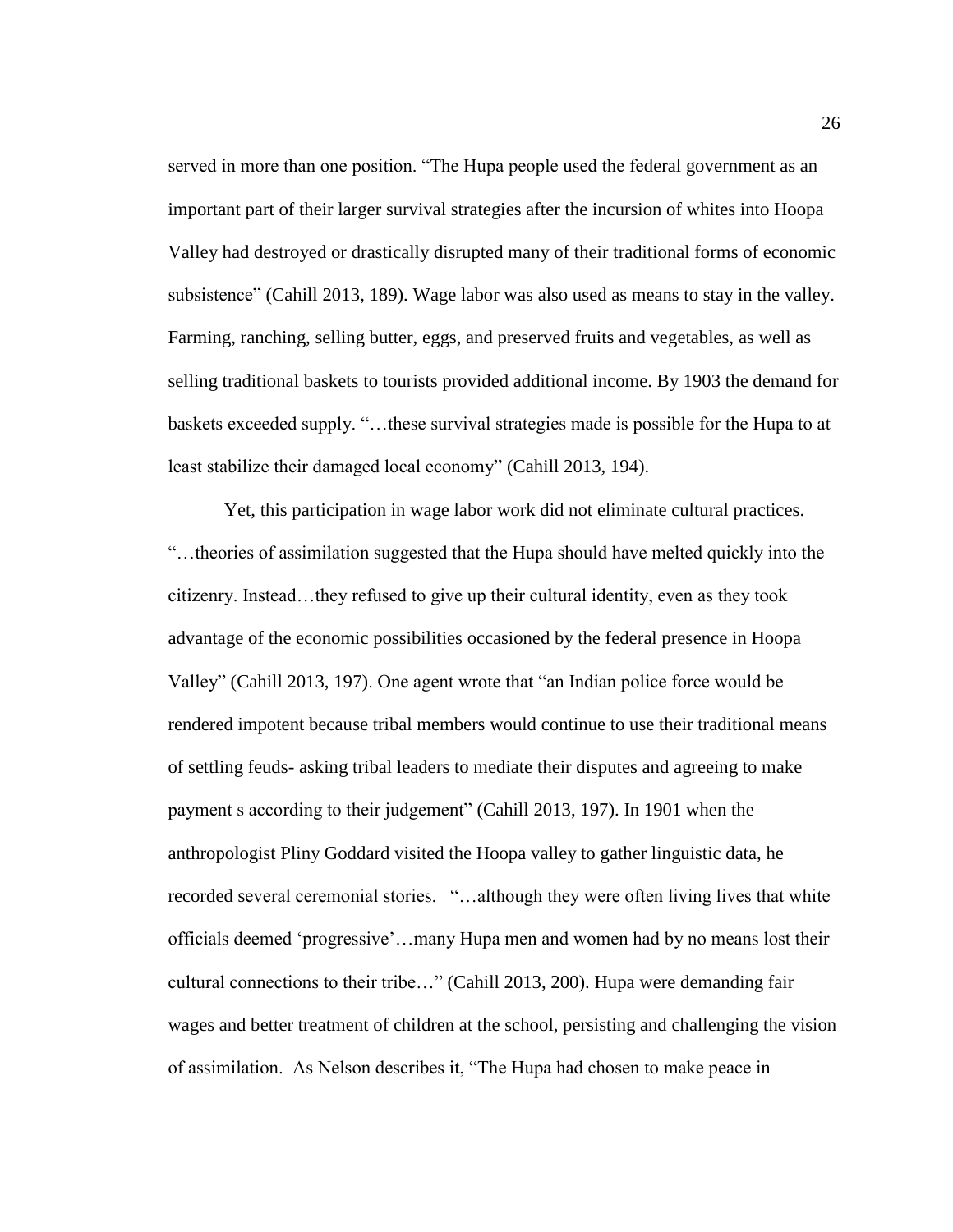served in more than one position. "The Hupa people used the federal government as an important part of their larger survival strategies after the incursion of whites into Hoopa Valley had destroyed or drastically disrupted many of their traditional forms of economic subsistence" (Cahill 2013, 189). Wage labor was also used as means to stay in the valley. Farming, ranching, selling butter, eggs, and preserved fruits and vegetables, as well as selling traditional baskets to tourists provided additional income. By 1903 the demand for baskets exceeded supply. "…these survival strategies made is possible for the Hupa to at least stabilize their damaged local economy" (Cahill 2013, 194).

Yet, this participation in wage labor work did not eliminate cultural practices. "…theories of assimilation suggested that the Hupa should have melted quickly into the citizenry. Instead…they refused to give up their cultural identity, even as they took advantage of the economic possibilities occasioned by the federal presence in Hoopa Valley" (Cahill 2013, 197). One agent wrote that "an Indian police force would be rendered impotent because tribal members would continue to use their traditional means of settling feuds- asking tribal leaders to mediate their disputes and agreeing to make payment s according to their judgement" (Cahill 2013, 197). In 1901 when the anthropologist Pliny Goddard visited the Hoopa valley to gather linguistic data, he recorded several ceremonial stories. "…although they were often living lives that white officials deemed 'progressive'…many Hupa men and women had by no means lost their cultural connections to their tribe…" (Cahill 2013, 200). Hupa were demanding fair wages and better treatment of children at the school, persisting and challenging the vision of assimilation. As Nelson describes it, "The Hupa had chosen to make peace in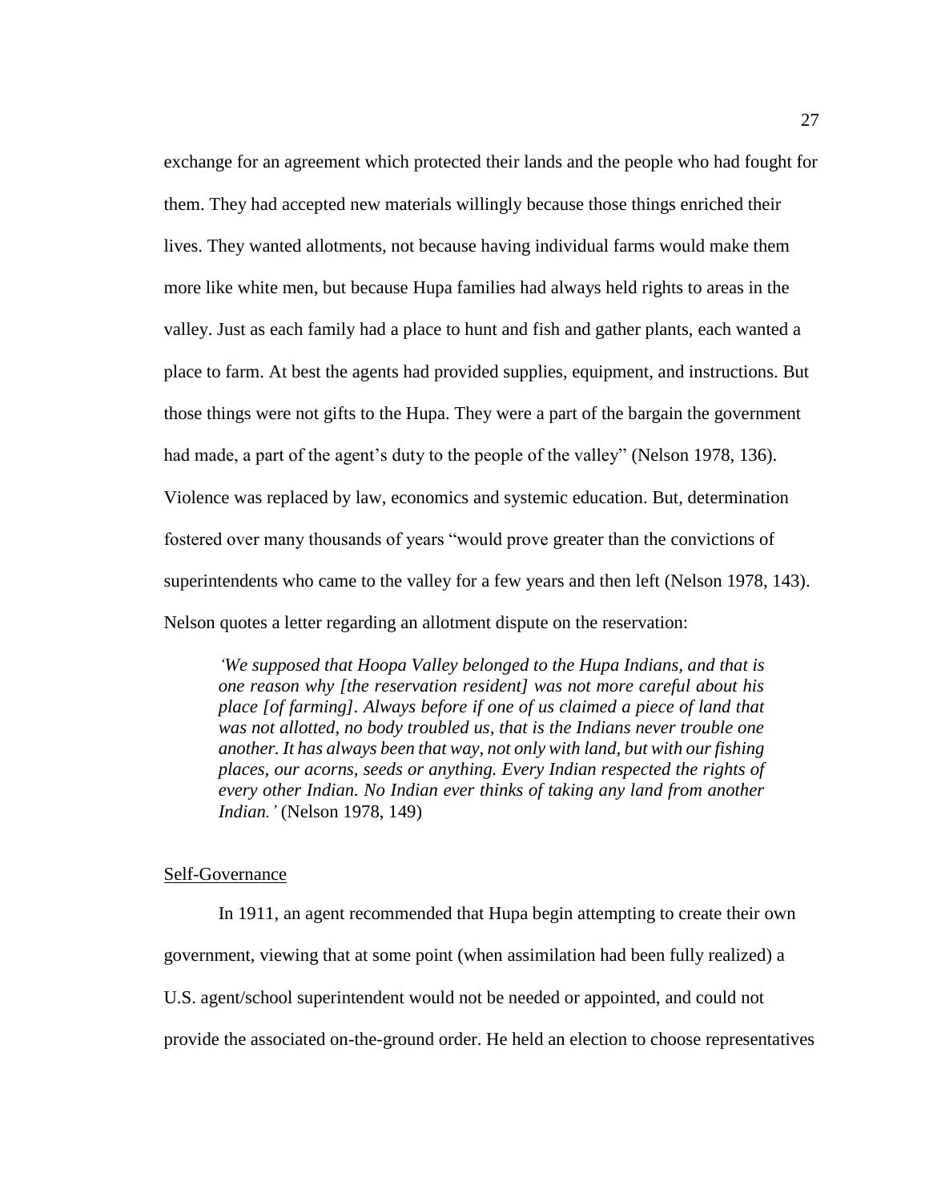exchange for an agreement which protected their lands and the people who had fought for them. They had accepted new materials willingly because those things enriched their lives. They wanted allotments, not because having individual farms would make them more like white men, but because Hupa families had always held rights to areas in the valley. Just as each family had a place to hunt and fish and gather plants, each wanted a place to farm. At best the agents had provided supplies, equipment, and instructions. But those things were not gifts to the Hupa. They were a part of the bargain the government had made, a part of the agent's duty to the people of the valley" (Nelson 1978, 136). Violence was replaced by law, economics and systemic education. But, determination fostered over many thousands of years "would prove greater than the convictions of superintendents who came to the valley for a few years and then left (Nelson 1978, 143). Nelson quotes a letter regarding an allotment dispute on the reservation:

> *'We supposed that Hoopa Valley belonged to the Hupa Indians, and that is one reason why [the reservation resident] was not more careful about his place [of farming]. Always before if one of us claimed a piece of land that was not allotted, no body troubled us, that is the Indians never trouble one another. It has always been that way, not only with land, but with our fishing places, our acorns, seeds or anything. Every Indian respected the rights of every other Indian. No Indian ever thinks of taking any land from another Indian.'* (Nelson 1978, 149)

<u>Self-Governance</u>

In 1911, an agent recommended that Hupa begin attempting to create their own government, viewing that at some point (when assimilation had been fully realized) a U.S. agent/school superintendent would not be needed or appointed, and could not provide the associated on-the-ground order. He held an election to choose representatives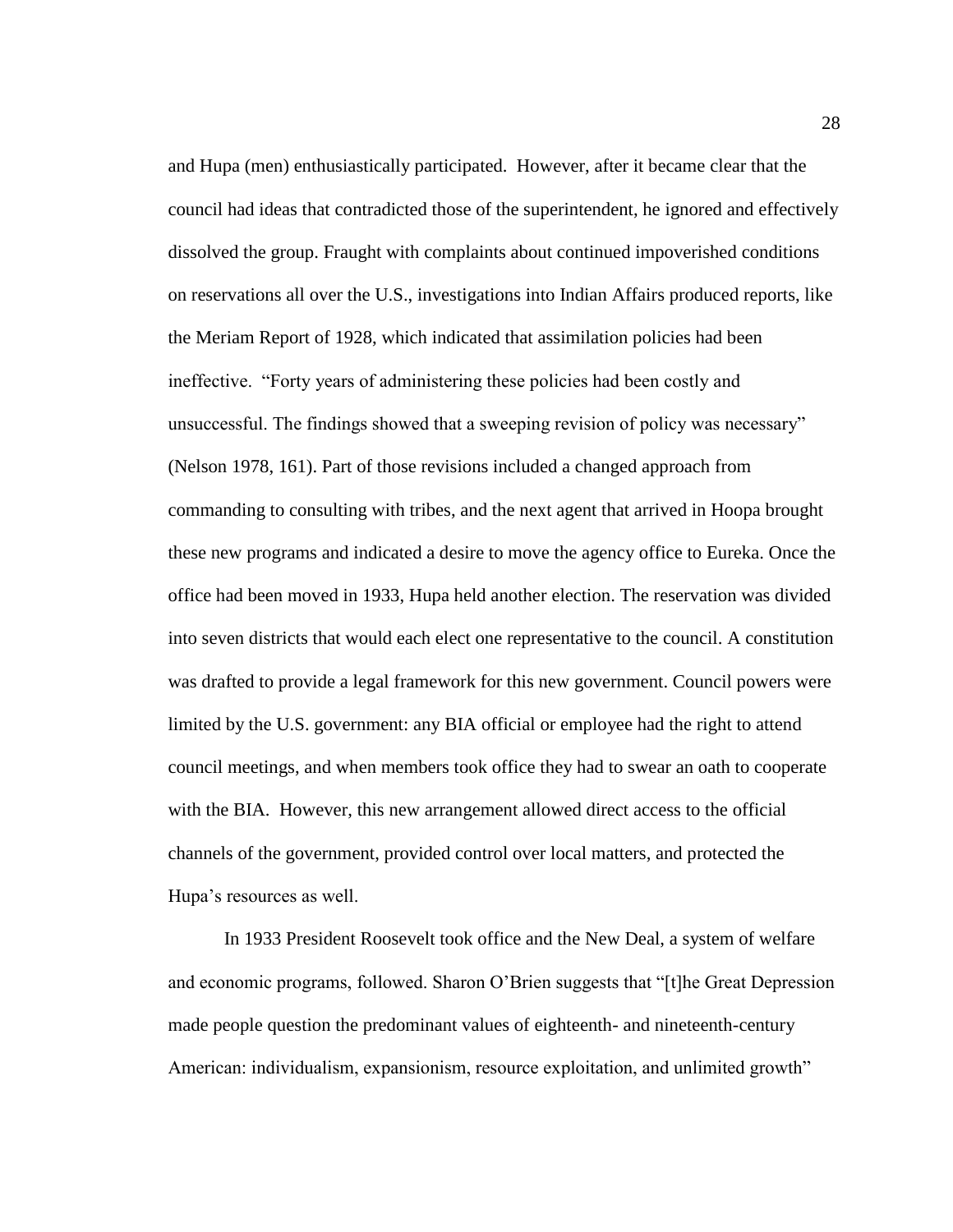and Hupa (men) enthusiastically participated. However, after it became clear that the council had ideas that contradicted those of the superintendent, he ignored and effectively dissolved the group. Fraught with complaints about continued impoverished conditions on reservations all over the U.S., investigations into Indian Affairs produced reports, like the Meriam Report of 1928, which indicated that assimilation policies had been ineffective. "Forty years of administering these policies had been costly and unsuccessful. The findings showed that a sweeping revision of policy was necessary" (Nelson 1978, 161). Part of those revisions included a changed approach from commanding to consulting with tribes, and the next agent that arrived in Hoopa brought these new programs and indicated a desire to move the agency office to Eureka. Once the office had been moved in 1933, Hupa held another election. The reservation was divided into seven districts that would each elect one representative to the council. A constitution was drafted to provide a legal framework for this new government. Council powers were limited by the U.S. government: any BIA official or employee had the right to attend council meetings, and when members took office they had to swear an oath to cooperate with the BIA. However, this new arrangement allowed direct access to the official channels of the government, provided control over local matters, and protected the Hupa's resources as well.

In 1933 President Roosevelt took office and the New Deal, a system of welfare and economic programs, followed. Sharon O'Brien suggests that "[t]he Great Depression made people question the predominant values of eighteenth- and nineteenth-century American: individualism, expansionism, resource exploitation, and unlimited growth"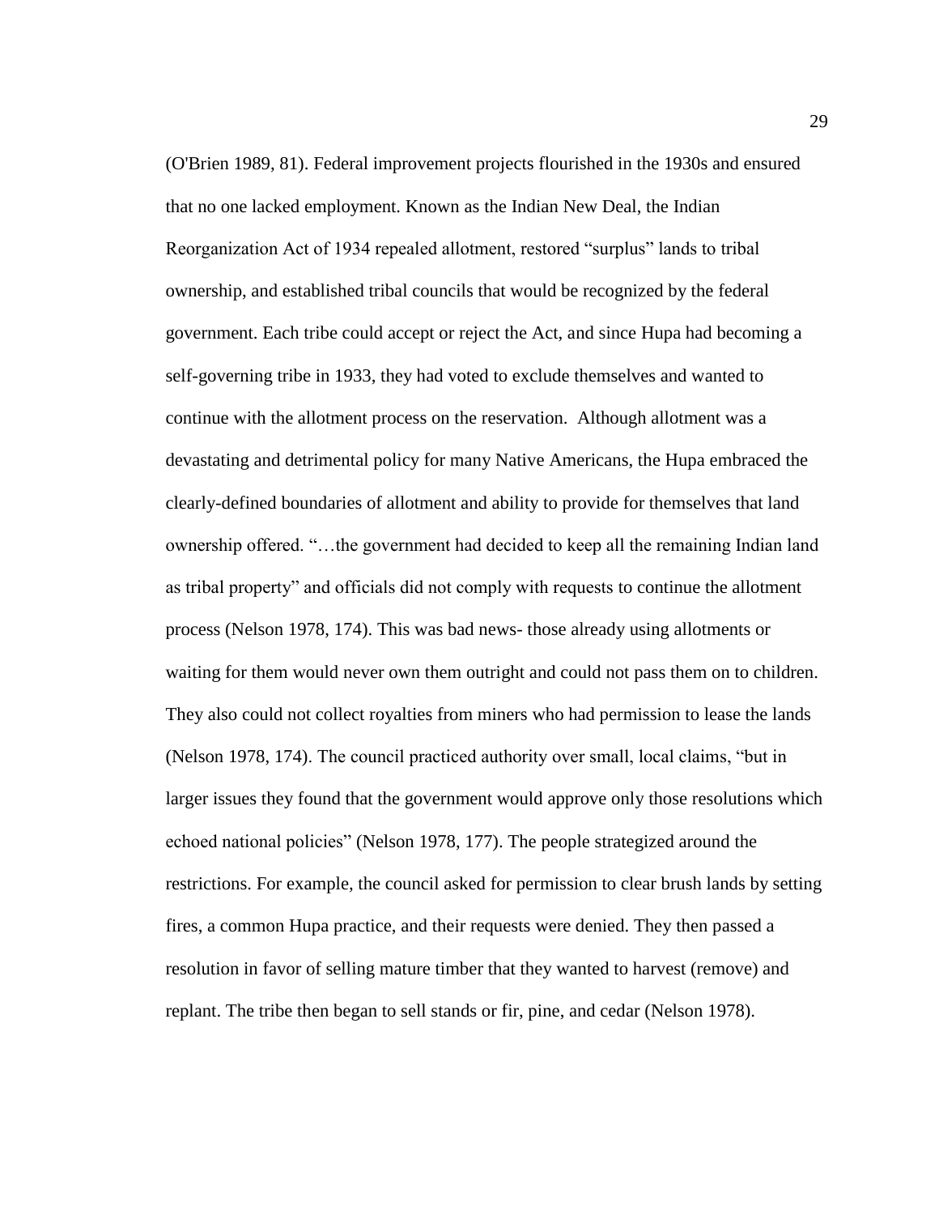(O'Brien 1989, 81). Federal improvement projects flourished in the 1930s and ensured that no one lacked employment. Known as the Indian New Deal, the Indian Reorganization Act of 1934 repealed allotment, restored "surplus" lands to tribal ownership, and established tribal councils that would be recognized by the federal government. Each tribe could accept or reject the Act, and since Hupa had becoming a self-governing tribe in 1933, they had voted to exclude themselves and wanted to continue with the allotment process on the reservation. Although allotment was a devastating and detrimental policy for many Native Americans, the Hupa embraced the clearly-defined boundaries of allotment and ability to provide for themselves that land ownership offered. "…the government had decided to keep all the remaining Indian land as tribal property" and officials did not comply with requests to continue the allotment process (Nelson 1978, 174). This was bad news- those already using allotments or waiting for them would never own them outright and could not pass them on to children. They also could not collect royalties from miners who had permission to lease the lands (Nelson 1978, 174). The council practiced authority over small, local claims, "but in larger issues they found that the government would approve only those resolutions which echoed national policies" (Nelson 1978, 177). The people strategized around the restrictions. For example, the council asked for permission to clear brush lands by setting fires, a common Hupa practice, and their requests were denied. They then passed a resolution in favor of selling mature timber that they wanted to harvest (remove) and replant. The tribe then began to sell stands or fir, pine, and cedar (Nelson 1978).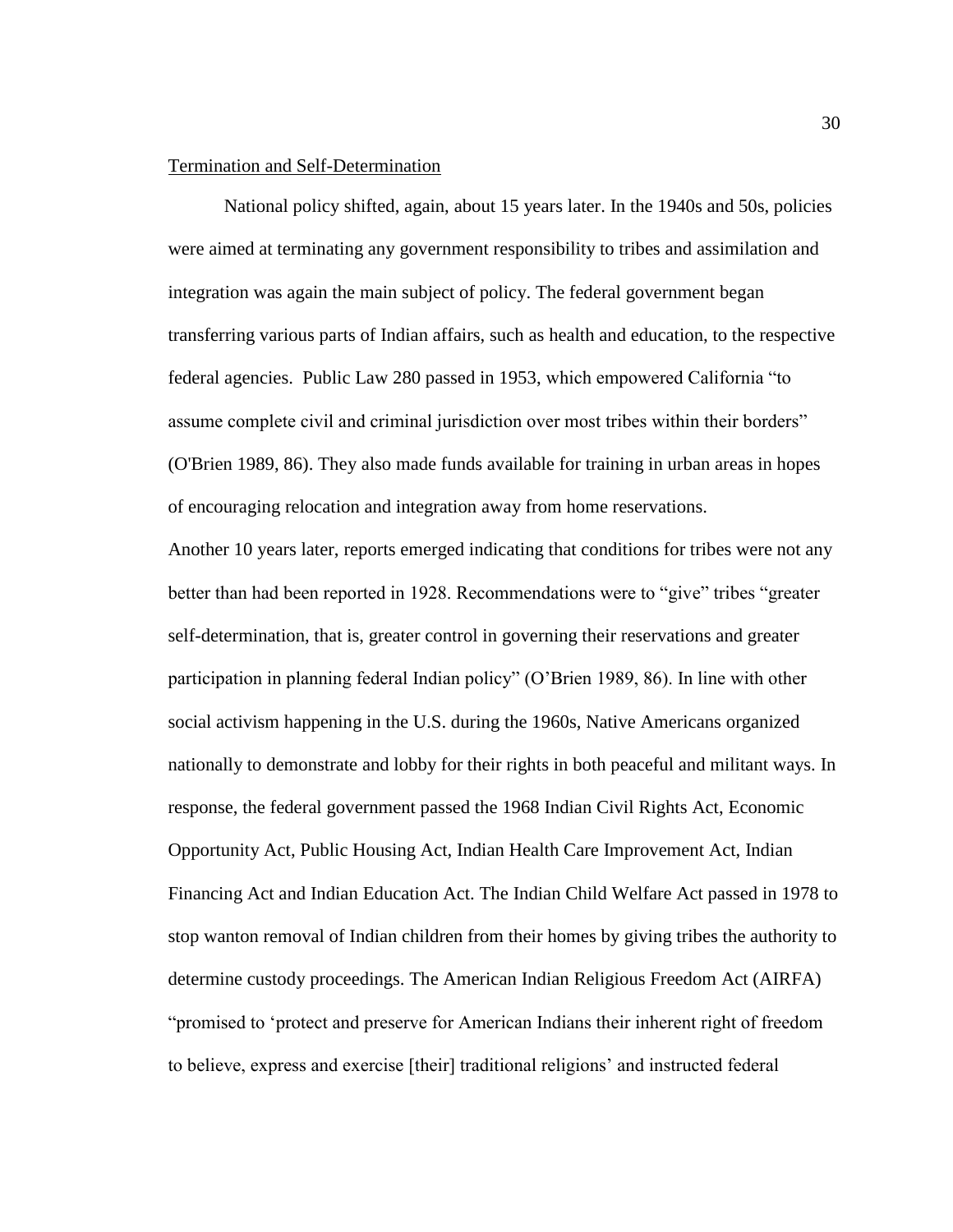Termination and Self-Determination

National policy shifted, again, about 15 years later. In the 1940s and 50s, policies were aimed at terminating any government responsibility to tribes and assimilation and integration was again the main subject of policy. The federal government began transferring various parts of Indian affairs, such as health and education, to the respective federal agencies. Public Law 280 passed in 1953, which empowered California "to assume complete civil and criminal jurisdiction over most tribes within their borders" (O'Brien 1989, 86). They also made funds available for training in urban areas in hopes of encouraging relocation and integration away from home reservations.

Another 10 years later, reports emerged indicating that conditions for tribes were not any better than had been reported in 1928. Recommendations were to "give" tribes "greater self-determination, that is, greater control in governing their reservations and greater participation in planning federal Indian policy" (O'Brien 1989, 86). In line with other social activism happening in the U.S. during the 1960s, Native Americans organized nationally to demonstrate and lobby for their rights in both peaceful and militant ways. In response, the federal government passed the 1968 Indian Civil Rights Act, Economic Opportunity Act, Public Housing Act, Indian Health Care Improvement Act, Indian Financing Act and Indian Education Act. The Indian Child Welfare Act passed in 1978 to stop wanton removal of Indian children from their homes by giving tribes the authority to determine custody proceedings. The American Indian Religious Freedom Act (AIRFA) "promised to 'protect and preserve for American Indians their inherent right of freedom to believe, express and exercise [their] traditional religions' and instructed federal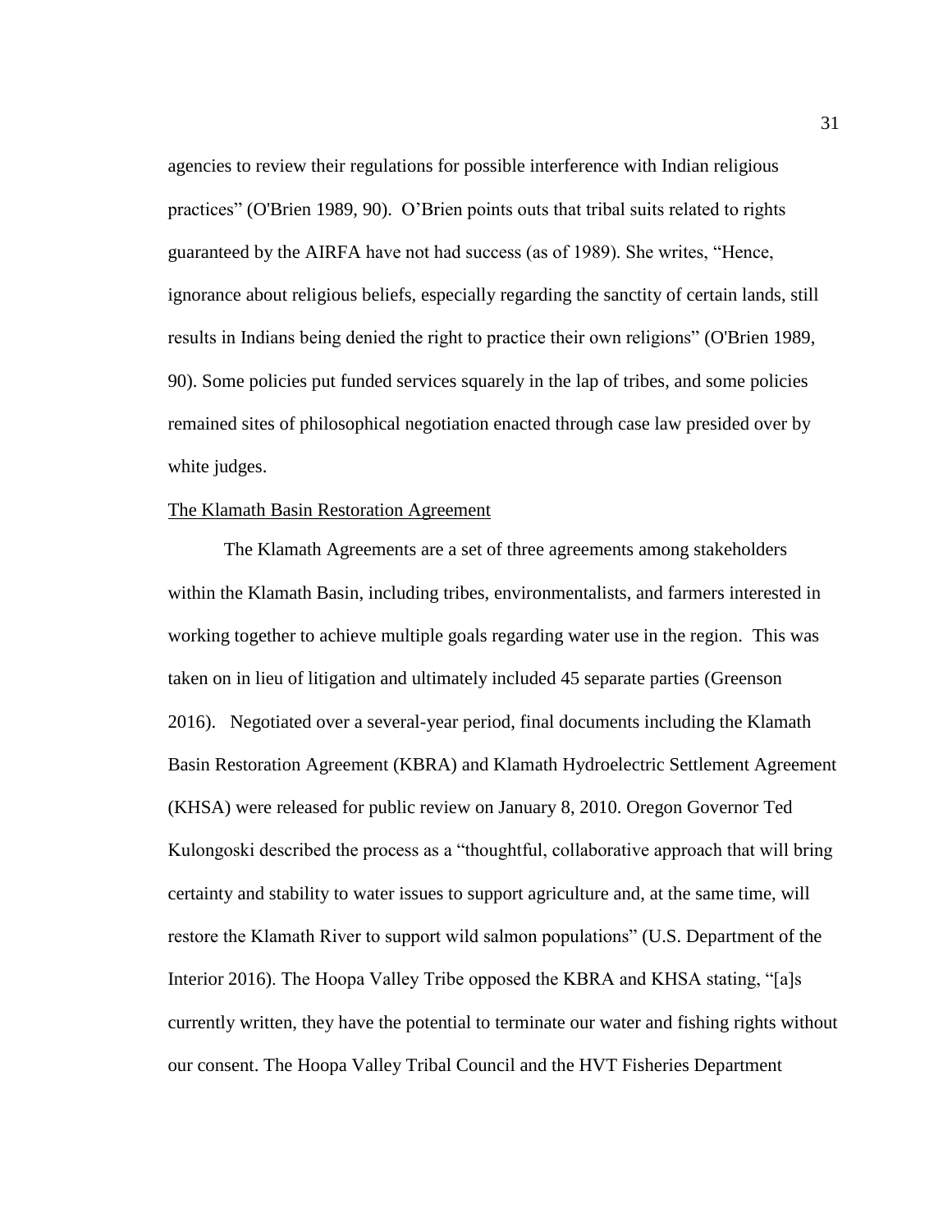agencies to review their regulations for possible interference with Indian religious practices" (O'Brien 1989, 90). O'Brien points outs that tribal suits related to rights guaranteed by the AIRFA have not had success (as of 1989). She writes, "Hence, ignorance about religious beliefs, especially regarding the sanctity of certain lands, still results in Indians being denied the right to practice their own religions" (O'Brien 1989, 90). Some policies put funded services squarely in the lap of tribes, and some policies remained sites of philosophical negotiation enacted through case law presided over by white judges.

## The Klamath Basin Restoration Agreement

The Klamath Agreements are a set of three agreements among stakeholders within the Klamath Basin, including tribes, environmentalists, and farmers interested in working together to achieve multiple goals regarding water use in the region. This was taken on in lieu of litigation and ultimately included 45 separate parties (Greenson 2016). Negotiated over a several-year period, final documents including the Klamath Basin Restoration Agreement (KBRA) and Klamath Hydroelectric Settlement Agreement (KHSA) were released for public review on January 8, 2010. Oregon Governor Ted Kulongoski described the process as a "thoughtful, collaborative approach that will bring certainty and stability to water issues to support agriculture and, at the same time, will restore the Klamath River to support wild salmon populations" (U.S. Department of the Interior 2016). The Hoopa Valley Tribe opposed the KBRA and KHSA stating, "[a]s currently written, they have the potential to terminate our water and fishing rights without our consent. The Hoopa Valley Tribal Council and the HVT Fisheries Department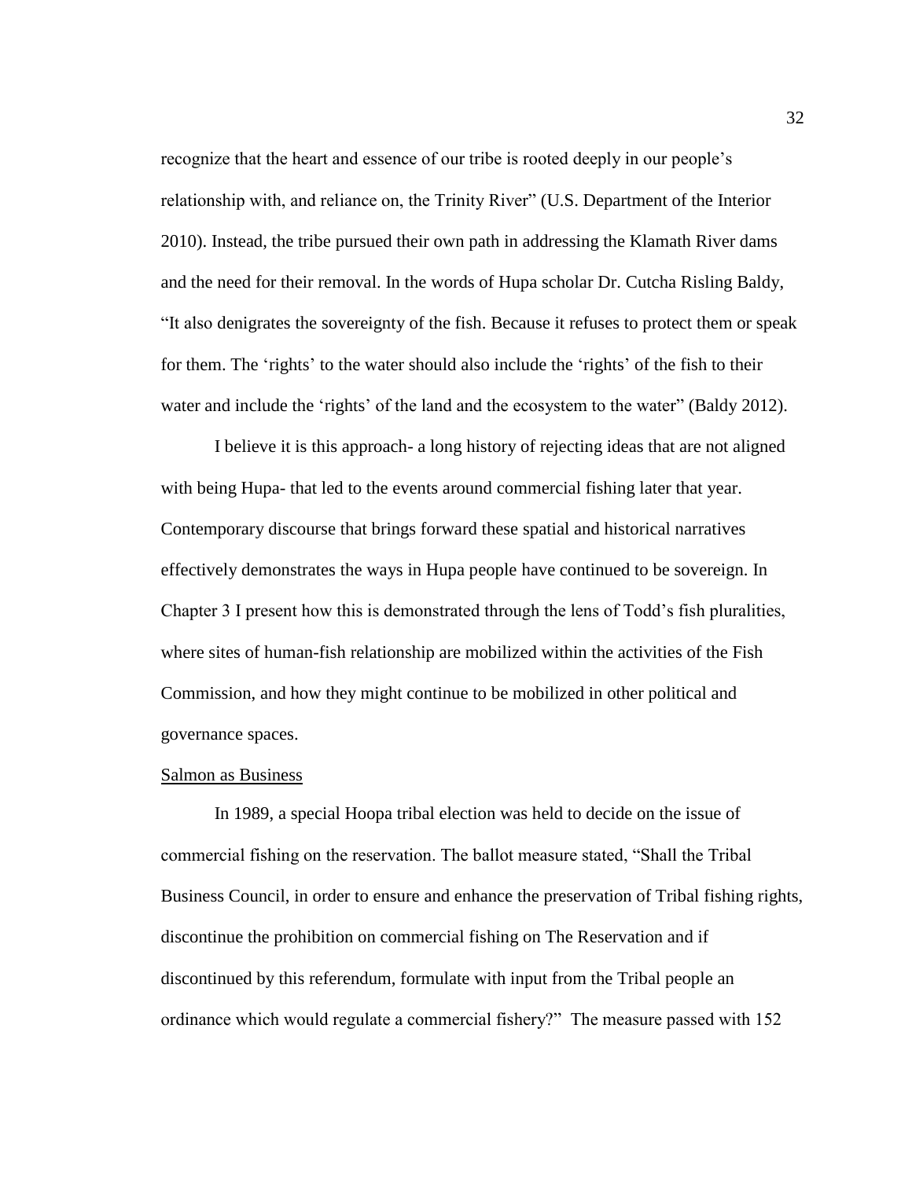recognize that the heart and essence of our tribe is rooted deeply in our people's relationship with, and reliance on, the Trinity River" (U.S. Department of the Interior 2010). Instead, the tribe pursued their own path in addressing the Klamath River dams and the need for their removal. In the words of Hupa scholar Dr. Cutcha Risling Baldy, "It also denigrates the sovereignty of the fish. Because it refuses to protect them or speak for them. The 'rights' to the water should also include the 'rights' of the fish to their water and include the 'rights' of the land and the ecosystem to the water" (Baldy 2012).

I believe it is this approach- a long history of rejecting ideas that are not aligned with being Hupa- that led to the events around commercial fishing later that year. Contemporary discourse that brings forward these spatial and historical narratives effectively demonstrates the ways in Hupa people have continued to be sovereign. In Chapter 3 I present how this is demonstrated through the lens of Todd's fish pluralities, where sites of human-fish relationship are mobilized within the activities of the Fish Commission, and how they might continue to be mobilized in other political and governance spaces.

<u>Salmon as Business</u>

In 1989, a special Hoopa tribal election was held to decide on the issue of commercial fishing on the reservation. The ballot measure stated, "Shall the Tribal Business Council, in order to ensure and enhance the preservation of Tribal fishing rights, discontinue the prohibition on commercial fishing on The Reservation and if discontinued by this referendum, formulate with input from the Tribal people an ordinance which would regulate a commercial fishery?" The measure passed with 152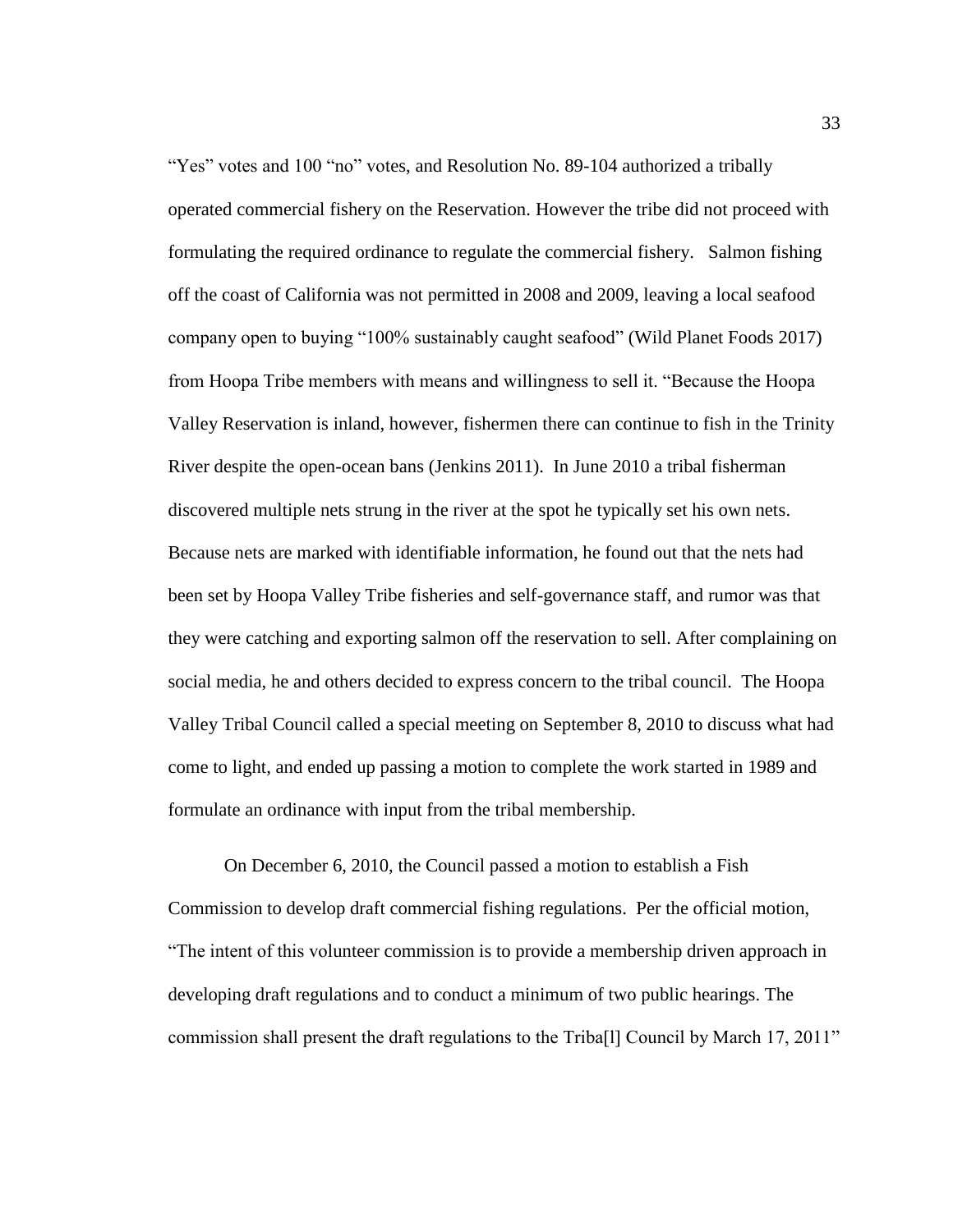"Yes" votes and 100 "no" votes, and Resolution No. 89-104 authorized a tribally operated commercial fishery on the Reservation. However the tribe did not proceed with formulating the required ordinance to regulate the commercial fishery. Salmon fishing off the coast of California was not permitted in 2008 and 2009, leaving a local seafood company open to buying "100% sustainably caught seafood" (Wild Planet Foods 2017) from Hoopa Tribe members with means and willingness to sell it. "Because the Hoopa Valley Reservation is inland, however, fishermen there can continue to fish in the Trinity River despite the open-ocean bans (Jenkins 2011). In June 2010 a tribal fisherman discovered multiple nets strung in the river at the spot he typically set his own nets. Because nets are marked with identifiable information, he found out that the nets had been set by Hoopa Valley Tribe fisheries and self-governance staff, and rumor was that they were catching and exporting salmon off the reservation to sell. After complaining on social media, he and others decided to express concern to the tribal council. The Hoopa Valley Tribal Council called a special meeting on September 8, 2010 to discuss what had come to light, and ended up passing a motion to complete the work started in 1989 and formulate an ordinance with input from the tribal membership.

On December 6, 2010, the Council passed a motion to establish a Fish Commission to develop draft commercial fishing regulations. Per the official motion, "The intent of this volunteer commission is to provide a membership driven approach in developing draft regulations and to conduct a minimum of two public hearings. The commission shall present the draft regulations to the Triba[l] Council by March 17, 2011"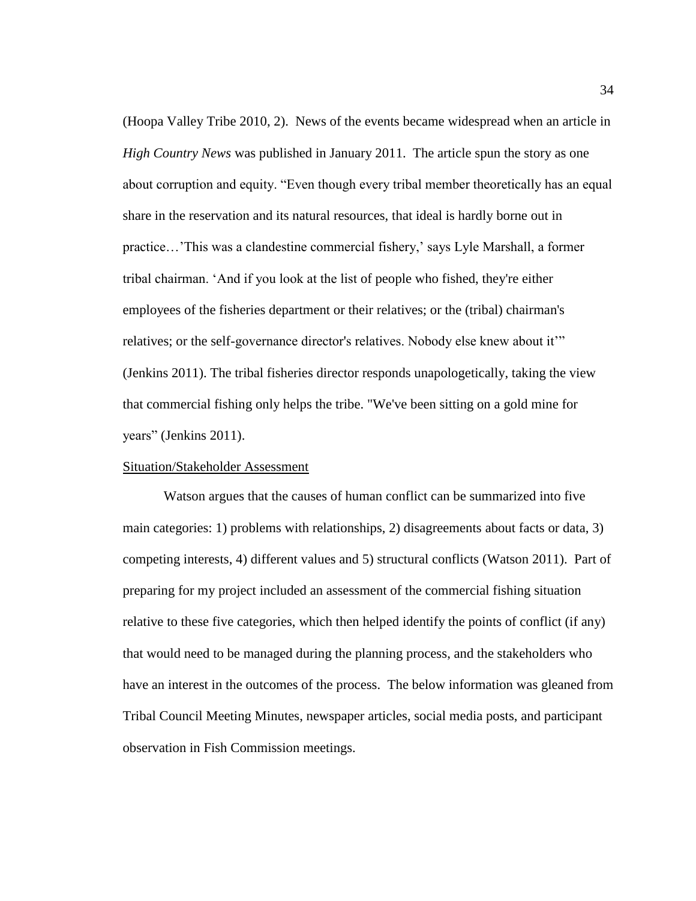(Hoopa Valley Tribe 2010, 2). News of the events became widespread when an article in *High Country News* was published in January 2011. The article spun the story as one about corruption and equity. "Even though every tribal member theoretically has an equal share in the reservation and its natural resources, that ideal is hardly borne out in practice…'This was a clandestine commercial fishery,' says Lyle Marshall, a former tribal chairman. 'And if you look at the list of people who fished, they're either employees of the fisheries department or their relatives; or the (tribal) chairman's relatives; or the self-governance director's relatives. Nobody else knew about it'" (Jenkins 2011). The tribal fisheries director responds unapologetically, taking the view that commercial fishing only helps the tribe. "We've been sitting on a gold mine for years" (Jenkins 2011).

### Situation/Stakeholder Assessment

Watson argues that the causes of human conflict can be summarized into five main categories: 1) problems with relationships, 2) disagreements about facts or data, 3) competing interests, 4) different values and 5) structural conflicts (Watson 2011). Part of preparing for my project included an assessment of the commercial fishing situation relative to these five categories, which then helped identify the points of conflict (if any) that would need to be managed during the planning process, and the stakeholders who have an interest in the outcomes of the process. The below information was gleaned from Tribal Council Meeting Minutes, newspaper articles, social media posts, and participant observation in Fish Commission meetings.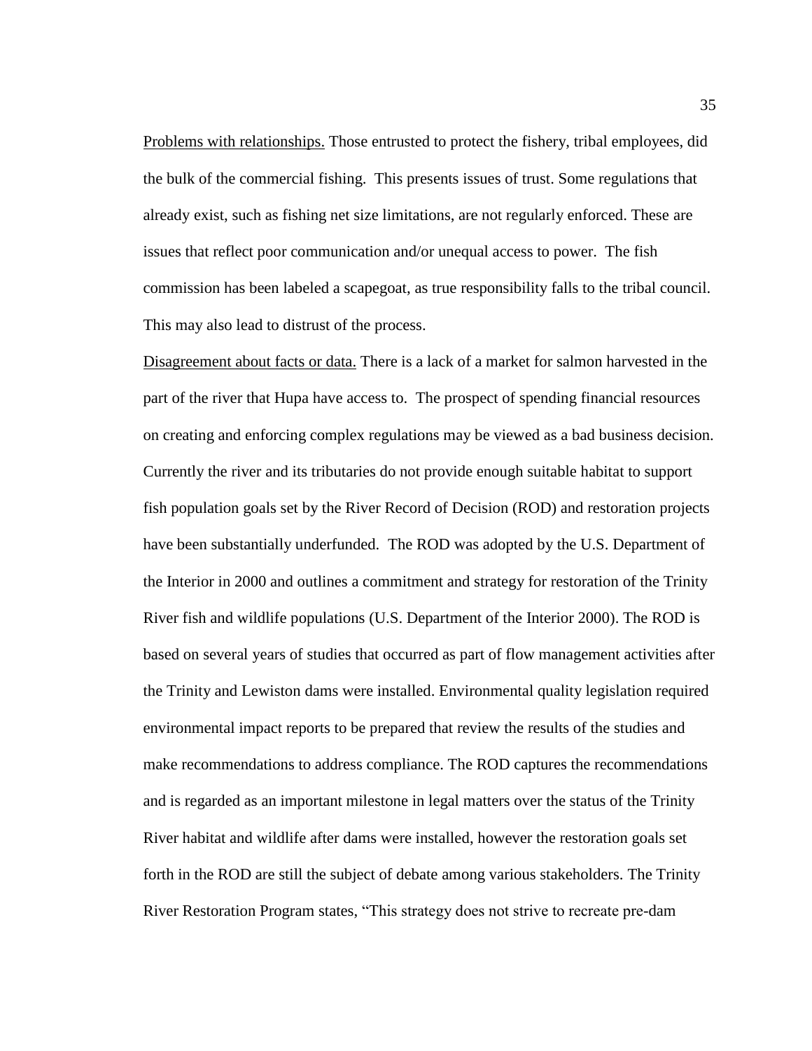<u>Problems with relationships.</u> Those entrusted to protect the fishery, tribal employees, did the bulk of the commercial fishing. This presents issues of trust. Some regulations that already exist, such as fishing net size limitations, are not regularly enforced. These are issues that reflect poor communication and/or unequal access to power. The fish commission has been labeled a scapegoat, as true responsibility falls to the tribal council. This may also lead to distrust of the process.

<u>Disagreement about facts or data.</u> There is a lack of a market for salmon harvested in the part of the river that Hupa have access to. The prospect of spending financial resources on creating and enforcing complex regulations may be viewed as a bad business decision. Currently the river and its tributaries do not provide enough suitable habitat to support fish population goals set by the River Record of Decision (ROD) and restoration projects have been substantially underfunded. The ROD was adopted by the U.S. Department of the Interior in 2000 and outlines a commitment and strategy for restoration of the Trinity River fish and wildlife populations (U.S. Department of the Interior 2000). The ROD is based on several years of studies that occurred as part of flow management activities after the Trinity and Lewiston dams were installed. Environmental quality legislation required environmental impact reports to be prepared that review the results of the studies and make recommendations to address compliance. The ROD captures the recommendations and is regarded as an important milestone in legal matters over the status of the Trinity River habitat and wildlife after dams were installed, however the restoration goals set forth in the ROD are still the subject of debate among various stakeholders. The Trinity River Restoration Program states, "This strategy does not strive to recreate pre-dam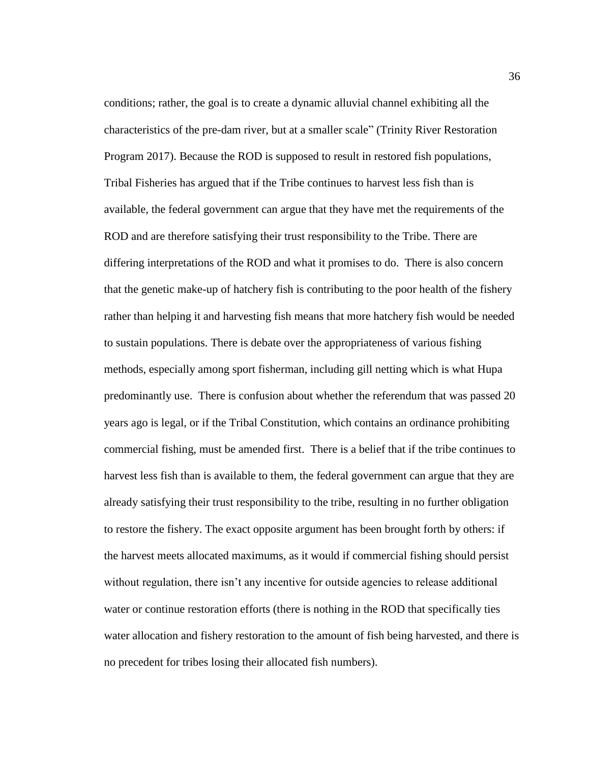conditions; rather, the goal is to create a dynamic alluvial channel exhibiting all the characteristics of the pre-dam river, but at a smaller scale" (Trinity River Restoration Program 2017). Because the ROD is supposed to result in restored fish populations, Tribal Fisheries has argued that if the Tribe continues to harvest less fish than is available, the federal government can argue that they have met the requirements of the ROD and are therefore satisfying their trust responsibility to the Tribe. There are differing interpretations of the ROD and what it promises to do. There is also concern that the genetic make-up of hatchery fish is contributing to the poor health of the fishery rather than helping it and harvesting fish means that more hatchery fish would be needed to sustain populations. There is debate over the appropriateness of various fishing methods, especially among sport fisherman, including gill netting which is what Hupa predominantly use. There is confusion about whether the referendum that was passed 20 years ago is legal, or if the Tribal Constitution, which contains an ordinance prohibiting commercial fishing, must be amended first. There is a belief that if the tribe continues to harvest less fish than is available to them, the federal government can argue that they are already satisfying their trust responsibility to the tribe, resulting in no further obligation to restore the fishery. The exact opposite argument has been brought forth by others: if the harvest meets allocated maximums, as it would if commercial fishing should persist without regulation, there isn't any incentive for outside agencies to release additional water or continue restoration efforts (there is nothing in the ROD that specifically ties water allocation and fishery restoration to the amount of fish being harvested, and there is no precedent for tribes losing their allocated fish numbers).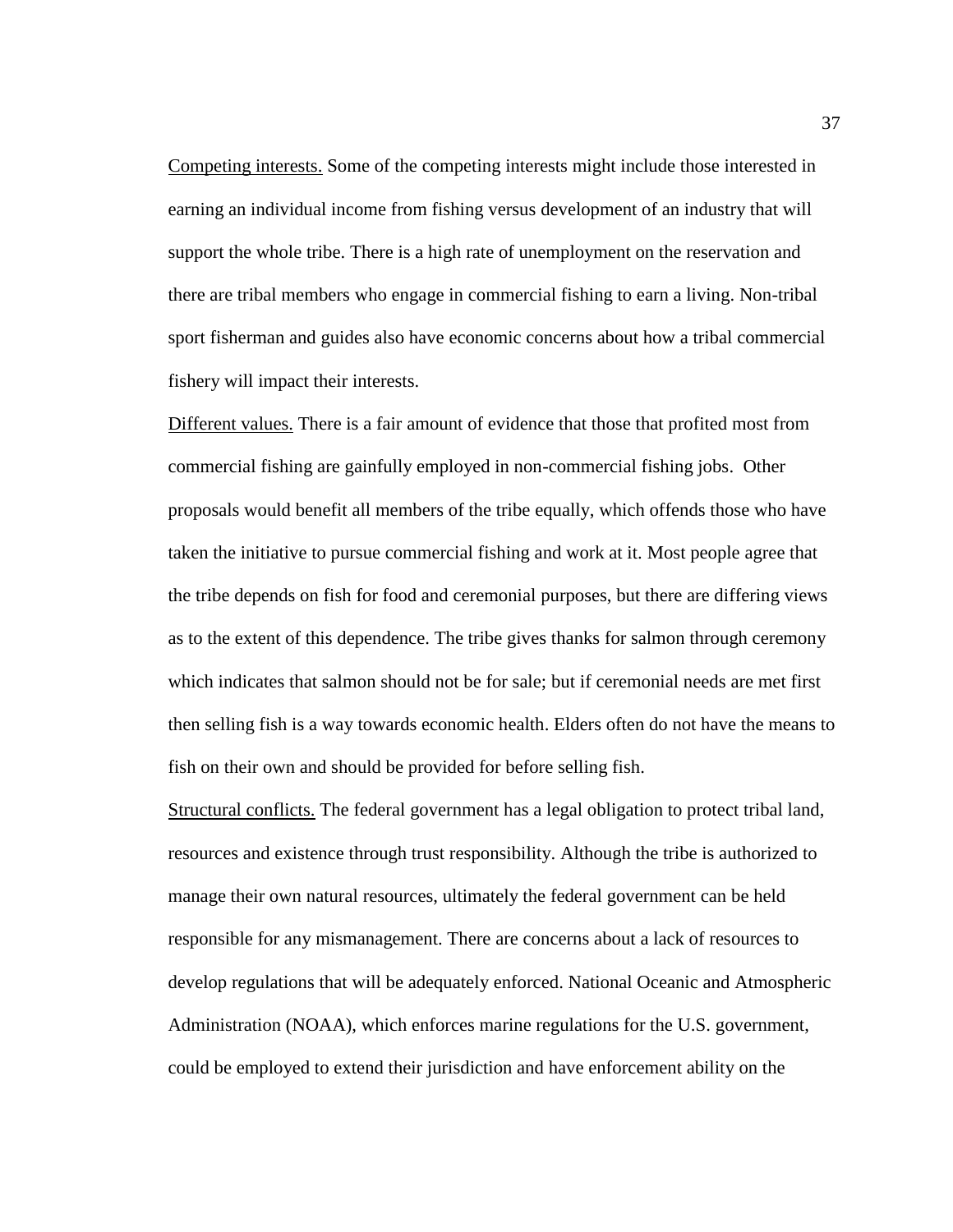<u>Competing interests.</u> Some of the competing interests might include those interested in earning an individual income from fishing versus development of an industry that will support the whole tribe. There is a high rate of unemployment on the reservation and there are tribal members who engage in commercial fishing to earn a living. Non-tribal sport fisherman and guides also have economic concerns about how a tribal commercial fishery will impact their interests.

<u>Different values.</u> There is a fair amount of evidence that those that profited most from commercial fishing are gainfully employed in non-commercial fishing jobs. Other proposals would benefit all members of the tribe equally, which offends those who have taken the initiative to pursue commercial fishing and work at it. Most people agree that the tribe depends on fish for food and ceremonial purposes, but there are differing views as to the extent of this dependence. The tribe gives thanks for salmon through ceremony which indicates that salmon should not be for sale; but if ceremonial needs are met first then selling fish is a way towards economic health. Elders often do not have the means to fish on their own and should be provided for before selling fish.

<u>Structural conflicts.</u> The federal government has a legal obligation to protect tribal land, resources and existence through trust responsibility. Although the tribe is authorized to manage their own natural resources, ultimately the federal government can be held responsible for any mismanagement. There are concerns about a lack of resources to develop regulations that will be adequately enforced. National Oceanic and Atmospheric Administration (NOAA), which enforces marine regulations for the U.S. government, could be employed to extend their jurisdiction and have enforcement ability on the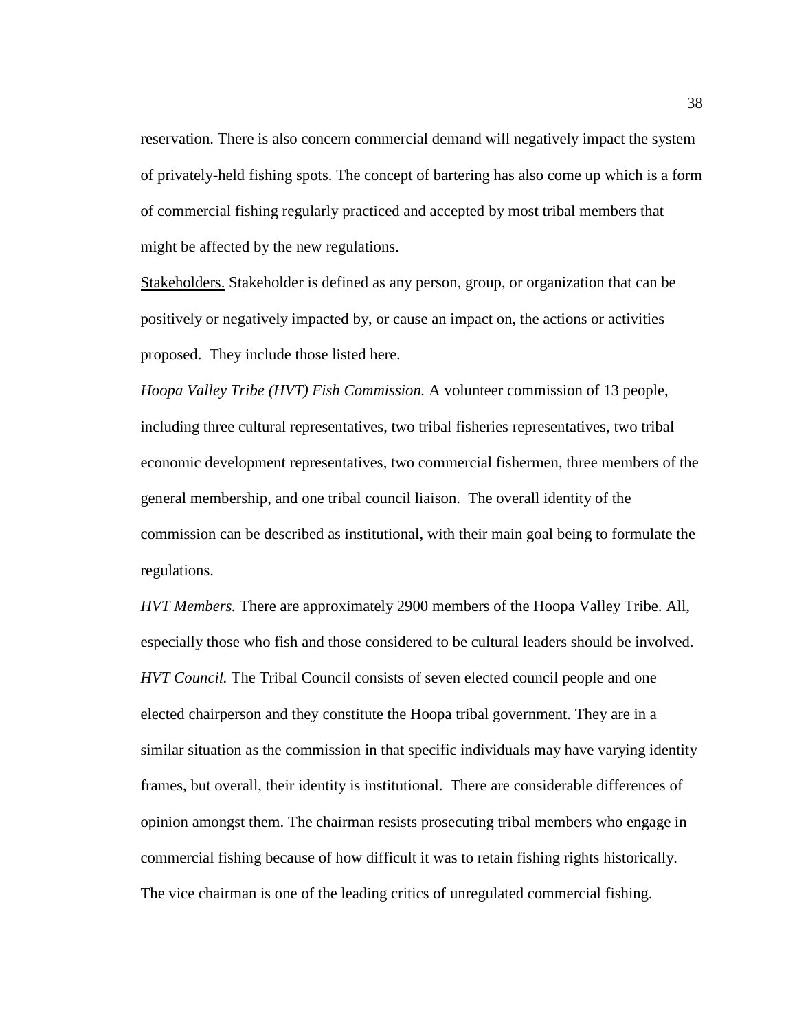reservation. There is also concern commercial demand will negatively impact the system of privately-held fishing spots. The concept of bartering has also come up which is a form of commercial fishing regularly practiced and accepted by most tribal members that might be affected by the new regulations.

<u>Stakeholders.</u> Stakeholder is defined as any person, group, or organization that can be positively or negatively impacted by, or cause an impact on, the actions or activities proposed. They include those listed here.

*Hoopa Valley Tribe (HVT) Fish Commission.* A volunteer commission of 13 people, including three cultural representatives, two tribal fisheries representatives, two tribal economic development representatives, two commercial fishermen, three members of the general membership, and one tribal council liaison. The overall identity of the commission can be described as institutional, with their main goal being to formulate the regulations.

*HVT Members.* There are approximately 2900 members of the Hoopa Valley Tribe. All, especially those who fish and those considered to be cultural leaders should be involved.

*HVT Council.* The Tribal Council consists of seven elected council people and one elected chairperson and they constitute the Hoopa tribal government. They are in a similar situation as the commission in that specific individuals may have varying identity frames, but overall, their identity is institutional. There are considerable differences of opinion amongst them. The chairman resists prosecuting tribal members who engage in commercial fishing because of how difficult it was to retain fishing rights historically. The vice chairman is one of the leading critics of unregulated commercial fishing.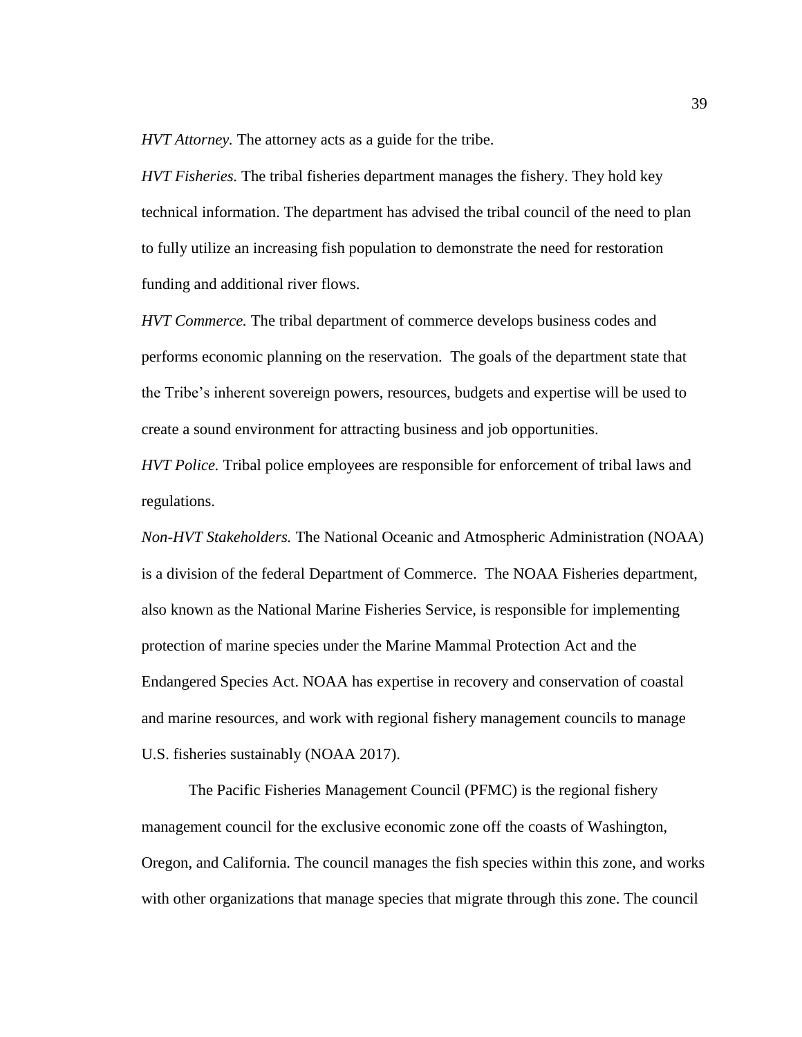*HVT Attorney.* The attorney acts as a guide for the tribe.

*HVT Fisheries.* The tribal fisheries department manages the fishery. They hold key technical information. The department has advised the tribal council of the need to plan to fully utilize an increasing fish population to demonstrate the need for restoration funding and additional river flows.

*HVT Commerce.* The tribal department of commerce develops business codes and performs economic planning on the reservation. The goals of the department state that the Tribe's inherent sovereign powers, resources, budgets and expertise will be used to create a sound environment for attracting business and job opportunities.

*HVT Police.* Tribal police employees are responsible for enforcement of tribal laws and regulations.

*Non-HVT Stakeholders.* The National Oceanic and Atmospheric Administration (NOAA) is a division of the federal Department of Commerce. The NOAA Fisheries department, also known as the National Marine Fisheries Service, is responsible for implementing protection of marine species under the Marine Mammal Protection Act and the Endangered Species Act. NOAA has expertise in recovery and conservation of coastal and marine resources, and work with regional fishery management councils to manage U.S. fisheries sustainably (NOAA 2017).

The Pacific Fisheries Management Council (PFMC) is the regional fishery management council for the exclusive economic zone off the coasts of Washington, Oregon, and California. The council manages the fish species within this zone, and works with other organizations that manage species that migrate through this zone. The council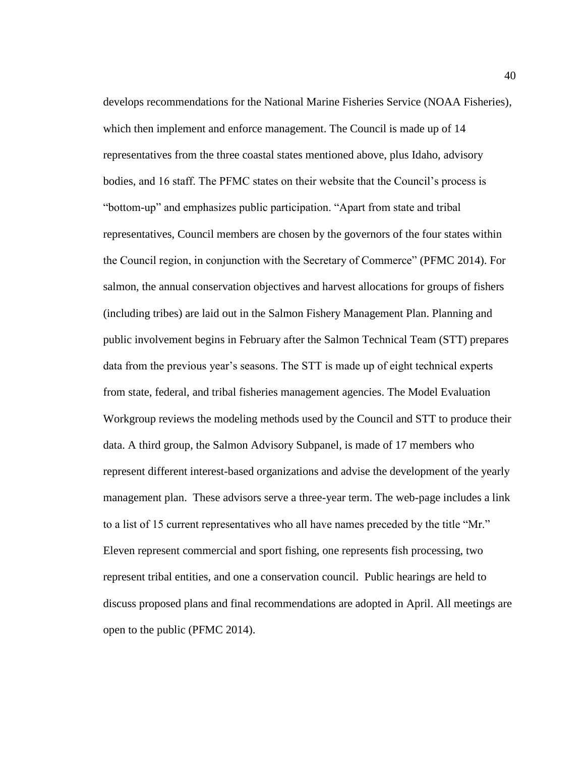develops recommendations for the National Marine Fisheries Service (NOAA Fisheries), which then implement and enforce management. The Council is made up of 14 representatives from the three coastal states mentioned above, plus Idaho, advisory bodies, and 16 staff. The PFMC states on their website that the Council's process is "bottom-up" and emphasizes public participation. "Apart from state and tribal representatives, Council members are chosen by the governors of the four states within the Council region, in conjunction with the Secretary of Commerce" (PFMC 2014). For salmon, the annual conservation objectives and harvest allocations for groups of fishers (including tribes) are laid out in the Salmon Fishery Management Plan. Planning and public involvement begins in February after the Salmon Technical Team (STT) prepares data from the previous year's seasons. The STT is made up of eight technical experts from state, federal, and tribal fisheries management agencies. The Model Evaluation Workgroup reviews the modeling methods used by the Council and STT to produce their data. A third group, the Salmon Advisory Subpanel, is made of 17 members who represent different interest-based organizations and advise the development of the yearly management plan. These advisors serve a three-year term. The web-page includes a link to a list of 15 current representatives who all have names preceded by the title "Mr." Eleven represent commercial and sport fishing, one represents fish processing, two represent tribal entities, and one a conservation council. Public hearings are held to discuss proposed plans and final recommendations are adopted in April. All meetings are open to the public (PFMC 2014).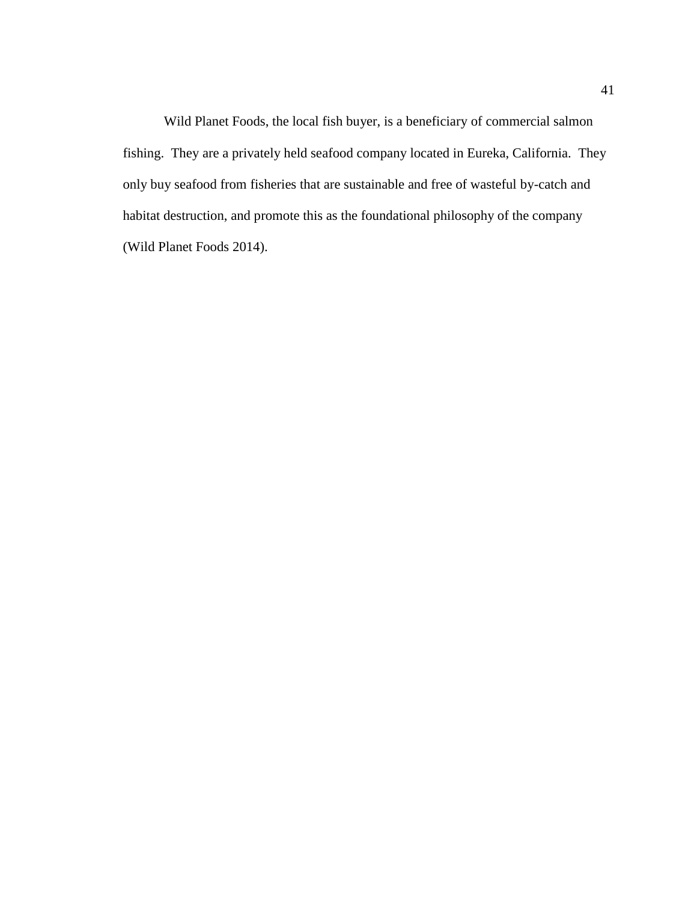Wild Planet Foods, the local fish buyer, is a beneficiary of commercial salmon fishing. They are a privately held seafood company located in Eureka, California. They only buy seafood from fisheries that are sustainable and free of wasteful by-catch and habitat destruction, and promote this as the foundational philosophy of the company (Wild Planet Foods 2014).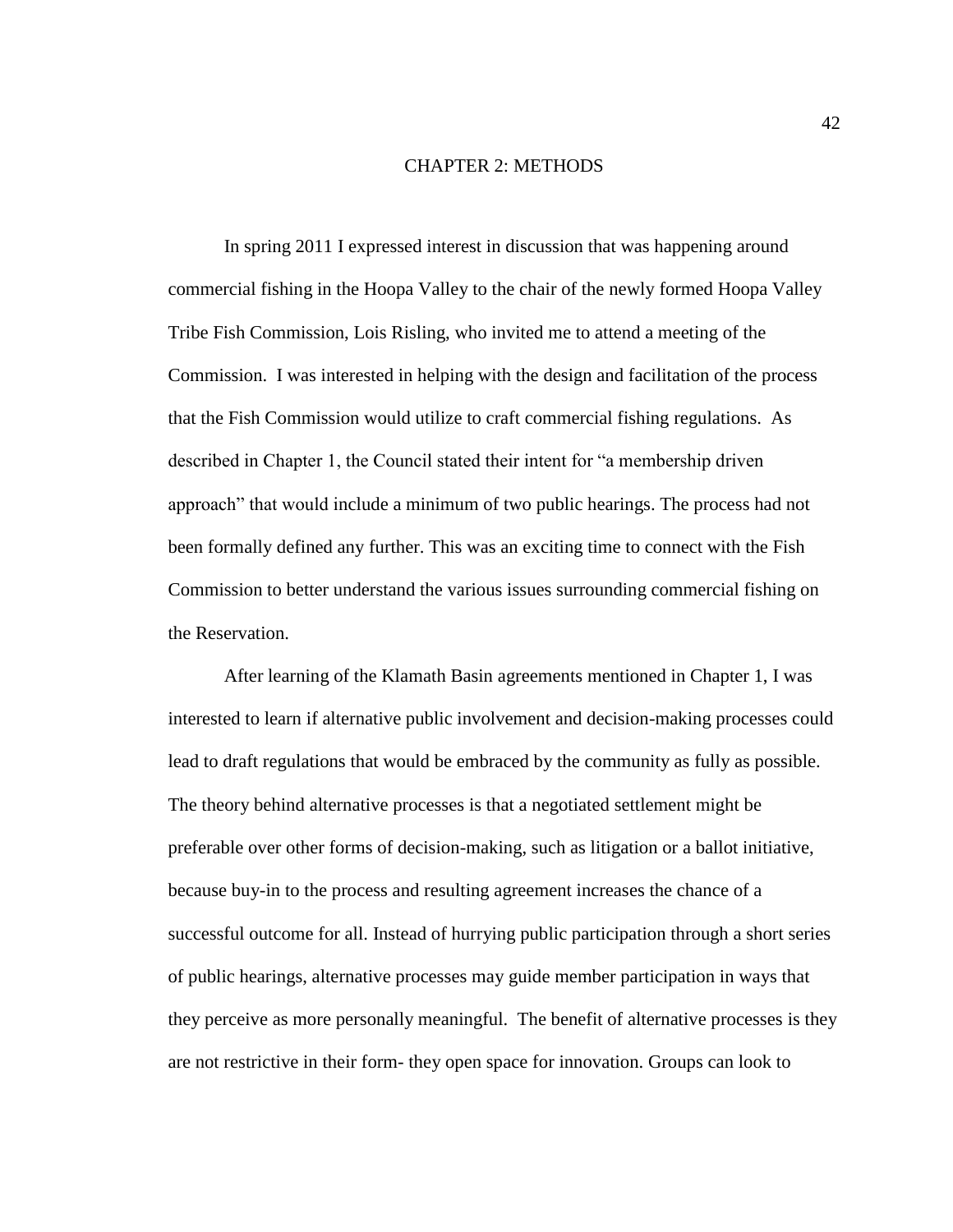# CHAPTER 2: METHODS

In spring 2011 I expressed interest in discussion that was happening around commercial fishing in the Hoopa Valley to the chair of the newly formed Hoopa Valley Tribe Fish Commission, Lois Risling, who invited me to attend a meeting of the Commission. I was interested in helping with the design and facilitation of the process that the Fish Commission would utilize to craft commercial fishing regulations. As described in Chapter 1, the Council stated their intent for "a membership driven approach" that would include a minimum of two public hearings. The process had not been formally defined any further. This was an exciting time to connect with the Fish Commission to better understand the various issues surrounding commercial fishing on the Reservation.

After learning of the Klamath Basin agreements mentioned in Chapter 1, I was interested to learn if alternative public involvement and decision-making processes could lead to draft regulations that would be embraced by the community as fully as possible. The theory behind alternative processes is that a negotiated settlement might be preferable over other forms of decision-making, such as litigation or a ballot initiative, because buy-in to the process and resulting agreement increases the chance of a successful outcome for all. Instead of hurrying public participation through a short series of public hearings, alternative processes may guide member participation in ways that they perceive as more personally meaningful. The benefit of alternative processes is they are not restrictive in their form- they open space for innovation. Groups can look to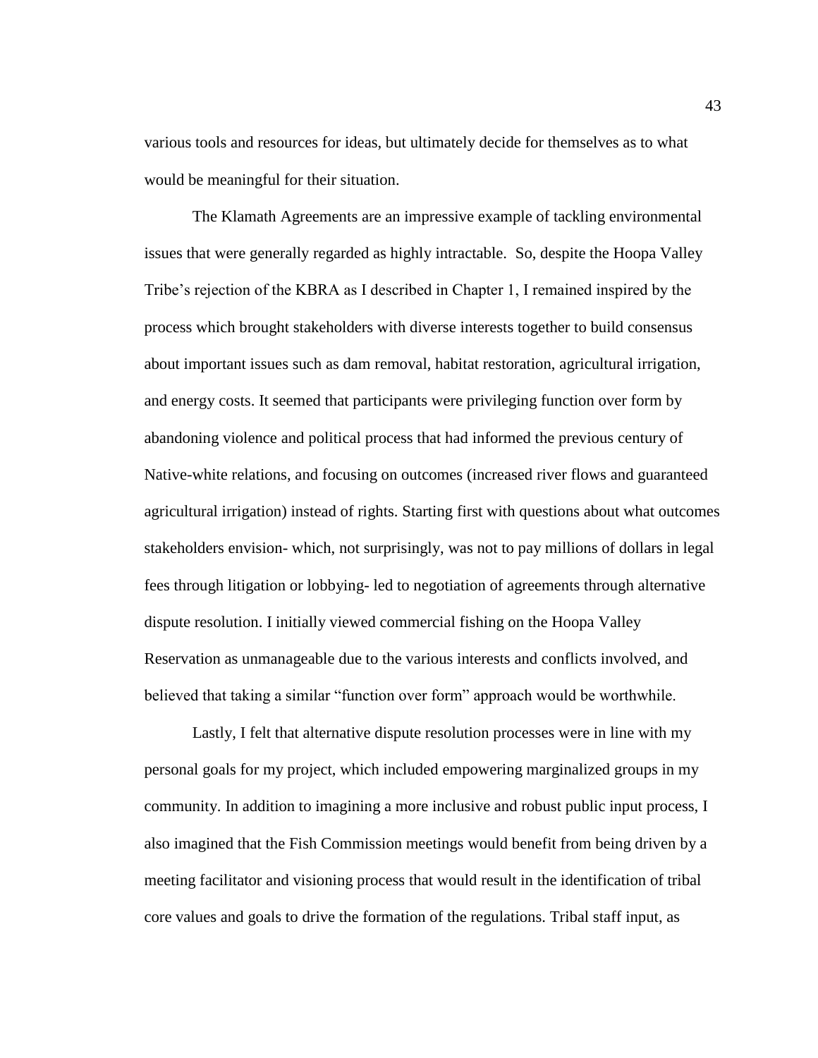various tools and resources for ideas, but ultimately decide for themselves as to what would be meaningful for their situation.

The Klamath Agreements are an impressive example of tackling environmental issues that were generally regarded as highly intractable. So, despite the Hoopa Valley Tribe's rejection of the KBRA as I described in Chapter 1, I remained inspired by the process which brought stakeholders with diverse interests together to build consensus about important issues such as dam removal, habitat restoration, agricultural irrigation, and energy costs. It seemed that participants were privileging function over form by abandoning violence and political process that had informed the previous century of Native-white relations, and focusing on outcomes (increased river flows and guaranteed agricultural irrigation) instead of rights. Starting first with questions about what outcomes stakeholders envision- which, not surprisingly, was not to pay millions of dollars in legal fees through litigation or lobbying- led to negotiation of agreements through alternative dispute resolution. I initially viewed commercial fishing on the Hoopa Valley Reservation as unmanageable due to the various interests and conflicts involved, and believed that taking a similar "function over form" approach would be worthwhile.

Lastly, I felt that alternative dispute resolution processes were in line with my personal goals for my project, which included empowering marginalized groups in my community. In addition to imagining a more inclusive and robust public input process, I also imagined that the Fish Commission meetings would benefit from being driven by a meeting facilitator and visioning process that would result in the identification of tribal core values and goals to drive the formation of the regulations. Tribal staff input, as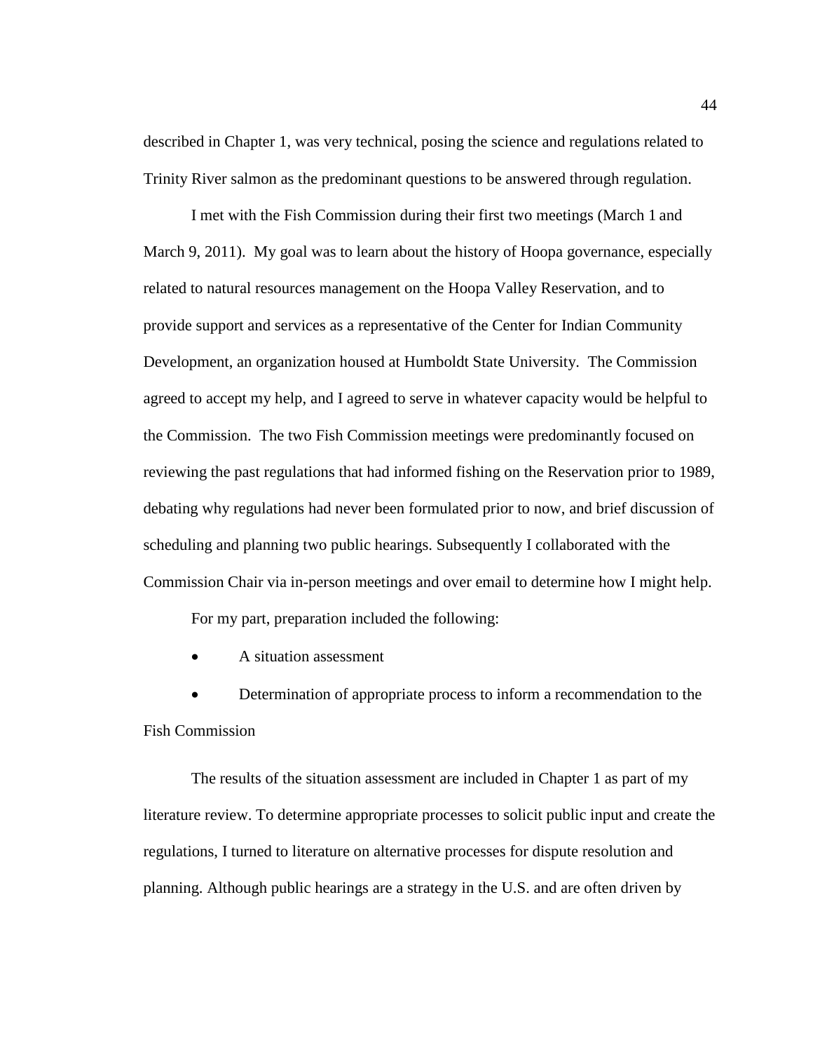described in Chapter 1, was very technical, posing the science and regulations related to Trinity River salmon as the predominant questions to be answered through regulation.

I met with the Fish Commission during their first two meetings (March 1 and March 9, 2011). My goal was to learn about the history of Hoopa governance, especially related to natural resources management on the Hoopa Valley Reservation, and to provide support and services as a representative of the Center for Indian Community Development, an organization housed at Humboldt State University. The Commission agreed to accept my help, and I agreed to serve in whatever capacity would be helpful to the Commission. The two Fish Commission meetings were predominantly focused on reviewing the past regulations that had informed fishing on the Reservation prior to 1989, debating why regulations had never been formulated prior to now, and brief discussion of scheduling and planning two public hearings. Subsequently I collaborated with the Commission Chair via in-person meetings and over email to determine how I might help.

For my part, preparation included the following:

- A situation assessment
- Determination of appropriate process to inform a recommendation to the Fish Commission

The results of the situation assessment are included in Chapter 1 as part of my literature review. To determine appropriate processes to solicit public input and create the regulations, I turned to literature on alternative processes for dispute resolution and planning. Although public hearings are a strategy in the U.S. and are often driven by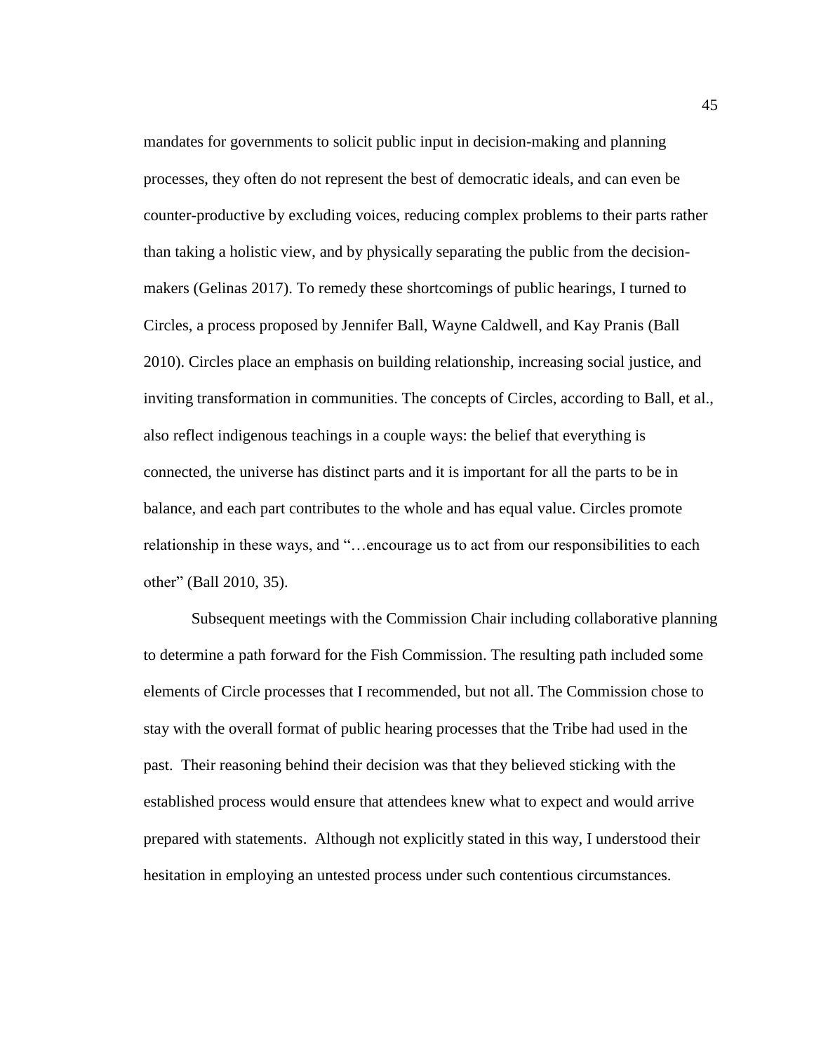mandates for governments to solicit public input in decision-making and planning processes, they often do not represent the best of democratic ideals, and can even be counter-productive by excluding voices, reducing complex problems to their parts rather than taking a holistic view, and by physically separating the public from the decision-makers (Gelinas 2017). To remedy these shortcomings of public hearings, I turned to Circles, a process proposed by Jennifer Ball, Wayne Caldwell, and Kay Pranis (Ball 2010). Circles place an emphasis on building relationship, increasing social justice, and inviting transformation in communities. The concepts of Circles, according to Ball, et al., also reflect indigenous teachings in a couple ways: the belief that everything is connected, the universe has distinct parts and it is important for all the parts to be in balance, and each part contributes to the whole and has equal value. Circles promote relationship in these ways, and "…encourage us to act from our responsibilities to each other" (Ball 2010, 35).

Subsequent meetings with the Commission Chair including collaborative planning to determine a path forward for the Fish Commission. The resulting path included some elements of Circle processes that I recommended, but not all. The Commission chose to stay with the overall format of public hearing processes that the Tribe had used in the past. Their reasoning behind their decision was that they believed sticking with the established process would ensure that attendees knew what to expect and would arrive prepared with statements. Although not explicitly stated in this way, I understood their hesitation in employing an untested process under such contentious circumstances.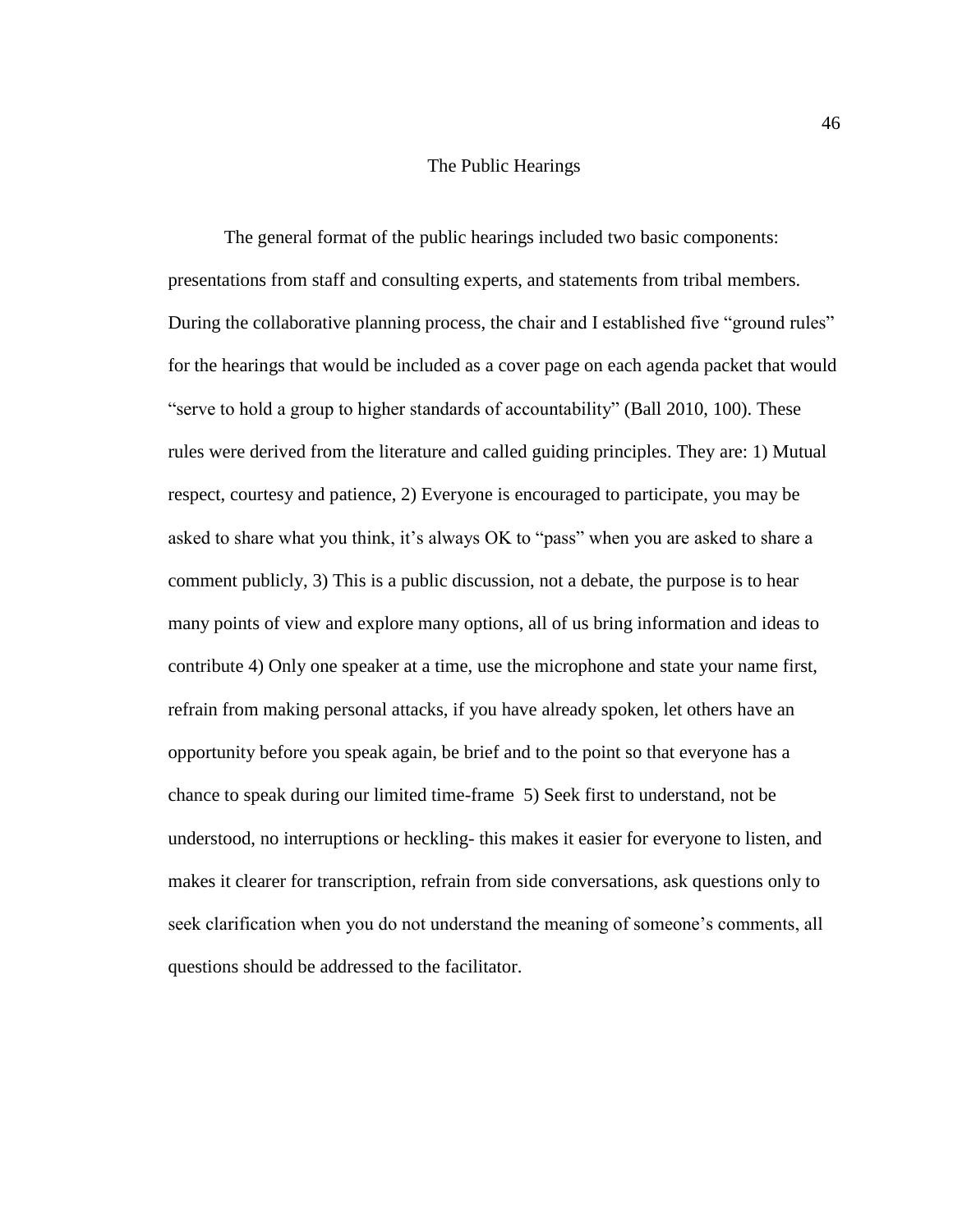## The Public Hearings

The general format of the public hearings included two basic components: presentations from staff and consulting experts, and statements from tribal members. During the collaborative planning process, the chair and I established five "ground rules" for the hearings that would be included as a cover page on each agenda packet that would "serve to hold a group to higher standards of accountability" (Ball 2010, 100). These rules were derived from the literature and called guiding principles. They are: 1) Mutual respect, courtesy and patience, 2) Everyone is encouraged to participate, you may be asked to share what you think, it's always OK to "pass" when you are asked to share a comment publicly, 3) This is a public discussion, not a debate, the purpose is to hear many points of view and explore many options, all of us bring information and ideas to contribute 4) Only one speaker at a time, use the microphone and state your name first, refrain from making personal attacks, if you have already spoken, let others have an opportunity before you speak again, be brief and to the point so that everyone has a chance to speak during our limited time-frame 5) Seek first to understand, not be understood, no interruptions or heckling- this makes it easier for everyone to listen, and makes it clearer for transcription, refrain from side conversations, ask questions only to seek clarification when you do not understand the meaning of someone's comments, all questions should be addressed to the facilitator.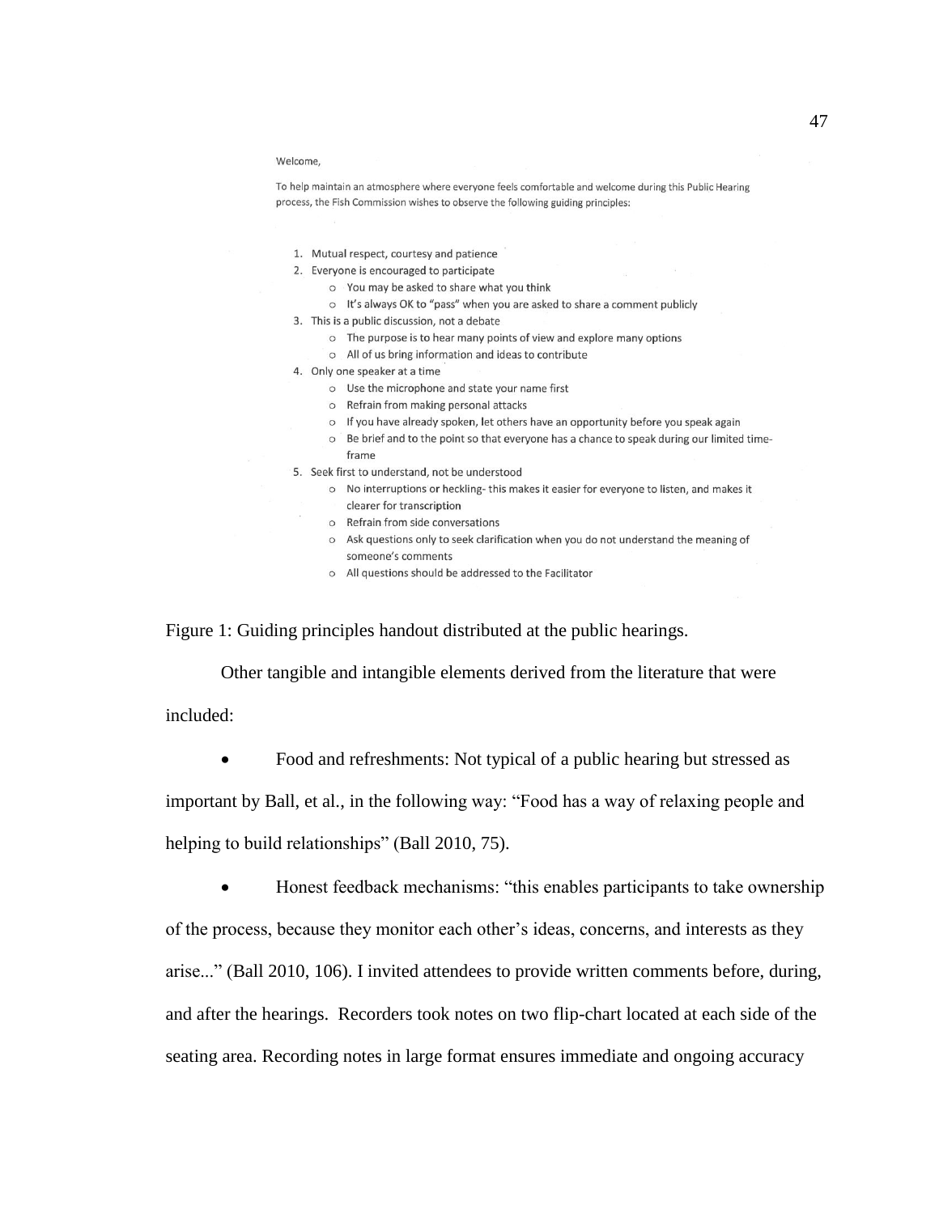Welcome,

To help maintain an atmosphere where everyone feels comfortable and welcome during this Public Hearing process, the Fish Commission wishes to observe the following guiding principles:

1. Mutual respect, courtesy and patience
2. Everyone is encouraged to participate
   - You may be asked to share what you think
   - It's always OK to "pass" when you are asked to share a comment publicly
3. This is a public discussion, not a debate
   - The purpose is to hear many points of view and explore many options
   - All of us bring information and ideas to contribute
4. Only one speaker at a time
   - Use the microphone and state your name first
   - Refrain from making personal attacks
   - If you have already spoken, let others have an opportunity before you speak again
   - Be brief and to the point so that everyone has a chance to speak during our limited time-frame
5. Seek first to understand, not be understood
   - No interruptions or heckling- this makes it easier for everyone to listen, and makes it clearer for transcription
   - Refrain from side conversations
   - Ask questions only to seek clarification when you do not understand the meaning of someone's comments
   - All questions should be addressed to the Facilitator

Figure 1: Guiding principles handout distributed at the public hearings.

Other tangible and intangible elements derived from the literature that were included:

- Food and refreshments: Not typical of a public hearing but stressed as important by Ball, et al., in the following way: "Food has a way of relaxing people and helping to build relationships" (Ball 2010, 75).
- Honest feedback mechanisms: "this enables participants to take ownership of the process, because they monitor each other's ideas, concerns, and interests as they arise..." (Ball 2010, 106). I invited attendees to provide written comments before, during, and after the hearings. Recorders took notes on two flip-chart located at each side of the seating area. Recording notes in large format ensures immediate and ongoing accuracy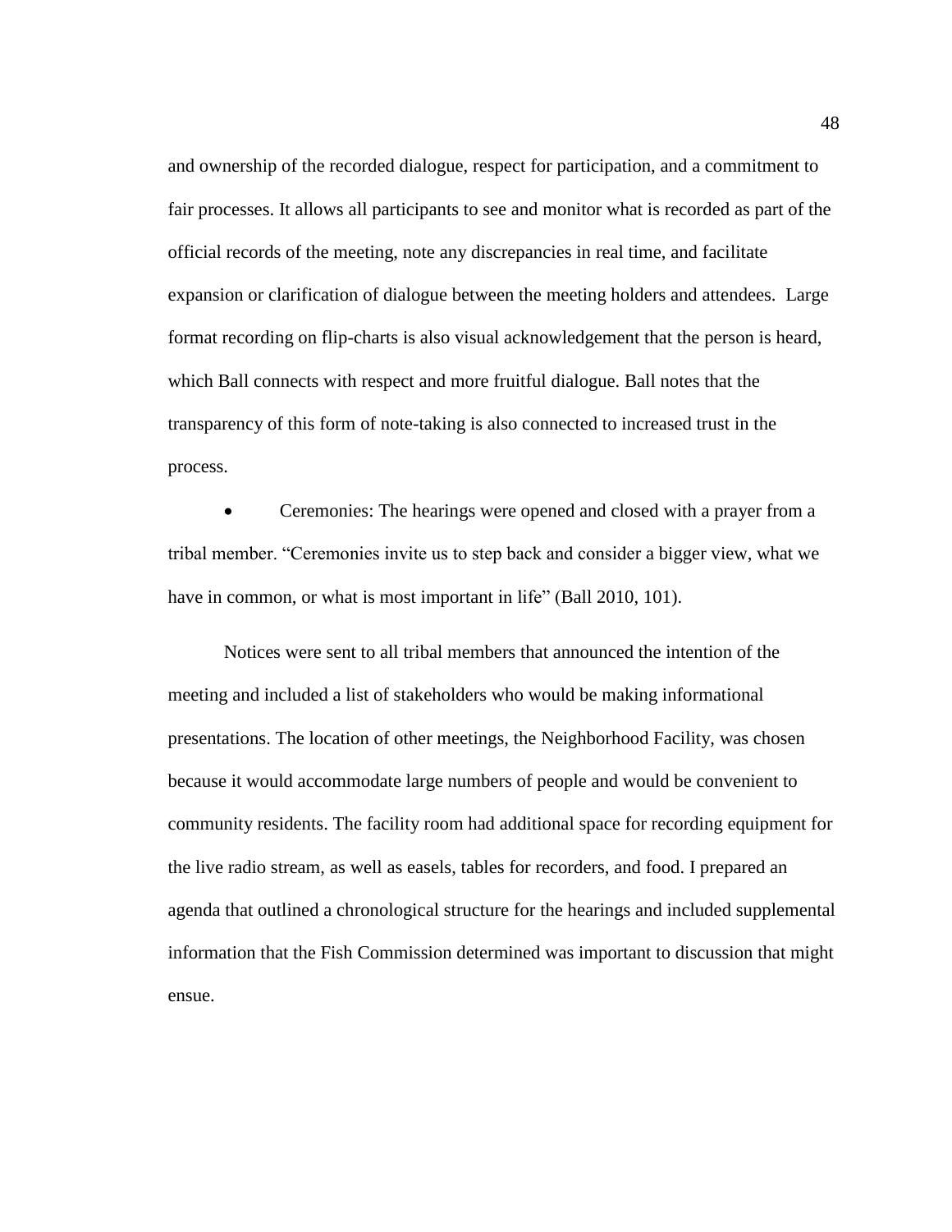and ownership of the recorded dialogue, respect for participation, and a commitment to fair processes. It allows all participants to see and monitor what is recorded as part of the official records of the meeting, note any discrepancies in real time, and facilitate expansion or clarification of dialogue between the meeting holders and attendees. Large format recording on flip-charts is also visual acknowledgement that the person is heard, which Ball connects with respect and more fruitful dialogue. Ball notes that the transparency of this form of note-taking is also connected to increased trust in the process.

- Ceremonies: The hearings were opened and closed with a prayer from a tribal member. "Ceremonies invite us to step back and consider a bigger view, what we have in common, or what is most important in life" (Ball 2010, 101).

Notices were sent to all tribal members that announced the intention of the meeting and included a list of stakeholders who would be making informational presentations. The location of other meetings, the Neighborhood Facility, was chosen because it would accommodate large numbers of people and would be convenient to community residents. The facility room had additional space for recording equipment for the live radio stream, as well as easels, tables for recorders, and food. I prepared an agenda that outlined a chronological structure for the hearings and included supplemental information that the Fish Commission determined was important to discussion that might ensue.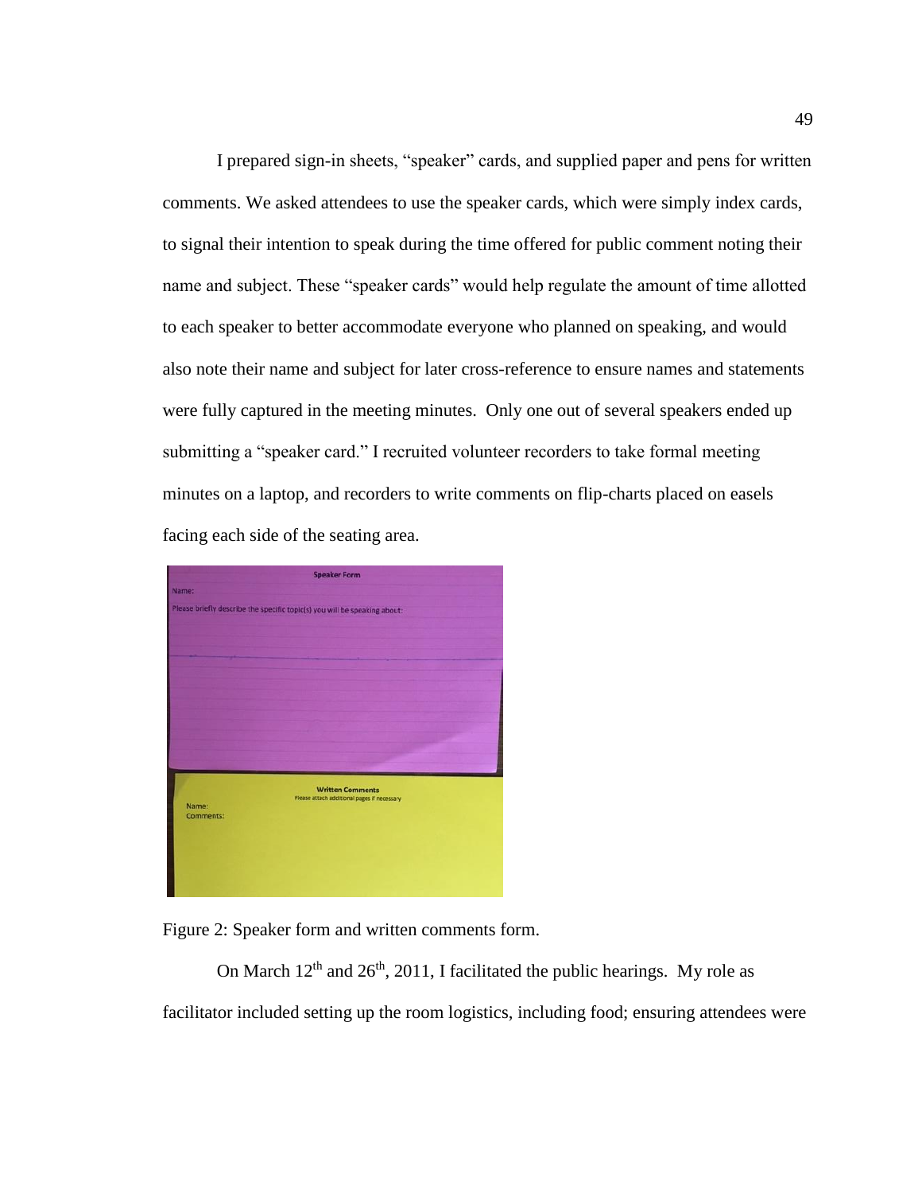I prepared sign-in sheets, "speaker" cards, and supplied paper and pens for written comments. We asked attendees to use the speaker cards, which were simply index cards, to signal their intention to speak during the time offered for public comment noting their name and subject. These "speaker cards" would help regulate the amount of time allotted to each speaker to better accommodate everyone who planned on speaking, and would also note their name and subject for later cross-reference to ensure names and statements were fully captured in the meeting minutes. Only one out of several speakers ended up submitting a "speaker card." I recruited volunteer recorders to take formal meeting minutes on a laptop, and recorders to write comments on flip-charts placed on easels facing each side of the seating area.

Figure 2: Speaker form and written comments form.

On March 12th and 26th, 2011, I facilitated the public hearings. My role as facilitator included setting up the room logistics, including food; ensuring attendees were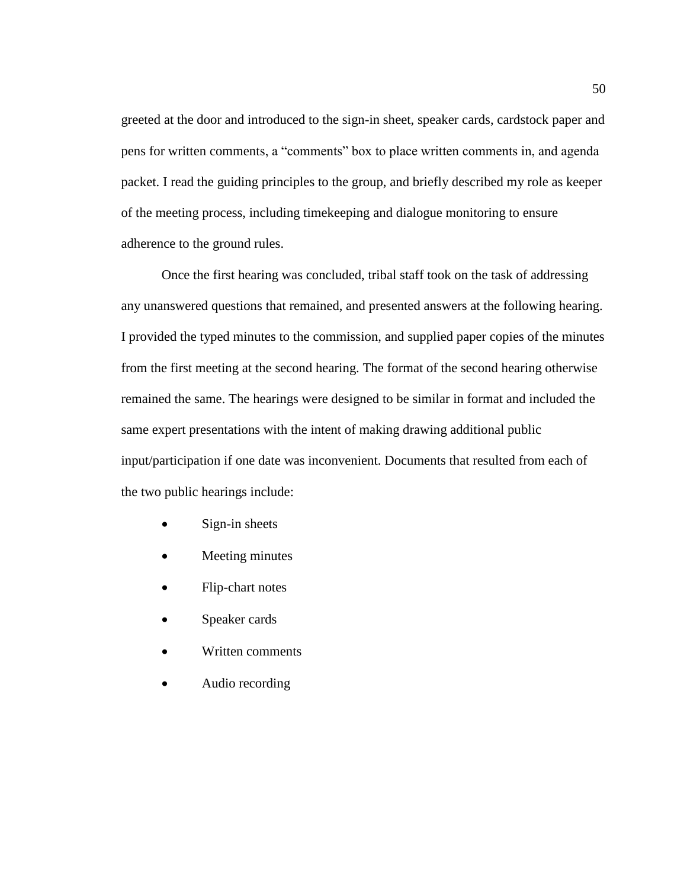greeted at the door and introduced to the sign-in sheet, speaker cards, cardstock paper and pens for written comments, a "comments" box to place written comments in, and agenda packet. I read the guiding principles to the group, and briefly described my role as keeper of the meeting process, including timekeeping and dialogue monitoring to ensure adherence to the ground rules.

Once the first hearing was concluded, tribal staff took on the task of addressing any unanswered questions that remained, and presented answers at the following hearing. I provided the typed minutes to the commission, and supplied paper copies of the minutes from the first meeting at the second hearing. The format of the second hearing otherwise remained the same. The hearings were designed to be similar in format and included the same expert presentations with the intent of making drawing additional public input/participation if one date was inconvenient. Documents that resulted from each of the two public hearings include:

- Sign-in sheets
- Meeting minutes
- Flip-chart notes
- Speaker cards
- Written comments
- Audio recording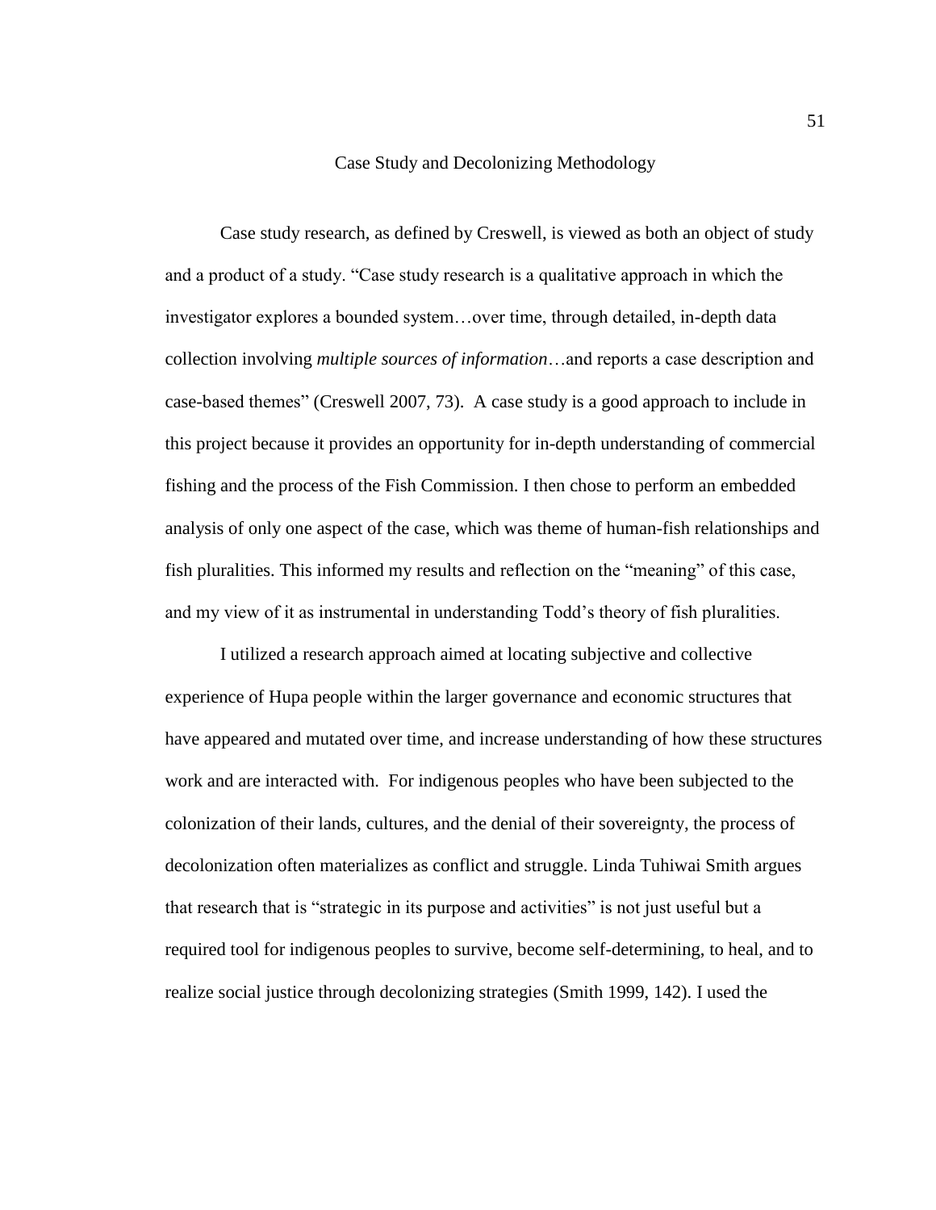## Case Study and Decolonizing Methodology

Case study research, as defined by Creswell, is viewed as both an object of study and a product of a study. "Case study research is a qualitative approach in which the investigator explores a bounded system…over time, through detailed, in-depth data collection involving *multiple sources of information*…and reports a case description and case-based themes" (Creswell 2007, 73). A case study is a good approach to include in this project because it provides an opportunity for in-depth understanding of commercial fishing and the process of the Fish Commission. I then chose to perform an embedded analysis of only one aspect of the case, which was theme of human-fish relationships and fish pluralities. This informed my results and reflection on the "meaning" of this case, and my view of it as instrumental in understanding Todd's theory of fish pluralities.

I utilized a research approach aimed at locating subjective and collective experience of Hupa people within the larger governance and economic structures that have appeared and mutated over time, and increase understanding of how these structures work and are interacted with. For indigenous peoples who have been subjected to the colonization of their lands, cultures, and the denial of their sovereignty, the process of decolonization often materializes as conflict and struggle. Linda Tuhiwai Smith argues that research that is "strategic in its purpose and activities" is not just useful but a required tool for indigenous peoples to survive, become self-determining, to heal, and to realize social justice through decolonizing strategies (Smith 1999, 142). I used the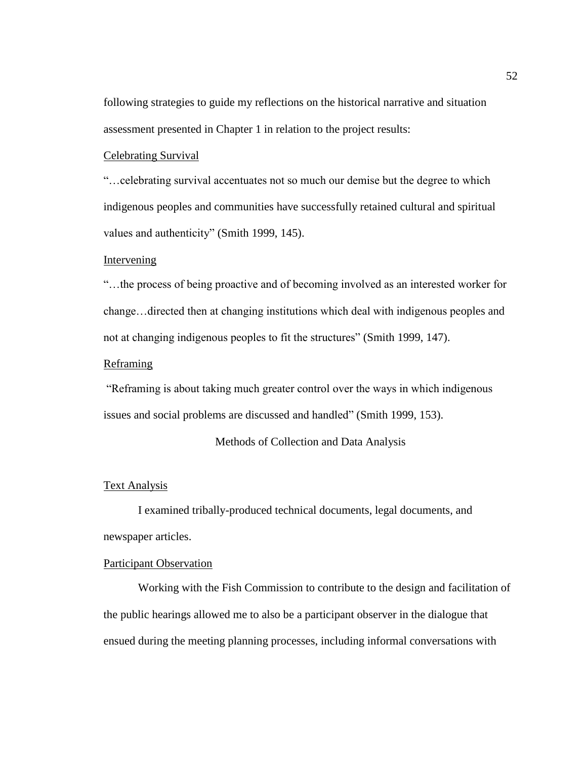following strategies to guide my reflections on the historical narrative and situation assessment presented in Chapter 1 in relation to the project results:

<u>Celebrating Survival</u>

"…celebrating survival accentuates not so much our demise but the degree to which indigenous peoples and communities have successfully retained cultural and spiritual values and authenticity" (Smith 1999, 145).

<u>Intervening</u>

"…the process of being proactive and of becoming involved as an interested worker for change…directed then at changing institutions which deal with indigenous peoples and not at changing indigenous peoples to fit the structures" (Smith 1999, 147).

<u>Reframing</u>

"Reframing is about taking much greater control over the ways in which indigenous issues and social problems are discussed and handled" (Smith 1999, 153).

## Methods of Collection and Data Analysis

<u>Text Analysis</u>

I examined tribally-produced technical documents, legal documents, and newspaper articles.

<u>Participant Observation</u>

Working with the Fish Commission to contribute to the design and facilitation of the public hearings allowed me to also be a participant observer in the dialogue that ensued during the meeting planning processes, including informal conversations with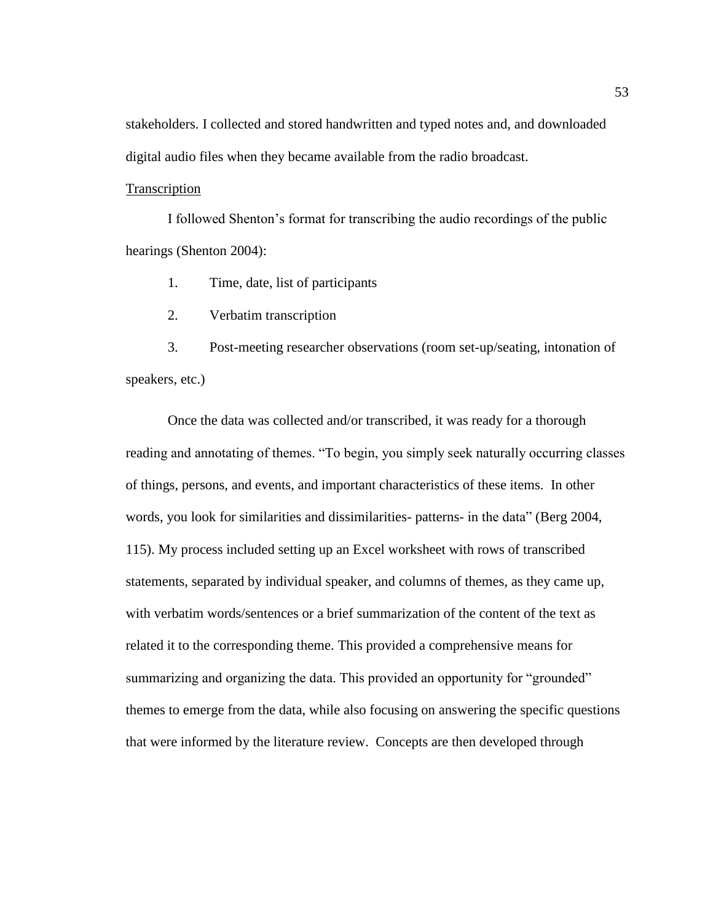stakeholders. I collected and stored handwritten and typed notes and, and downloaded digital audio files when they became available from the radio broadcast.

Transcription

I followed Shenton's format for transcribing the audio recordings of the public hearings (Shenton 2004):

1. Time, date, list of participants
2. Verbatim transcription
3. Post-meeting researcher observations (room set-up/seating, intonation of speakers, etc.)

Once the data was collected and/or transcribed, it was ready for a thorough reading and annotating of themes. "To begin, you simply seek naturally occurring classes of things, persons, and events, and important characteristics of these items. In other words, you look for similarities and dissimilarities- patterns- in the data" (Berg 2004, 115). My process included setting up an Excel worksheet with rows of transcribed statements, separated by individual speaker, and columns of themes, as they came up, with verbatim words/sentences or a brief summarization of the content of the text as related it to the corresponding theme. This provided a comprehensive means for summarizing and organizing the data. This provided an opportunity for "grounded" themes to emerge from the data, while also focusing on answering the specific questions that were informed by the literature review. Concepts are then developed through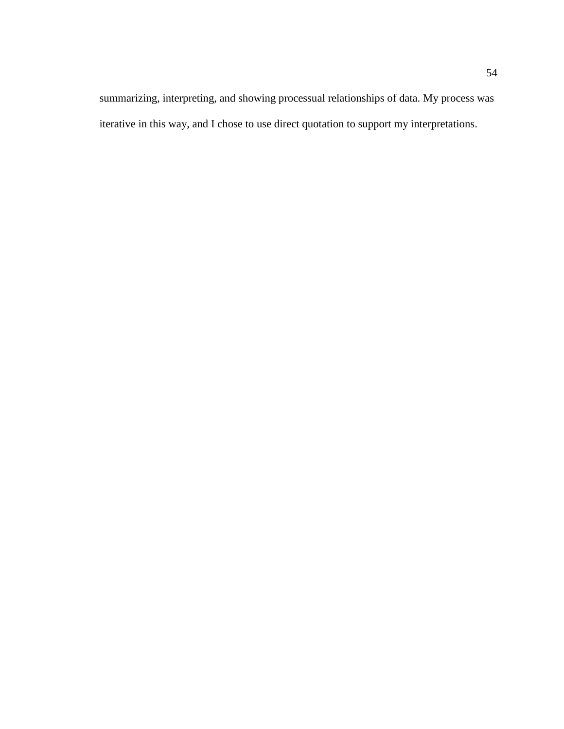summarizing, interpreting, and showing processual relationships of data. My process was iterative in this way, and I chose to use direct quotation to support my interpretations.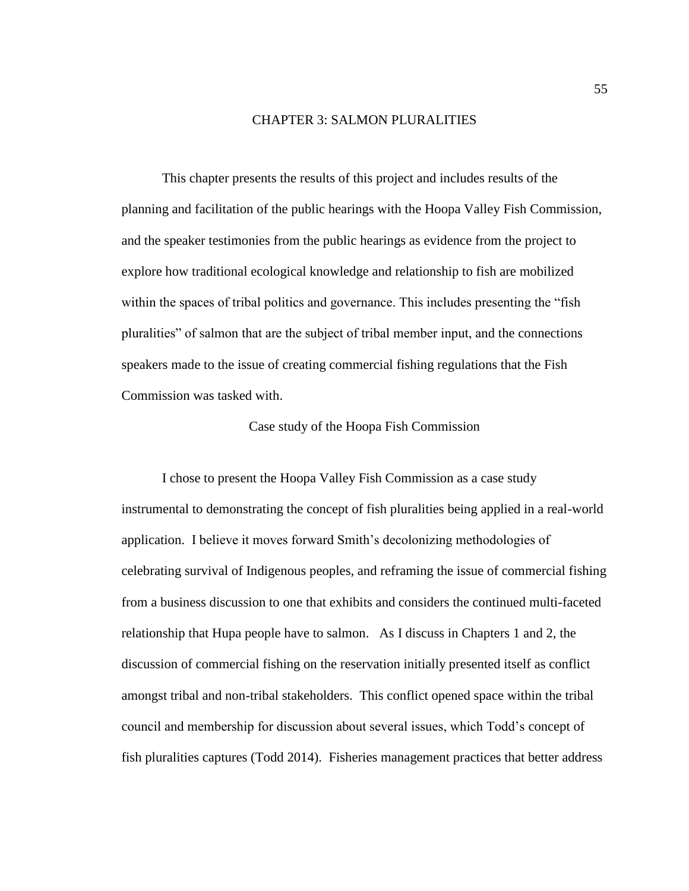# CHAPTER 3: SALMON PLURALITIES

This chapter presents the results of this project and includes results of the planning and facilitation of the public hearings with the Hoopa Valley Fish Commission, and the speaker testimonies from the public hearings as evidence from the project to explore how traditional ecological knowledge and relationship to fish are mobilized within the spaces of tribal politics and governance. This includes presenting the "fish pluralities" of salmon that are the subject of tribal member input, and the connections speakers made to the issue of creating commercial fishing regulations that the Fish Commission was tasked with.

## Case study of the Hoopa Fish Commission

I chose to present the Hoopa Valley Fish Commission as a case study instrumental to demonstrating the concept of fish pluralities being applied in a real-world application. I believe it moves forward Smith's decolonizing methodologies of celebrating survival of Indigenous peoples, and reframing the issue of commercial fishing from a business discussion to one that exhibits and considers the continued multi-faceted relationship that Hupa people have to salmon. As I discuss in Chapters 1 and 2, the discussion of commercial fishing on the reservation initially presented itself as conflict amongst tribal and non-tribal stakeholders. This conflict opened space within the tribal council and membership for discussion about several issues, which Todd's concept of fish pluralities captures (Todd 2014). Fisheries management practices that better address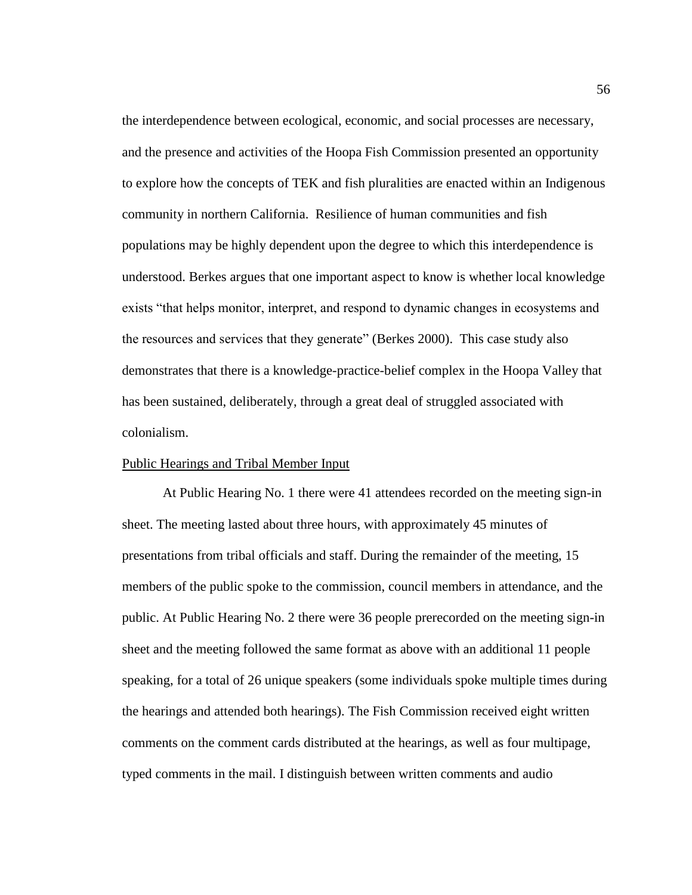the interdependence between ecological, economic, and social processes are necessary, and the presence and activities of the Hoopa Fish Commission presented an opportunity to explore how the concepts of TEK and fish pluralities are enacted within an Indigenous community in northern California. Resilience of human communities and fish populations may be highly dependent upon the degree to which this interdependence is understood. Berkes argues that one important aspect to know is whether local knowledge exists "that helps monitor, interpret, and respond to dynamic changes in ecosystems and the resources and services that they generate" (Berkes 2000). This case study also demonstrates that there is a knowledge-practice-belief complex in the Hoopa Valley that has been sustained, deliberately, through a great deal of struggled associated with colonialism.

Public Hearings and Tribal Member Input

At Public Hearing No. 1 there were 41 attendees recorded on the meeting sign-in sheet. The meeting lasted about three hours, with approximately 45 minutes of presentations from tribal officials and staff. During the remainder of the meeting, 15 members of the public spoke to the commission, council members in attendance, and the public. At Public Hearing No. 2 there were 36 people prerecorded on the meeting sign-in sheet and the meeting followed the same format as above with an additional 11 people speaking, for a total of 26 unique speakers (some individuals spoke multiple times during the hearings and attended both hearings). The Fish Commission received eight written comments on the comment cards distributed at the hearings, as well as four multipage, typed comments in the mail. I distinguish between written comments and audio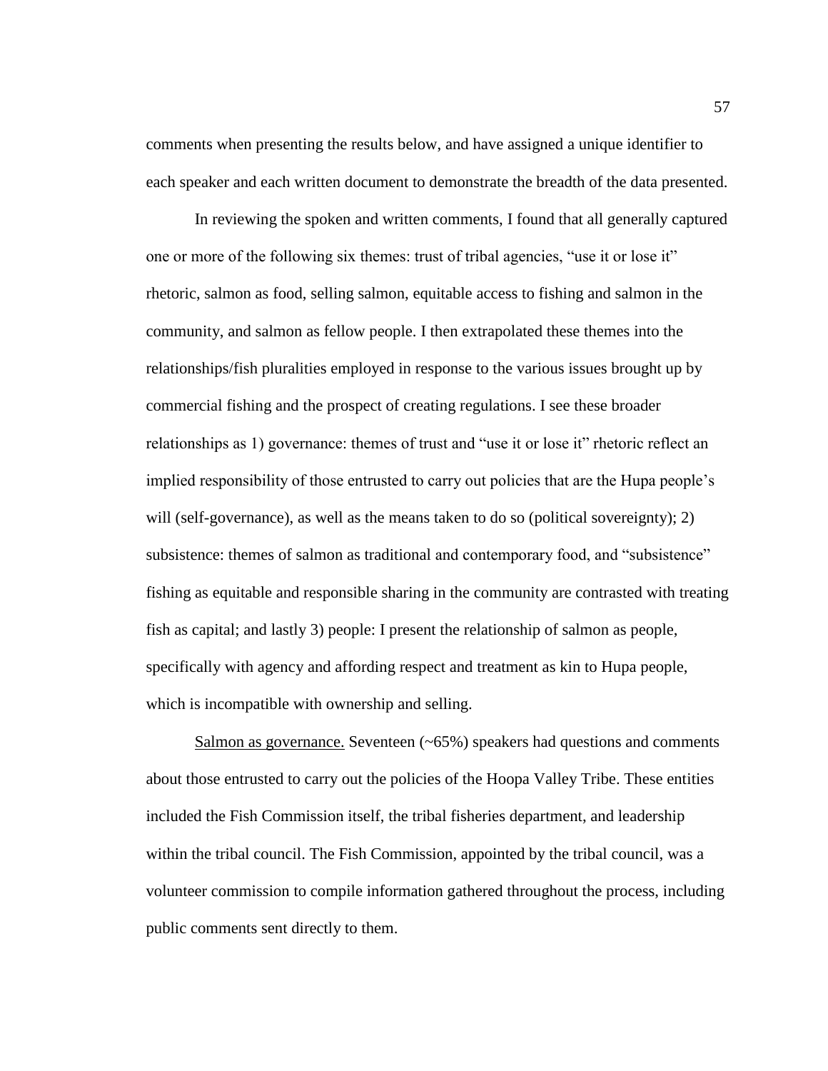comments when presenting the results below, and have assigned a unique identifier to each speaker and each written document to demonstrate the breadth of the data presented.

In reviewing the spoken and written comments, I found that all generally captured one or more of the following six themes: trust of tribal agencies, "use it or lose it" rhetoric, salmon as food, selling salmon, equitable access to fishing and salmon in the community, and salmon as fellow people. I then extrapolated these themes into the relationships/fish pluralities employed in response to the various issues brought up by commercial fishing and the prospect of creating regulations. I see these broader relationships as 1) governance: themes of trust and "use it or lose it" rhetoric reflect an implied responsibility of those entrusted to carry out policies that are the Hupa people's will (self-governance), as well as the means taken to do so (political sovereignty); 2) subsistence: themes of salmon as traditional and contemporary food, and "subsistence" fishing as equitable and responsible sharing in the community are contrasted with treating fish as capital; and lastly 3) people: I present the relationship of salmon as people, specifically with agency and affording respect and treatment as kin to Hupa people, which is incompatible with ownership and selling.

<u>Salmon as governance.</u> Seventeen (~65%) speakers had questions and comments about those entrusted to carry out the policies of the Hoopa Valley Tribe. These entities included the Fish Commission itself, the tribal fisheries department, and leadership within the tribal council. The Fish Commission, appointed by the tribal council, was a volunteer commission to compile information gathered throughout the process, including public comments sent directly to them.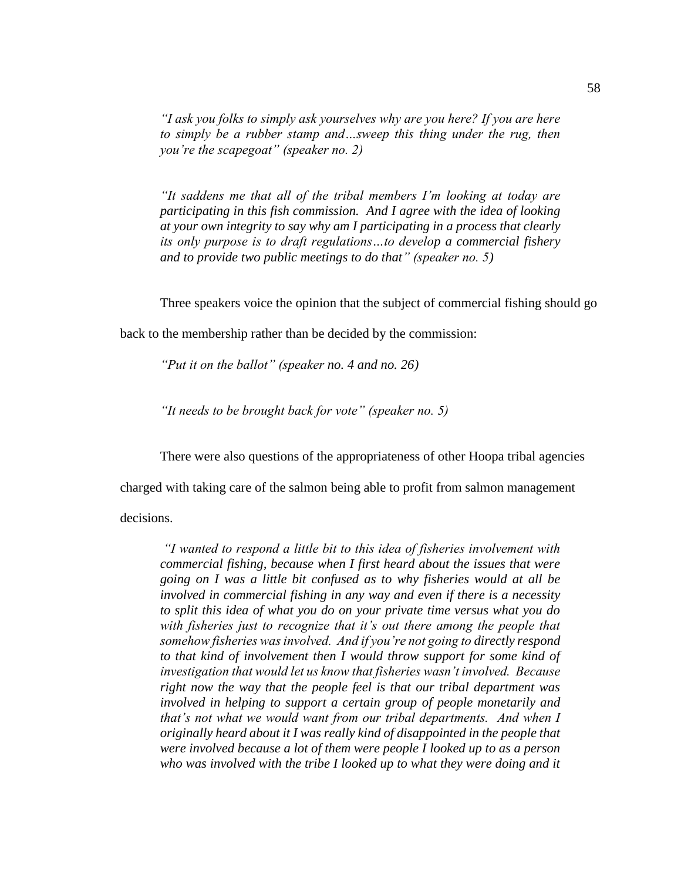> *"I ask you folks to simply ask yourselves why are you here? If you are here to simply be a rubber stamp and…sweep this thing under the rug, then you're the scapegoat" (speaker no. 2)*

> *"It saddens me that all of the tribal members I'm looking at today are participating in this fish commission. And I agree with the idea of looking at your own integrity to say why am I participating in a process that clearly its only purpose is to draft regulations…to develop a commercial fishery and to provide two public meetings to do that" (speaker no. 5)*

Three speakers voice the opinion that the subject of commercial fishing should go back to the membership rather than be decided by the commission:

> *"Put it on the ballot" (speaker no. 4 and no. 26)*

> *"It needs to be brought back for vote" (speaker no. 5)*

There were also questions of the appropriateness of other Hoopa tribal agencies charged with taking care of the salmon being able to profit from salmon management decisions.

> *"I wanted to respond a little bit to this idea of fisheries involvement with commercial fishing, because when I first heard about the issues that were going on I was a little bit confused as to why fisheries would at all be involved in commercial fishing in any way and even if there is a necessity to split this idea of what you do on your private time versus what you do with fisheries just to recognize that it's out there among the people that somehow fisheries was involved. And if you're not going to directly respond to that kind of involvement then I would throw support for some kind of investigation that would let us know that fisheries wasn't involved. Because right now the way that the people feel is that our tribal department was involved in helping to support a certain group of people monetarily and that's not what we would want from our tribal departments. And when I originally heard about it I was really kind of disappointed in the people that were involved because a lot of them were people I looked up to as a person who was involved with the tribe I looked up to what they were doing and it*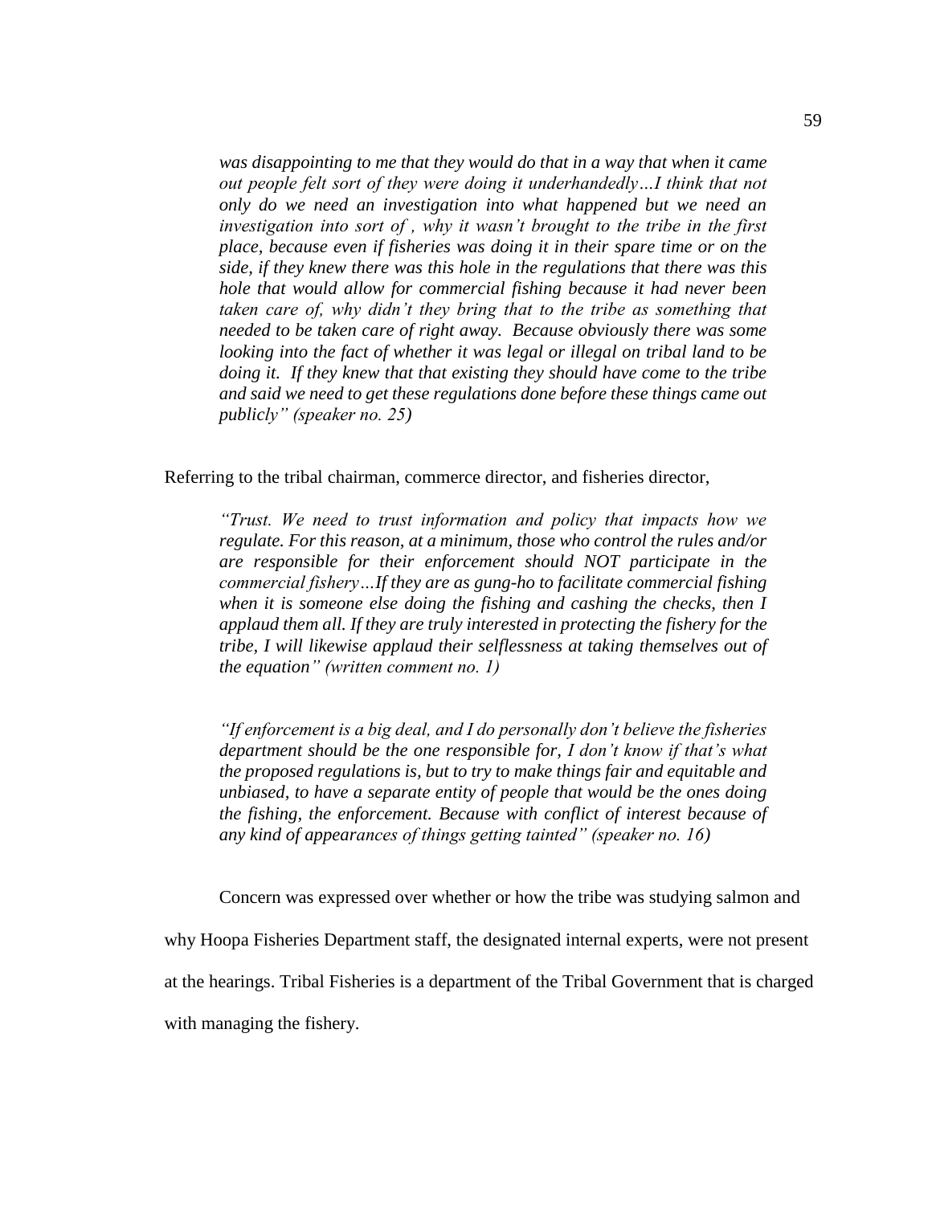> *was disappointing to me that they would do that in a way that when it came out people felt sort of they were doing it underhandedly…I think that not only do we need an investigation into what happened but we need an investigation into sort of , why it wasn't brought to the tribe in the first place, because even if fisheries was doing it in their spare time or on the side, if they knew there was this hole in the regulations that there was this hole that would allow for commercial fishing because it had never been taken care of, why didn't they bring that to the tribe as something that needed to be taken care of right away. Because obviously there was some looking into the fact of whether it was legal or illegal on tribal land to be doing it. If they knew that that existing they should have come to the tribe and said we need to get these regulations done before these things came out publicly" (speaker no. 25)*

Referring to the tribal chairman, commerce director, and fisheries director,

> *"Trust. We need to trust information and policy that impacts how we regulate. For this reason, at a minimum, those who control the rules and/or are responsible for their enforcement should NOT participate in the commercial fishery…If they are as gung-ho to facilitate commercial fishing when it is someone else doing the fishing and cashing the checks, then I applaud them all. If they are truly interested in protecting the fishery for the tribe, I will likewise applaud their selflessness at taking themselves out of the equation" (written comment no. 1)*

> *"If enforcement is a big deal, and I do personally don't believe the fisheries department should be the one responsible for, I don't know if that's what the proposed regulations is, but to try to make things fair and equitable and unbiased, to have a separate entity of people that would be the ones doing the fishing, the enforcement. Because with conflict of interest because of any kind of appearances of things getting tainted" (speaker no. 16)*

Concern was expressed over whether or how the tribe was studying salmon and why Hoopa Fisheries Department staff, the designated internal experts, were not present at the hearings. Tribal Fisheries is a department of the Tribal Government that is charged with managing the fishery.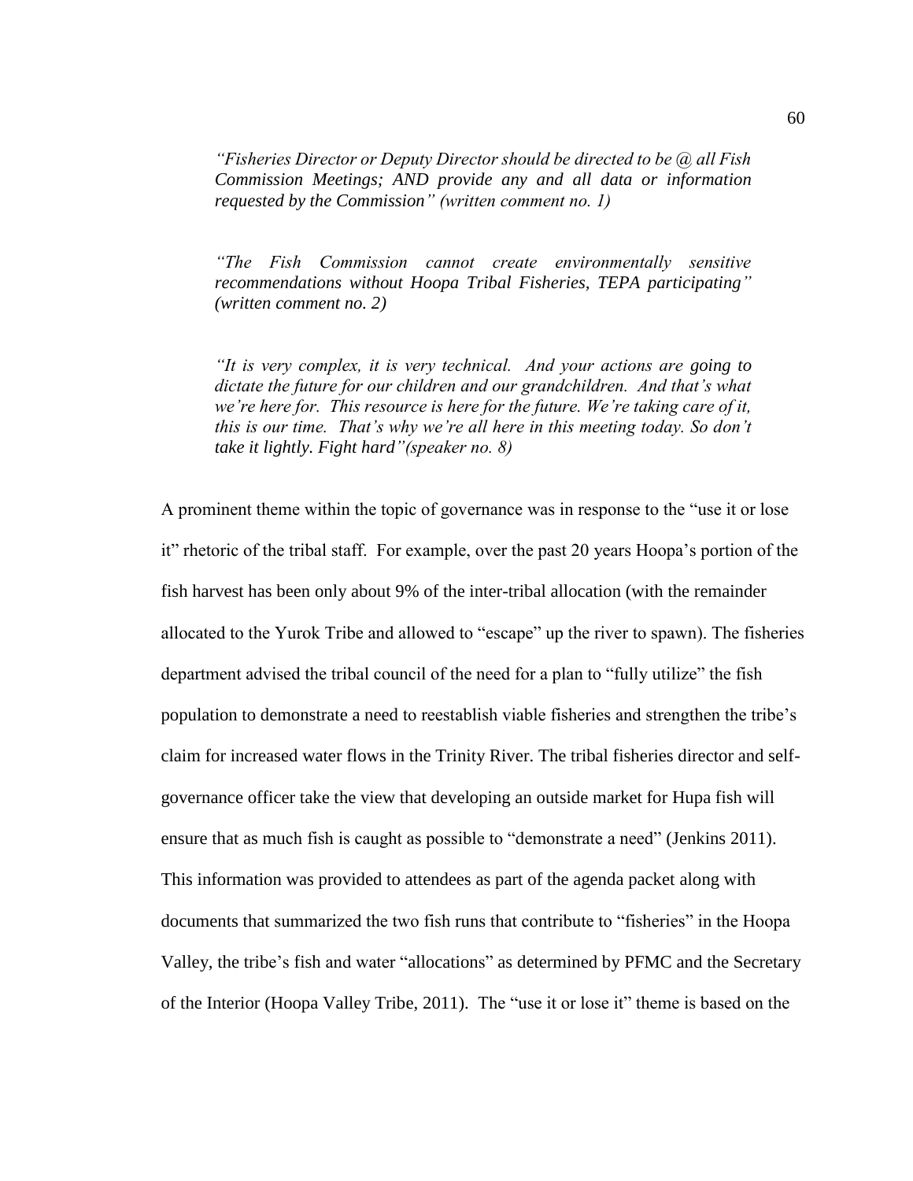> *"Fisheries Director or Deputy Director should be directed to be @ all Fish Commission Meetings; AND provide any and all data or information requested by the Commission" (written comment no. 1)*

> *"The Fish Commission cannot create environmentally sensitive recommendations without Hoopa Tribal Fisheries, TEPA participating" (written comment no. 2)*

> *"It is very complex, it is very technical. And your actions are going to dictate the future for our children and our grandchildren. And that's what we're here for. This resource is here for the future. We're taking care of it, this is our time. That's why we're all here in this meeting today. So don't take it lightly. Fight hard"(speaker no. 8)*

A prominent theme within the topic of governance was in response to the "use it or lose it" rhetoric of the tribal staff. For example, over the past 20 years Hoopa's portion of the fish harvest has been only about 9% of the inter-tribal allocation (with the remainder allocated to the Yurok Tribe and allowed to "escape" up the river to spawn). The fisheries department advised the tribal council of the need for a plan to "fully utilize" the fish population to demonstrate a need to reestablish viable fisheries and strengthen the tribe's claim for increased water flows in the Trinity River. The tribal fisheries director and self-governance officer take the view that developing an outside market for Hupa fish will ensure that as much fish is caught as possible to "demonstrate a need" (Jenkins 2011). This information was provided to attendees as part of the agenda packet along with documents that summarized the two fish runs that contribute to "fisheries" in the Hoopa Valley, the tribe's fish and water "allocations" as determined by PFMC and the Secretary of the Interior (Hoopa Valley Tribe, 2011). The "use it or lose it" theme is based on the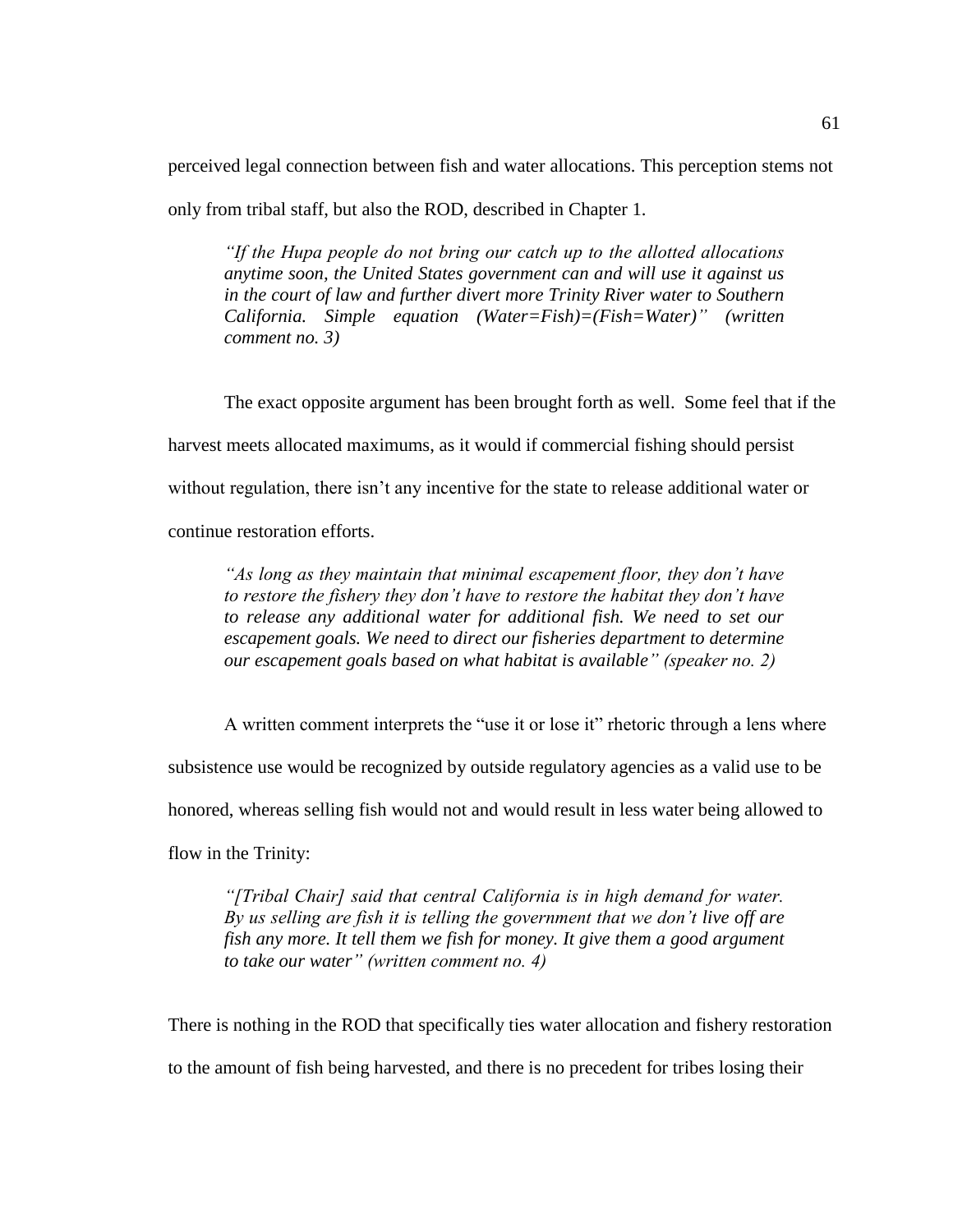perceived legal connection between fish and water allocations. This perception stems not only from tribal staff, but also the ROD, described in Chapter 1.

> *"If the Hupa people do not bring our catch up to the allotted allocations anytime soon, the United States government can and will use it against us in the court of law and further divert more Trinity River water to Southern California. Simple equation (Water=Fish)=(Fish=Water)" (written comment no. 3)*

The exact opposite argument has been brought forth as well. Some feel that if the harvest meets allocated maximums, as it would if commercial fishing should persist without regulation, there isn't any incentive for the state to release additional water or continue restoration efforts.

> *"As long as they maintain that minimal escapement floor, they don't have to restore the fishery they don't have to restore the habitat they don't have to release any additional water for additional fish. We need to set our escapement goals. We need to direct our fisheries department to determine our escapement goals based on what habitat is available" (speaker no. 2)*

A written comment interprets the "use it or lose it" rhetoric through a lens where subsistence use would be recognized by outside regulatory agencies as a valid use to be honored, whereas selling fish would not and would result in less water being allowed to flow in the Trinity:

> *"[Tribal Chair] said that central California is in high demand for water. By us selling are fish it is telling the government that we don't live off are fish any more. It tell them we fish for money. It give them a good argument to take our water" (written comment no. 4)*

There is nothing in the ROD that specifically ties water allocation and fishery restoration to the amount of fish being harvested, and there is no precedent for tribes losing their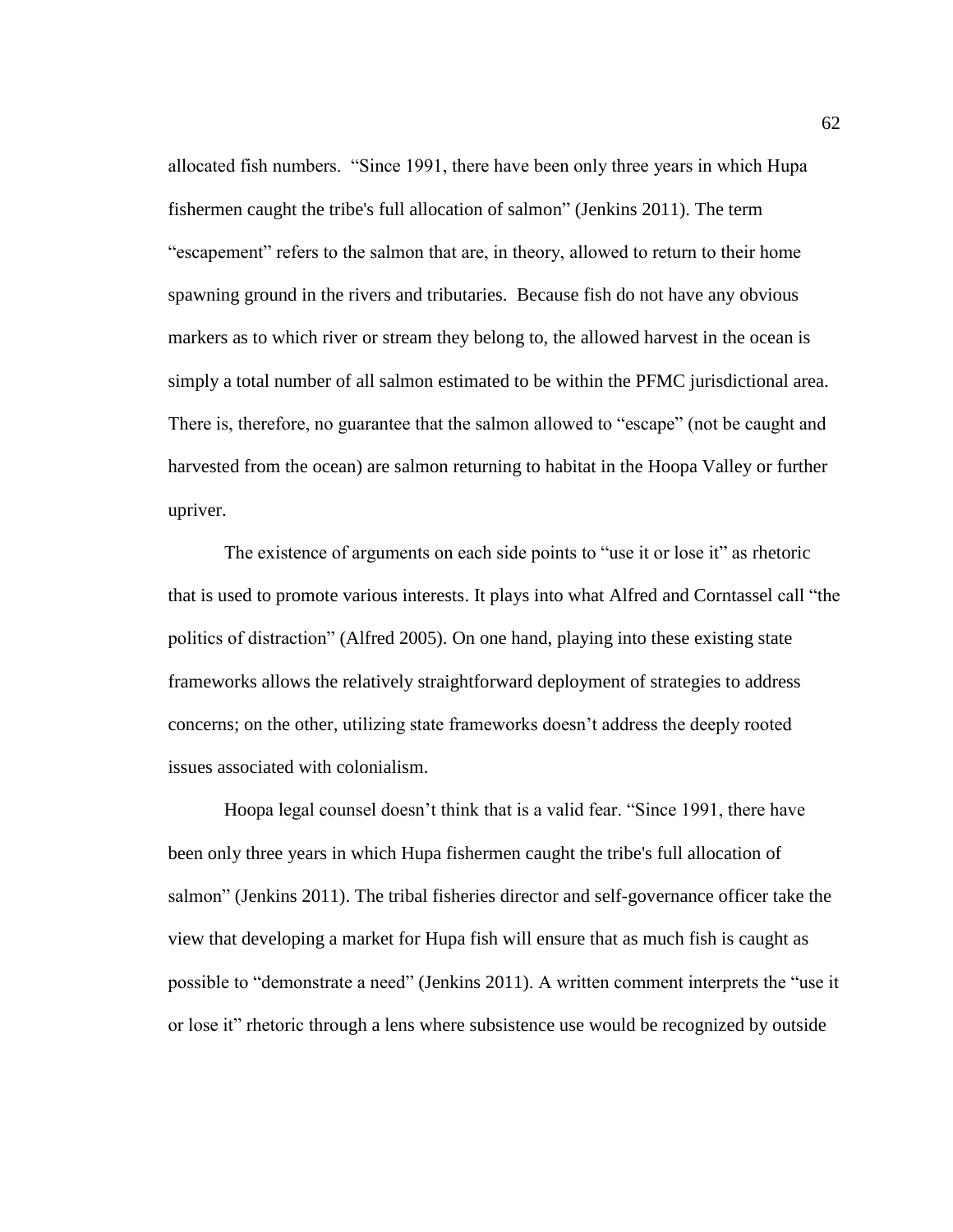allocated fish numbers. "Since 1991, there have been only three years in which Hupa fishermen caught the tribe's full allocation of salmon" (Jenkins 2011). The term "escapement" refers to the salmon that are, in theory, allowed to return to their home spawning ground in the rivers and tributaries. Because fish do not have any obvious markers as to which river or stream they belong to, the allowed harvest in the ocean is simply a total number of all salmon estimated to be within the PFMC jurisdictional area. There is, therefore, no guarantee that the salmon allowed to "escape" (not be caught and harvested from the ocean) are salmon returning to habitat in the Hoopa Valley or further upriver.

The existence of arguments on each side points to "use it or lose it" as rhetoric that is used to promote various interests. It plays into what Alfred and Corntassel call "the politics of distraction" (Alfred 2005). On one hand, playing into these existing state frameworks allows the relatively straightforward deployment of strategies to address concerns; on the other, utilizing state frameworks doesn't address the deeply rooted issues associated with colonialism.

Hoopa legal counsel doesn't think that is a valid fear. "Since 1991, there have been only three years in which Hupa fishermen caught the tribe's full allocation of salmon" (Jenkins 2011). The tribal fisheries director and self-governance officer take the view that developing a market for Hupa fish will ensure that as much fish is caught as possible to "demonstrate a need" (Jenkins 2011). A written comment interprets the "use it or lose it" rhetoric through a lens where subsistence use would be recognized by outside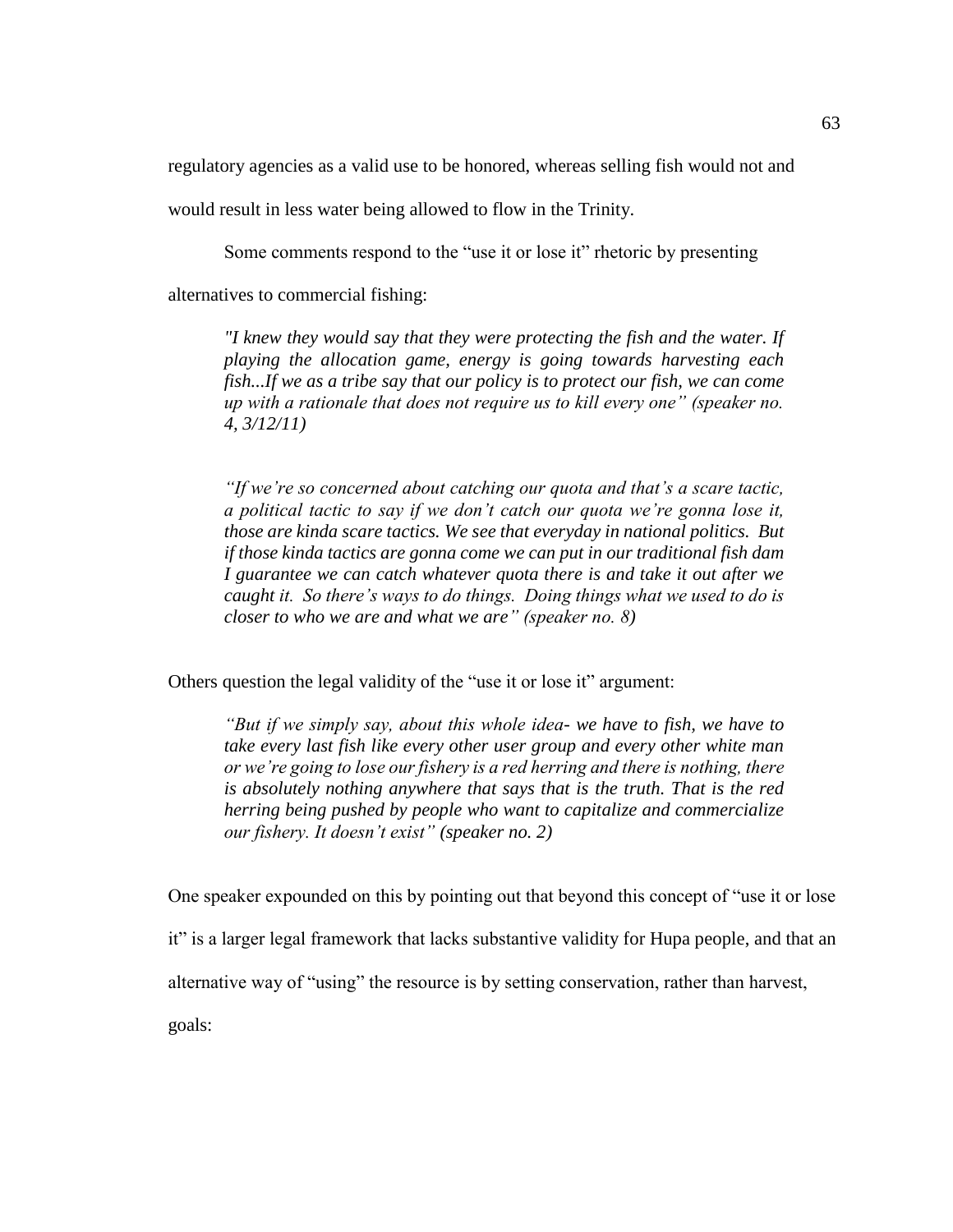regulatory agencies as a valid use to be honored, whereas selling fish would not and would result in less water being allowed to flow in the Trinity.

Some comments respond to the "use it or lose it" rhetoric by presenting alternatives to commercial fishing:

> *"I knew they would say that they were protecting the fish and the water. If playing the allocation game, energy is going towards harvesting each fish...If we as a tribe say that our policy is to protect our fish, we can come up with a rationale that does not require us to kill every one" (speaker no. 4, 3/12/11)*

> *"If we're so concerned about catching our quota and that's a scare tactic, a political tactic to say if we don't catch our quota we're gonna lose it, those are kinda scare tactics. We see that everyday in national politics. But if those kinda tactics are gonna come we can put in our traditional fish dam I guarantee we can catch whatever quota there is and take it out after we caught it. So there's ways to do things. Doing things what we used to do is closer to who we are and what we are" (speaker no. 8)*

Others question the legal validity of the "use it or lose it" argument:

> *"But if we simply say, about this whole idea- we have to fish, we have to take every last fish like every other user group and every other white man or we're going to lose our fishery is a red herring and there is nothing, there is absolutely nothing anywhere that says that is the truth. That is the red herring being pushed by people who want to capitalize and commercialize our fishery. It doesn't exist" (speaker no. 2)*

One speaker expounded on this by pointing out that beyond this concept of "use it or lose it" is a larger legal framework that lacks substantive validity for Hupa people, and that an alternative way of "using" the resource is by setting conservation, rather than harvest, goals: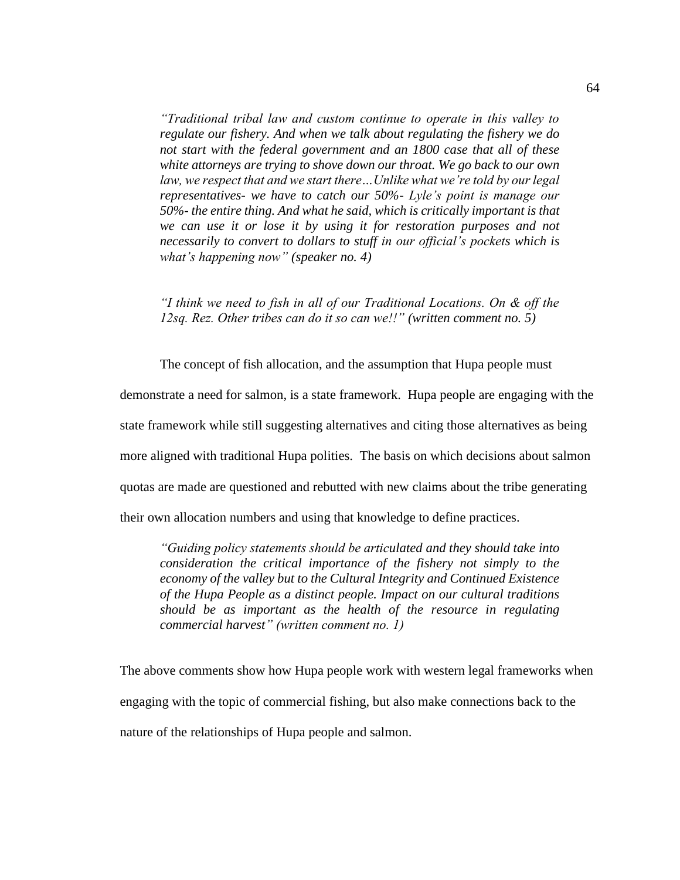> *"Traditional tribal law and custom continue to operate in this valley to regulate our fishery. And when we talk about regulating the fishery we do not start with the federal government and an 1800 case that all of these white attorneys are trying to shove down our throat. We go back to our own law, we respect that and we start there…Unlike what we're told by our legal representatives- we have to catch our 50%- Lyle's point is manage our 50%- the entire thing. And what he said, which is critically important is that we can use it or lose it by using it for restoration purposes and not necessarily to convert to dollars to stuff in our official's pockets which is what's happening now" (speaker no. 4)*

> *"I think we need to fish in all of our Traditional Locations. On & off the 12sq. Rez. Other tribes can do it so can we!!" (written comment no. 5)*

The concept of fish allocation, and the assumption that Hupa people must demonstrate a need for salmon, is a state framework. Hupa people are engaging with the state framework while still suggesting alternatives and citing those alternatives as being more aligned with traditional Hupa polities. The basis on which decisions about salmon quotas are made are questioned and rebutted with new claims about the tribe generating their own allocation numbers and using that knowledge to define practices.

> *"Guiding policy statements should be articulated and they should take into consideration the critical importance of the fishery not simply to the economy of the valley but to the Cultural Integrity and Continued Existence of the Hupa People as a distinct people. Impact on our cultural traditions should be as important as the health of the resource in regulating commercial harvest" (written comment no. 1)*

The above comments show how Hupa people work with western legal frameworks when engaging with the topic of commercial fishing, but also make connections back to the nature of the relationships of Hupa people and salmon.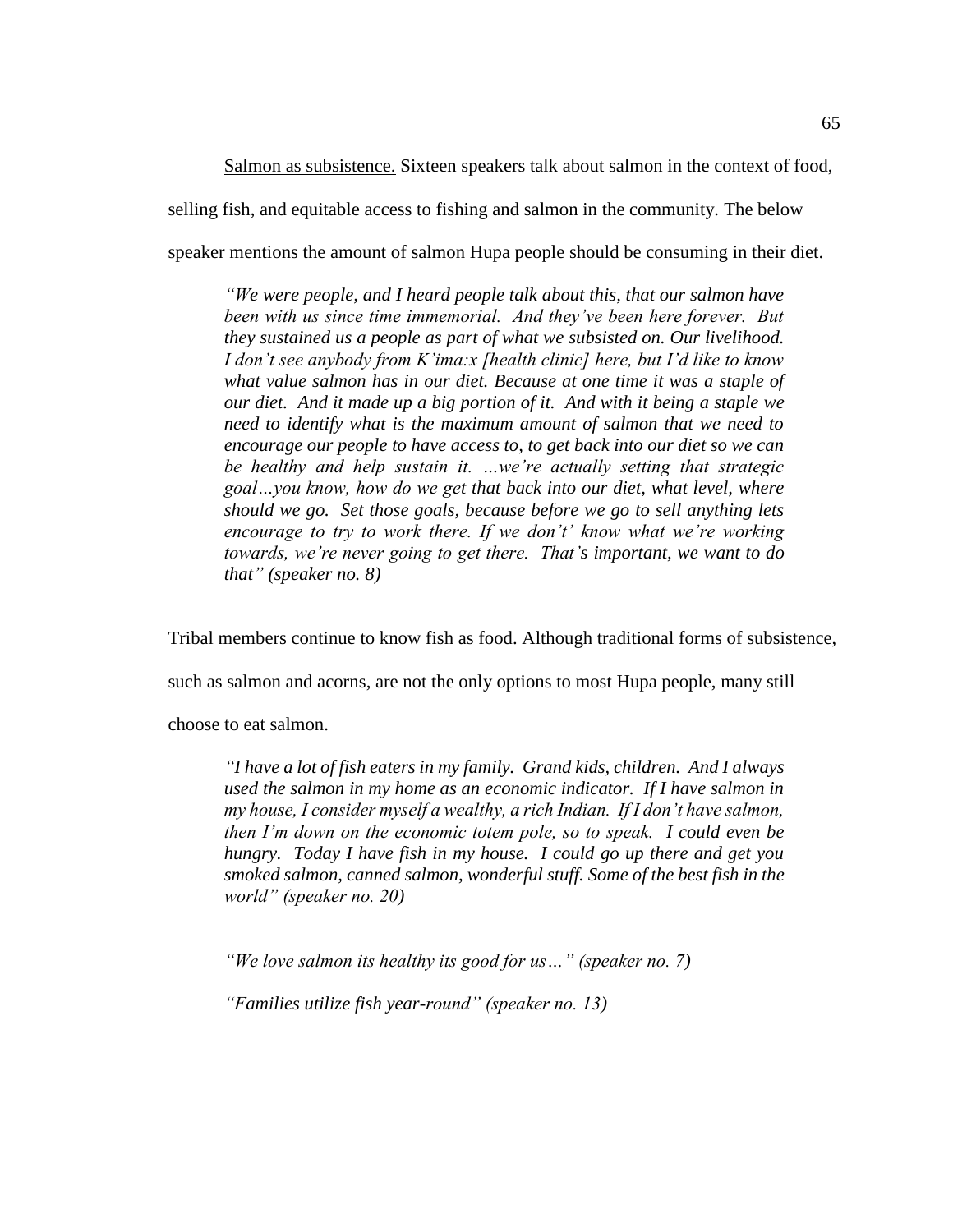Salmon as subsistence. Sixteen speakers talk about salmon in the context of food, selling fish, and equitable access to fishing and salmon in the community. The below speaker mentions the amount of salmon Hupa people should be consuming in their diet.

> *"We were people, and I heard people talk about this, that our salmon have been with us since time immemorial. And they've been here forever. But they sustained us a people as part of what we subsisted on. Our livelihood. I don't see anybody from K'ima:x [health clinic] here, but I'd like to know what value salmon has in our diet. Because at one time it was a staple of our diet. And it made up a big portion of it. And with it being a staple we need to identify what is the maximum amount of salmon that we need to encourage our people to have access to, to get back into our diet so we can be healthy and help sustain it. …we're actually setting that strategic goal…you know, how do we get that back into our diet, what level, where should we go. Set those goals, because before we go to sell anything lets encourage to try to work there. If we don't' know what we're working towards, we're never going to get there. That's important, we want to do that" (speaker no. 8)*

Tribal members continue to know fish as food. Although traditional forms of subsistence, such as salmon and acorns, are not the only options to most Hupa people, many still choose to eat salmon.

> *"I have a lot of fish eaters in my family. Grand kids, children. And I always used the salmon in my home as an economic indicator. If I have salmon in my house, I consider myself a wealthy, a rich Indian. If I don't have salmon, then I'm down on the economic totem pole, so to speak. I could even be hungry. Today I have fish in my house. I could go up there and get you smoked salmon, canned salmon, wonderful stuff. Some of the best fish in the world" (speaker no. 20)*

> *"We love salmon its healthy its good for us…" (speaker no. 7)*

> *"Families utilize fish year-round" (speaker no. 13)*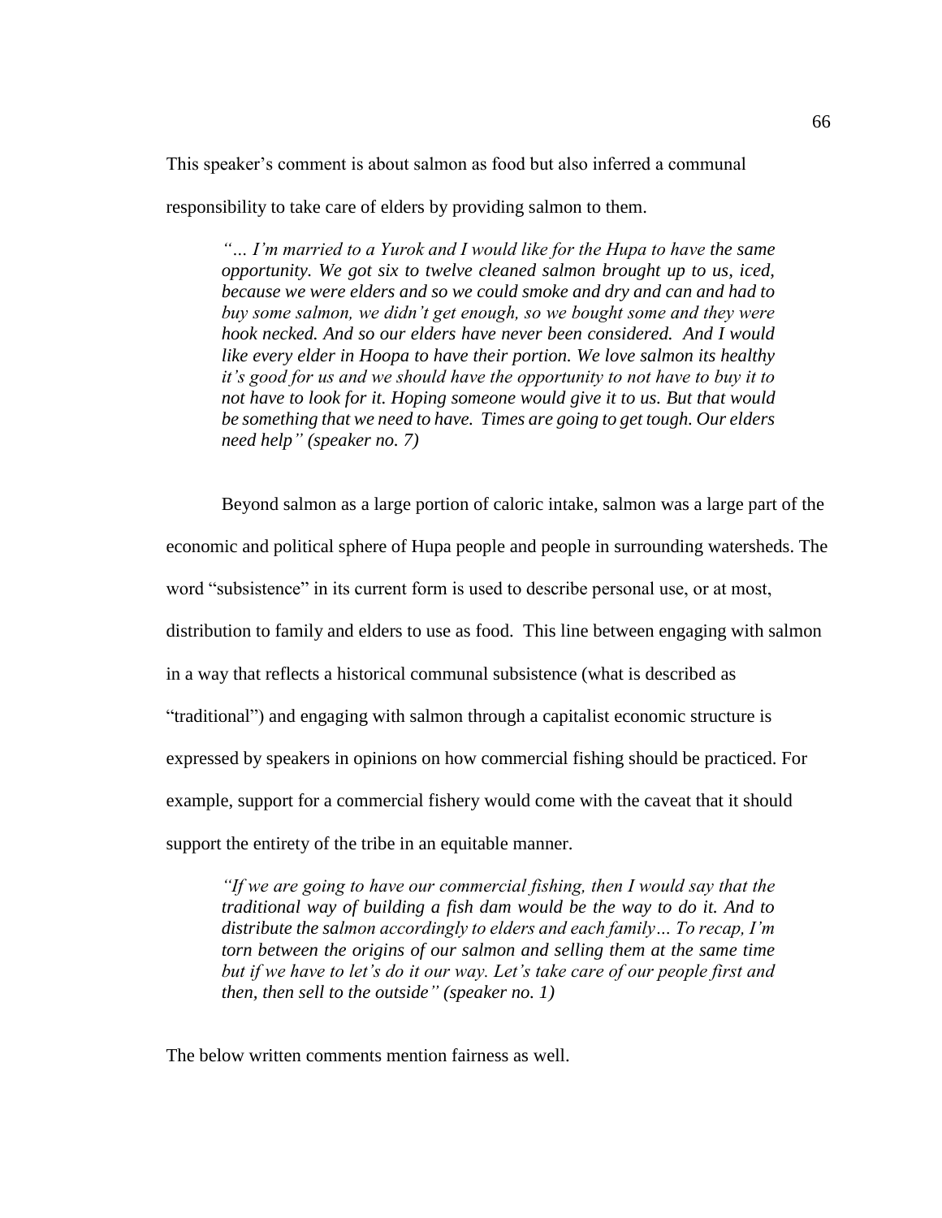This speaker's comment is about salmon as food but also inferred a communal responsibility to take care of elders by providing salmon to them.

> *"… I'm married to a Yurok and I would like for the Hupa to have the same opportunity. We got six to twelve cleaned salmon brought up to us, iced, because we were elders and so we could smoke and dry and can and had to buy some salmon, we didn't get enough, so we bought some and they were hook necked. And so our elders have never been considered. And I would like every elder in Hoopa to have their portion. We love salmon its healthy it's good for us and we should have the opportunity to not have to buy it to not have to look for it. Hoping someone would give it to us. But that would be something that we need to have. Times are going to get tough. Our elders need help" (speaker no. 7)*

Beyond salmon as a large portion of caloric intake, salmon was a large part of the economic and political sphere of Hupa people and people in surrounding watersheds. The word "subsistence" in its current form is used to describe personal use, or at most, distribution to family and elders to use as food. This line between engaging with salmon in a way that reflects a historical communal subsistence (what is described as "traditional") and engaging with salmon through a capitalist economic structure is expressed by speakers in opinions on how commercial fishing should be practiced. For example, support for a commercial fishery would come with the caveat that it should support the entirety of the tribe in an equitable manner.

> *"If we are going to have our commercial fishing, then I would say that the traditional way of building a fish dam would be the way to do it. And to distribute the salmon accordingly to elders and each family… To recap, I'm torn between the origins of our salmon and selling them at the same time but if we have to let's do it our way. Let's take care of our people first and then, then sell to the outside" (speaker no. 1)*

The below written comments mention fairness as well.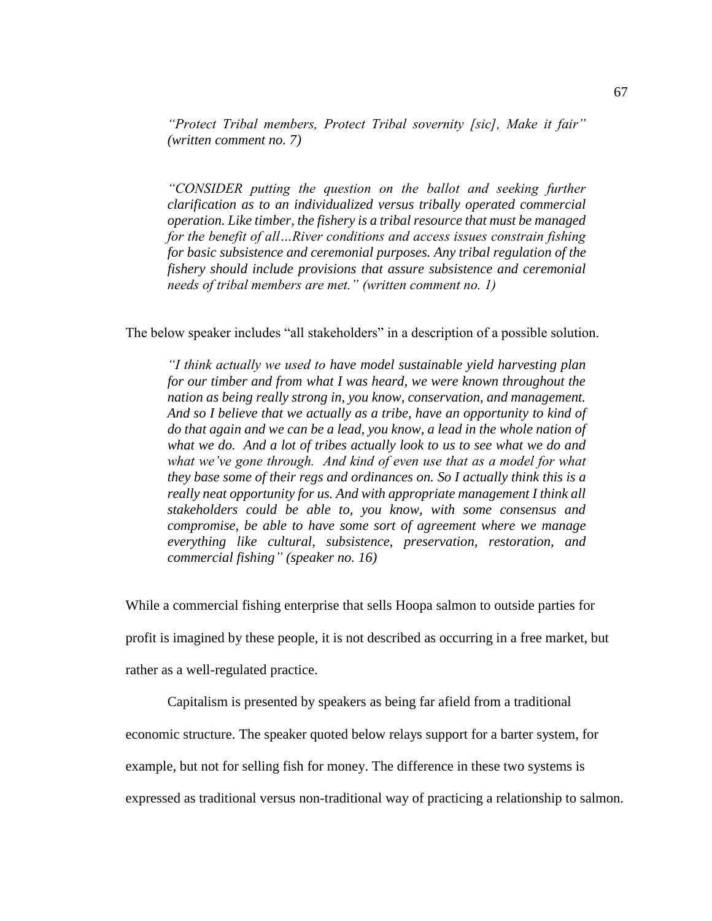> *"Protect Tribal members, Protect Tribal sovernity [sic], Make it fair" (written comment no. 7)*

> *"CONSIDER putting the question on the ballot and seeking further clarification as to an individualized versus tribally operated commercial operation. Like timber, the fishery is a tribal resource that must be managed for the benefit of all…River conditions and access issues constrain fishing for basic subsistence and ceremonial purposes. Any tribal regulation of the fishery should include provisions that assure subsistence and ceremonial needs of tribal members are met." (written comment no. 1)*

The below speaker includes "all stakeholders" in a description of a possible solution.

> *"I think actually we used to have model sustainable yield harvesting plan for our timber and from what I was heard, we were known throughout the nation as being really strong in, you know, conservation, and management. And so I believe that we actually as a tribe, have an opportunity to kind of do that again and we can be a lead, you know, a lead in the whole nation of what we do. And a lot of tribes actually look to us to see what we do and what we've gone through. And kind of even use that as a model for what they base some of their regs and ordinances on. So I actually think this is a really neat opportunity for us. And with appropriate management I think all stakeholders could be able to, you know, with some consensus and compromise, be able to have some sort of agreement where we manage everything like cultural, subsistence, preservation, restoration, and commercial fishing" (speaker no. 16)*

While a commercial fishing enterprise that sells Hoopa salmon to outside parties for profit is imagined by these people, it is not described as occurring in a free market, but rather as a well-regulated practice.

Capitalism is presented by speakers as being far afield from a traditional economic structure. The speaker quoted below relays support for a barter system, for example, but not for selling fish for money. The difference in these two systems is expressed as traditional versus non-traditional way of practicing a relationship to salmon.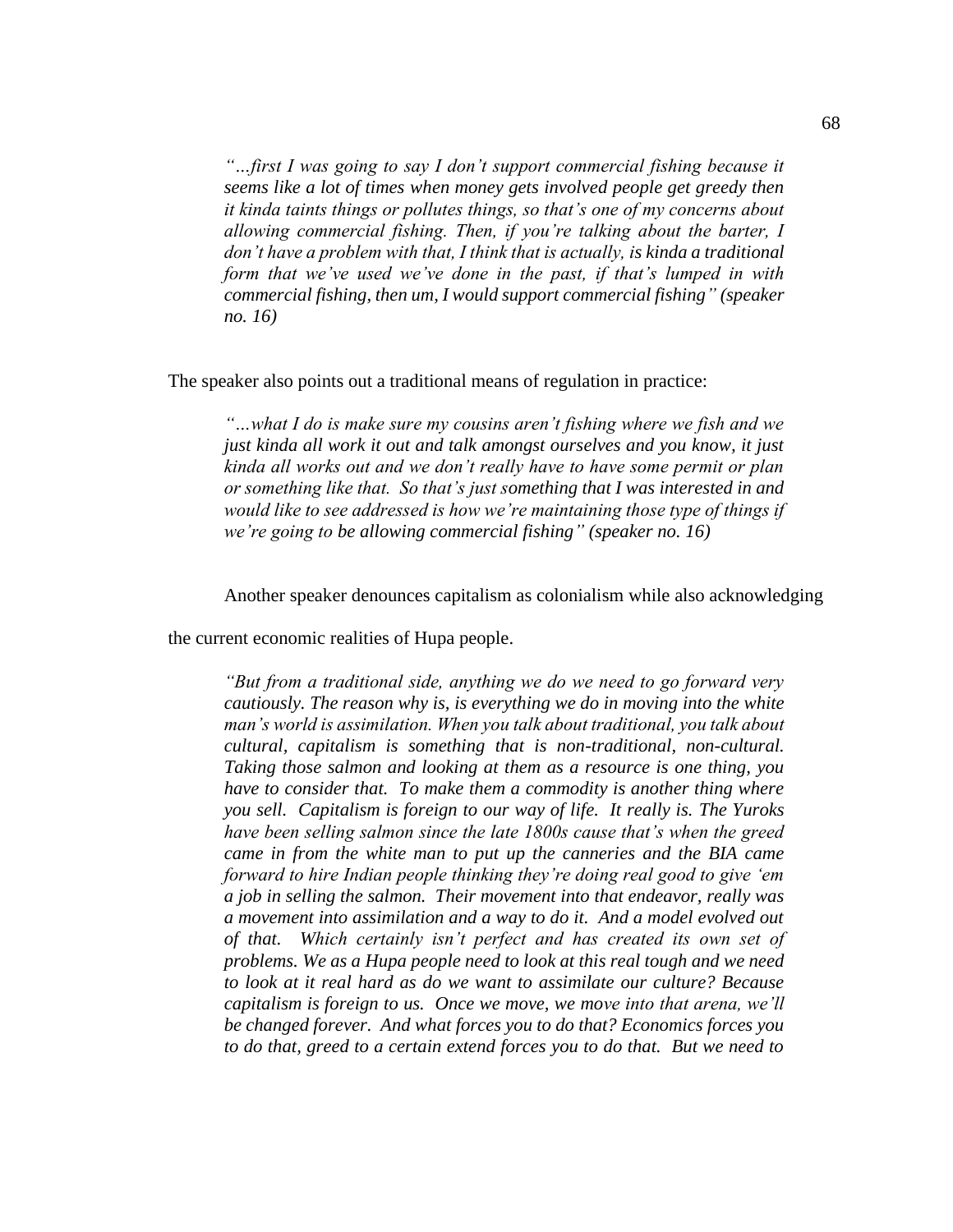> *"…first I was going to say I don't support commercial fishing because it seems like a lot of times when money gets involved people get greedy then it kinda taints things or pollutes things, so that's one of my concerns about allowing commercial fishing. Then, if you're talking about the barter, I don't have a problem with that, I think that is actually, is kinda a traditional form that we've used we've done in the past, if that's lumped in with commercial fishing, then um, I would support commercial fishing" (speaker no. 16)*

The speaker also points out a traditional means of regulation in practice:

> *"…what I do is make sure my cousins aren't fishing where we fish and we just kinda all work it out and talk amongst ourselves and you know, it just kinda all works out and we don't really have to have some permit or plan or something like that. So that's just something that I was interested in and would like to see addressed is how we're maintaining those type of things if we're going to be allowing commercial fishing" (speaker no. 16)*

Another speaker denounces capitalism as colonialism while also acknowledging the current economic realities of Hupa people.

> *"But from a traditional side, anything we do we need to go forward very cautiously. The reason why is, is everything we do in moving into the white man's world is assimilation. When you talk about traditional, you talk about cultural, capitalism is something that is non-traditional, non-cultural. Taking those salmon and looking at them as a resource is one thing, you have to consider that. To make them a commodity is another thing where you sell. Capitalism is foreign to our way of life. It really is. The Yuroks have been selling salmon since the late 1800s cause that's when the greed came in from the white man to put up the canneries and the BIA came forward to hire Indian people thinking they're doing real good to give 'em a job in selling the salmon. Their movement into that endeavor, really was a movement into assimilation and a way to do it. And a model evolved out of that. Which certainly isn't perfect and has created its own set of problems. We as a Hupa people need to look at this real tough and we need to look at it real hard as do we want to assimilate our culture? Because capitalism is foreign to us. Once we move, we move into that arena, we'll be changed forever. And what forces you to do that? Economics forces you to do that, greed to a certain extend forces you to do that. But we need to*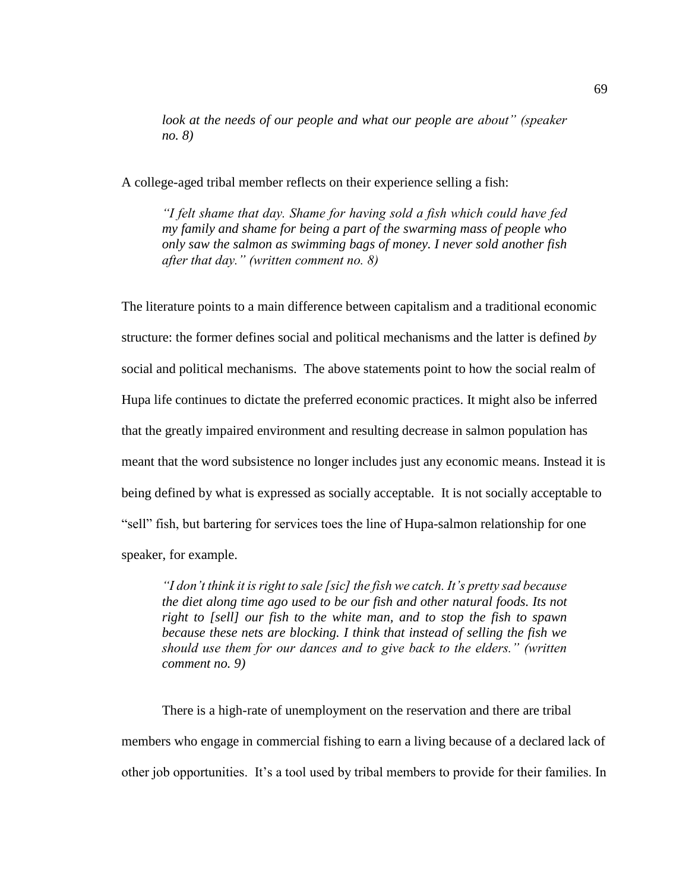> *look at the needs of our people and what our people are about" (speaker no. 8)*

A college-aged tribal member reflects on their experience selling a fish:

> *"I felt shame that day. Shame for having sold a fish which could have fed my family and shame for being a part of the swarming mass of people who only saw the salmon as swimming bags of money. I never sold another fish after that day." (written comment no. 8)*

The literature points to a main difference between capitalism and a traditional economic structure: the former defines social and political mechanisms and the latter is defined *by* social and political mechanisms. The above statements point to how the social realm of Hupa life continues to dictate the preferred economic practices. It might also be inferred that the greatly impaired environment and resulting decrease in salmon population has meant that the word subsistence no longer includes just any economic means. Instead it is being defined by what is expressed as socially acceptable. It is not socially acceptable to "sell" fish, but bartering for services toes the line of Hupa-salmon relationship for one speaker, for example.

> *"I don't think it is right to sale [sic] the fish we catch. It's pretty sad because the diet along time ago used to be our fish and other natural foods. Its not right to [sell] our fish to the white man, and to stop the fish to spawn because these nets are blocking. I think that instead of selling the fish we should use them for our dances and to give back to the elders." (written comment no. 9)*

There is a high-rate of unemployment on the reservation and there are tribal members who engage in commercial fishing to earn a living because of a declared lack of other job opportunities. It's a tool used by tribal members to provide for their families. In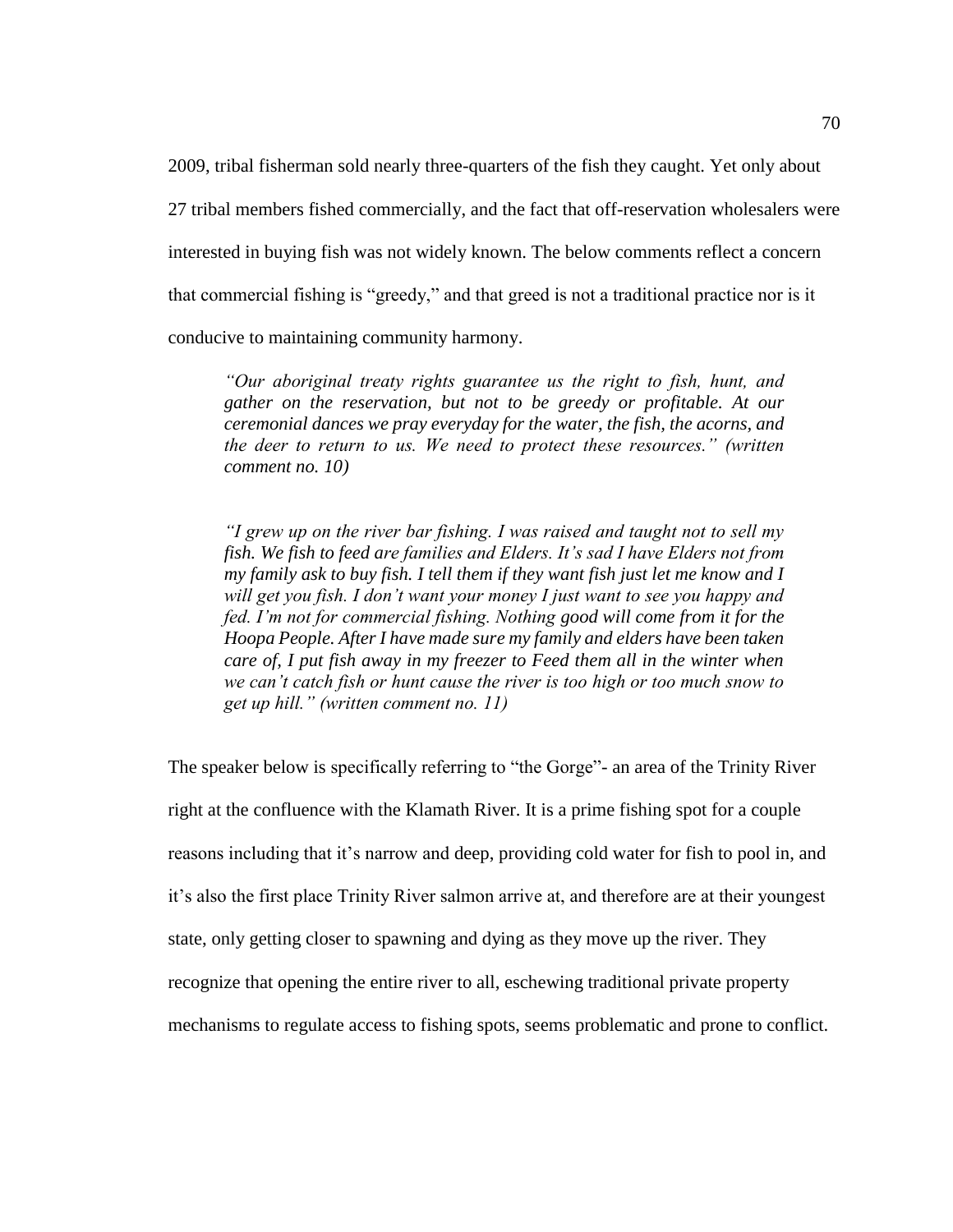2009, tribal fisherman sold nearly three-quarters of the fish they caught. Yet only about 27 tribal members fished commercially, and the fact that off-reservation wholesalers were interested in buying fish was not widely known. The below comments reflect a concern that commercial fishing is "greedy," and that greed is not a traditional practice nor is it conducive to maintaining community harmony.

> *"Our aboriginal treaty rights guarantee us the right to fish, hunt, and gather on the reservation, but not to be greedy or profitable. At our ceremonial dances we pray everyday for the water, the fish, the acorns, and the deer to return to us. We need to protect these resources." (written comment no. 10)*

> *"I grew up on the river bar fishing. I was raised and taught not to sell my fish. We fish to feed are families and Elders. It's sad I have Elders not from my family ask to buy fish. I tell them if they want fish just let me know and I will get you fish. I don't want your money I just want to see you happy and fed. I'm not for commercial fishing. Nothing good will come from it for the Hoopa People. After I have made sure my family and elders have been taken care of, I put fish away in my freezer to Feed them all in the winter when we can't catch fish or hunt cause the river is too high or too much snow to get up hill." (written comment no. 11)*

The speaker below is specifically referring to "the Gorge"- an area of the Trinity River right at the confluence with the Klamath River. It is a prime fishing spot for a couple reasons including that it's narrow and deep, providing cold water for fish to pool in, and it's also the first place Trinity River salmon arrive at, and therefore are at their youngest state, only getting closer to spawning and dying as they move up the river. They recognize that opening the entire river to all, eschewing traditional private property mechanisms to regulate access to fishing spots, seems problematic and prone to conflict.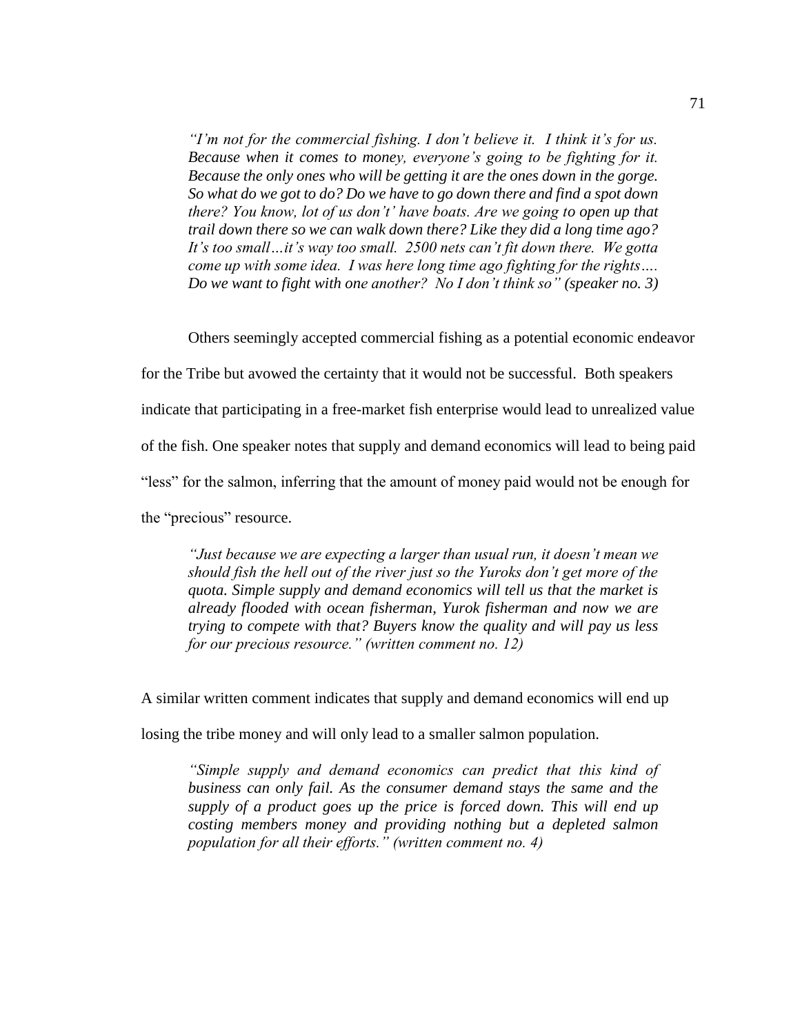> *"I'm not for the commercial fishing. I don't believe it. I think it's for us. Because when it comes to money, everyone's going to be fighting for it. Because the only ones who will be getting it are the ones down in the gorge. So what do we got to do? Do we have to go down there and find a spot down there? You know, lot of us don't' have boats. Are we going to open up that trail down there so we can walk down there? Like they did a long time ago? It's too small…it's way too small. 2500 nets can't fit down there. We gotta come up with some idea. I was here long time ago fighting for the rights…. Do we want to fight with one another? No I don't think so" (speaker no. 3)*

Others seemingly accepted commercial fishing as a potential economic endeavor for the Tribe but avowed the certainty that it would not be successful. Both speakers indicate that participating in a free-market fish enterprise would lead to unrealized value of the fish. One speaker notes that supply and demand economics will lead to being paid "less" for the salmon, inferring that the amount of money paid would not be enough for the "precious" resource.

> *"Just because we are expecting a larger than usual run, it doesn't mean we should fish the hell out of the river just so the Yuroks don't get more of the quota. Simple supply and demand economics will tell us that the market is already flooded with ocean fisherman, Yurok fisherman and now we are trying to compete with that? Buyers know the quality and will pay us less for our precious resource." (written comment no. 12)*

A similar written comment indicates that supply and demand economics will end up losing the tribe money and will only lead to a smaller salmon population.

> *"Simple supply and demand economics can predict that this kind of business can only fail. As the consumer demand stays the same and the supply of a product goes up the price is forced down. This will end up costing members money and providing nothing but a depleted salmon population for all their efforts." (written comment no. 4)*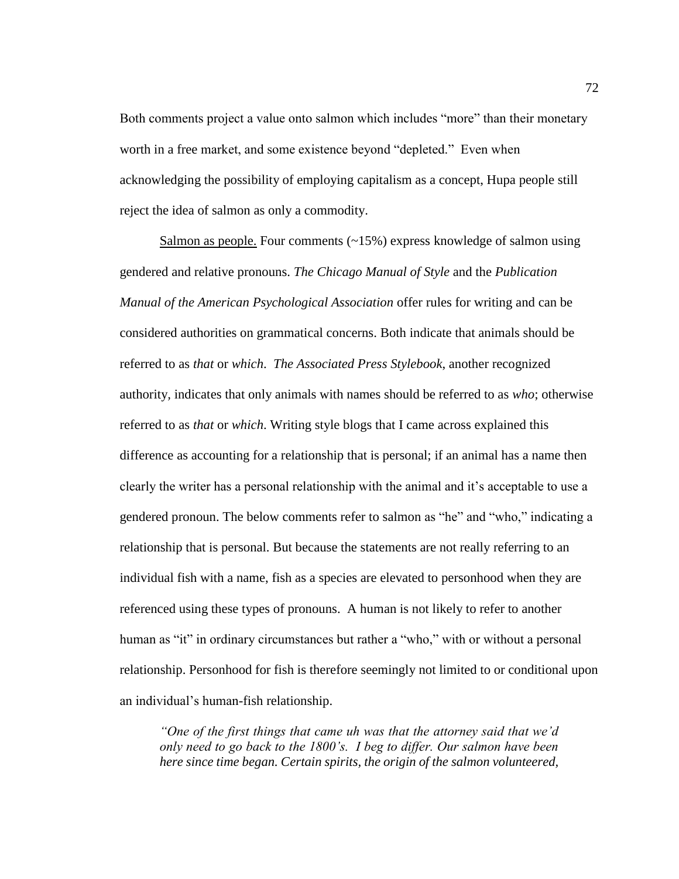Both comments project a value onto salmon which includes "more" than their monetary worth in a free market, and some existence beyond "depleted." Even when acknowledging the possibility of employing capitalism as a concept, Hupa people still reject the idea of salmon as only a commodity.

<u>Salmon as people.</u> Four comments (~15%) express knowledge of salmon using gendered and relative pronouns. *The Chicago Manual of Style* and the *Publication Manual of the American Psychological Association* offer rules for writing and can be considered authorities on grammatical concerns. Both indicate that animals should be referred to as *that* or *which*. *The Associated Press Stylebook*, another recognized authority, indicates that only animals with names should be referred to as *who*; otherwise referred to as *that* or *which*. Writing style blogs that I came across explained this difference as accounting for a relationship that is personal; if an animal has a name then clearly the writer has a personal relationship with the animal and it's acceptable to use a gendered pronoun. The below comments refer to salmon as "he" and "who," indicating a relationship that is personal. But because the statements are not really referring to an individual fish with a name, fish as a species are elevated to personhood when they are referenced using these types of pronouns. A human is not likely to refer to another human as "it" in ordinary circumstances but rather a "who," with or without a personal relationship. Personhood for fish is therefore seemingly not limited to or conditional upon an individual's human-fish relationship.

> *"One of the first things that came uh was that the attorney said that we'd only need to go back to the 1800's. I beg to differ. Our salmon have been here since time began. Certain spirits, the origin of the salmon volunteered,*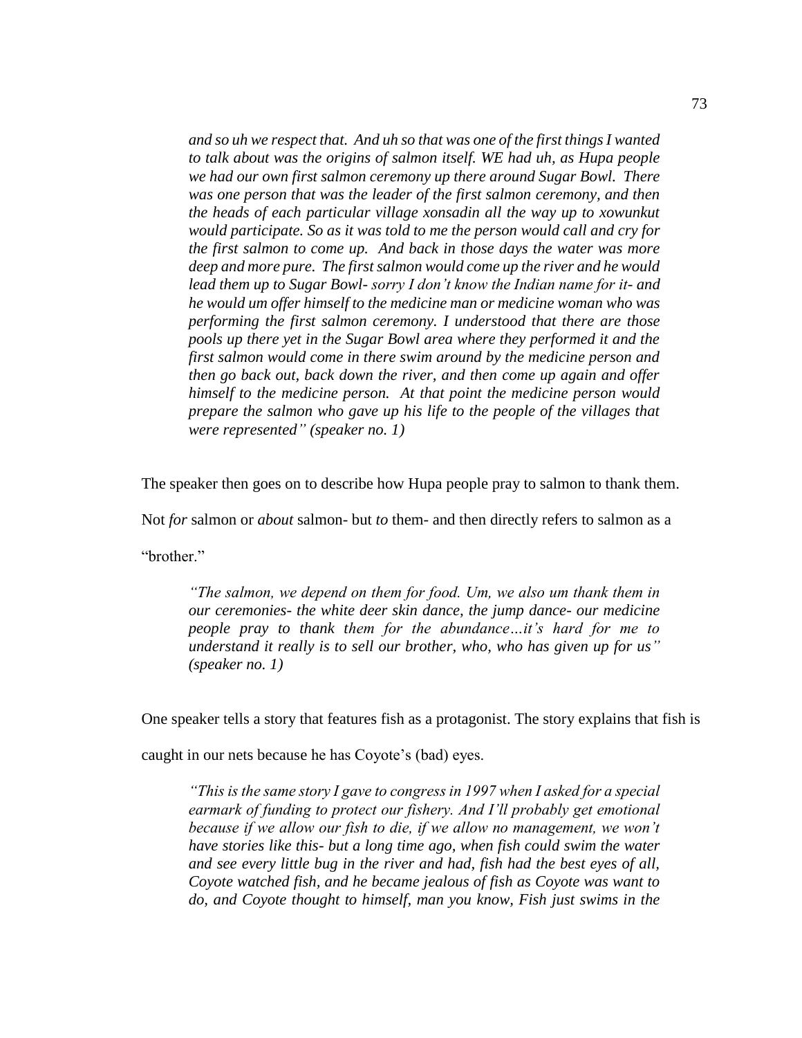> *and so uh we respect that. And uh so that was one of the first things I wanted to talk about was the origins of salmon itself. WE had uh, as Hupa people we had our own first salmon ceremony up there around Sugar Bowl. There was one person that was the leader of the first salmon ceremony, and then the heads of each particular village xonsadin all the way up to xowunkut would participate. So as it was told to me the person would call and cry for the first salmon to come up. And back in those days the water was more deep and more pure. The first salmon would come up the river and he would lead them up to Sugar Bowl- sorry I don't know the Indian name for it- and he would um offer himself to the medicine man or medicine woman who was performing the first salmon ceremony. I understood that there are those pools up there yet in the Sugar Bowl area where they performed it and the first salmon would come in there swim around by the medicine person and then go back out, back down the river, and then come up again and offer himself to the medicine person. At that point the medicine person would prepare the salmon who gave up his life to the people of the villages that were represented" (speaker no. 1)*

The speaker then goes on to describe how Hupa people pray to salmon to thank them. Not *for* salmon or *about* salmon- but *to* them- and then directly refers to salmon as a "brother."

> *"The salmon, we depend on them for food. Um, we also um thank them in our ceremonies- the white deer skin dance, the jump dance- our medicine people pray to thank them for the abundance…it's hard for me to understand it really is to sell our brother, who, who has given up for us" (speaker no. 1)*

One speaker tells a story that features fish as a protagonist. The story explains that fish is caught in our nets because he has Coyote's (bad) eyes.

> *"This is the same story I gave to congress in 1997 when I asked for a special earmark of funding to protect our fishery. And I'll probably get emotional because if we allow our fish to die, if we allow no management, we won't have stories like this- but a long time ago, when fish could swim the water and see every little bug in the river and had, fish had the best eyes of all, Coyote watched fish, and he became jealous of fish as Coyote was want to do, and Coyote thought to himself, man you know, Fish just swims in the*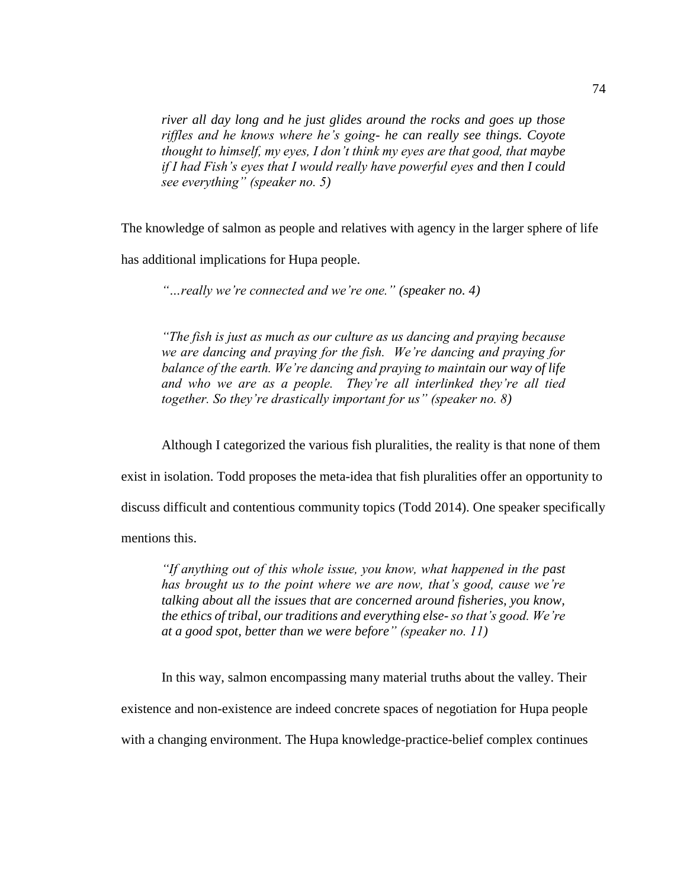> *river all day long and he just glides around the rocks and goes up those riffles and he knows where he's going- he can really see things. Coyote thought to himself, my eyes, I don't think my eyes are that good, that maybe if I had Fish's eyes that I would really have powerful eyes and then I could see everything" (speaker no. 5)*

The knowledge of salmon as people and relatives with agency in the larger sphere of life has additional implications for Hupa people.

> *"…really we're connected and we're one." (speaker no. 4)*

> *"The fish is just as much as our culture as us dancing and praying because we are dancing and praying for the fish. We're dancing and praying for balance of the earth. We're dancing and praying to maintain our way of life and who we are as a people. They're all interlinked they're all tied together. So they're drastically important for us" (speaker no. 8)*

Although I categorized the various fish pluralities, the reality is that none of them exist in isolation. Todd proposes the meta-idea that fish pluralities offer an opportunity to discuss difficult and contentious community topics (Todd 2014). One speaker specifically mentions this.

> *"If anything out of this whole issue, you know, what happened in the past has brought us to the point where we are now, that's good, cause we're talking about all the issues that are concerned around fisheries, you know, the ethics of tribal, our traditions and everything else- so that's good. We're at a good spot, better than we were before" (speaker no. 11)*

In this way, salmon encompassing many material truths about the valley. Their existence and non-existence are indeed concrete spaces of negotiation for Hupa people with a changing environment. The Hupa knowledge-practice-belief complex continues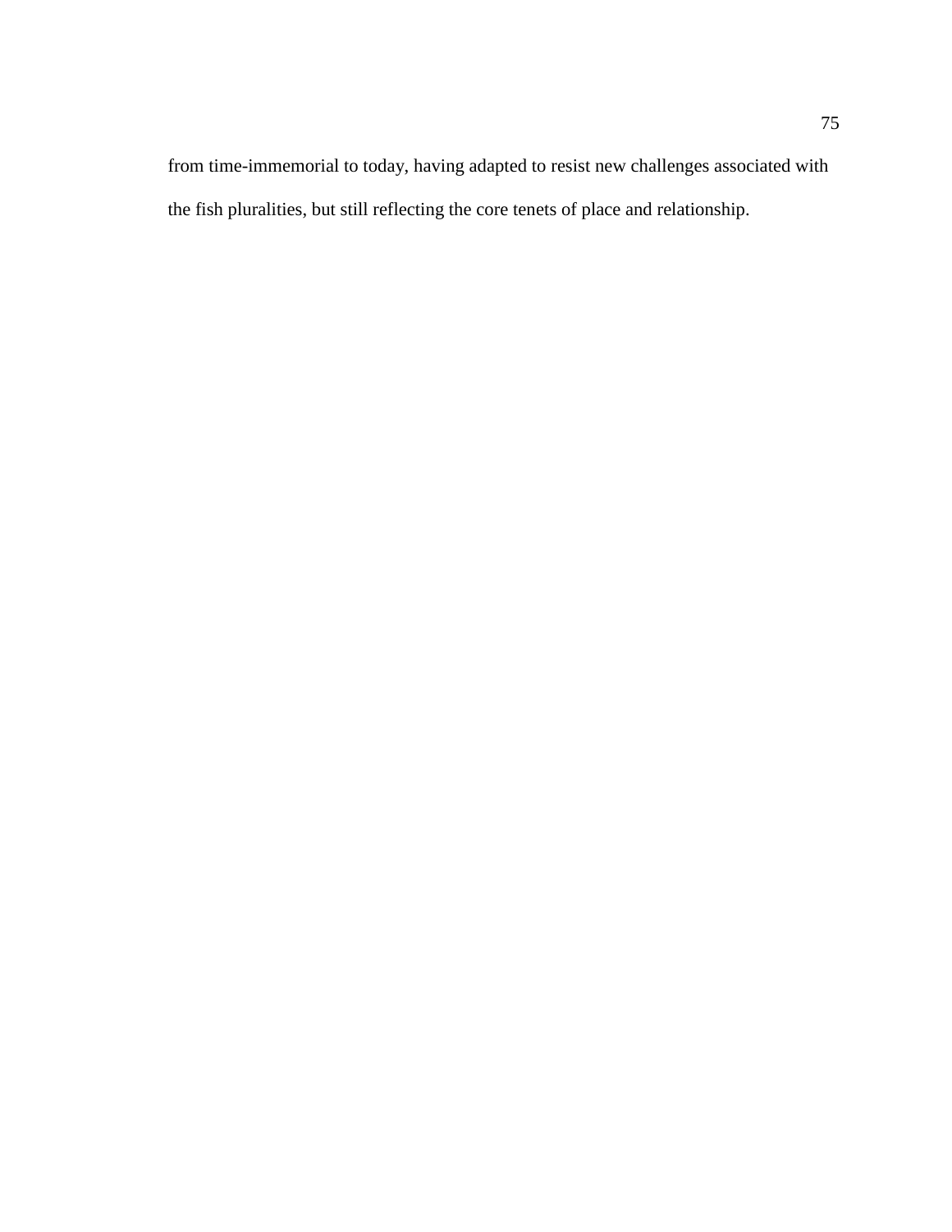from time-immemorial to today, having adapted to resist new challenges associated with the fish pluralities, but still reflecting the core tenets of place and relationship.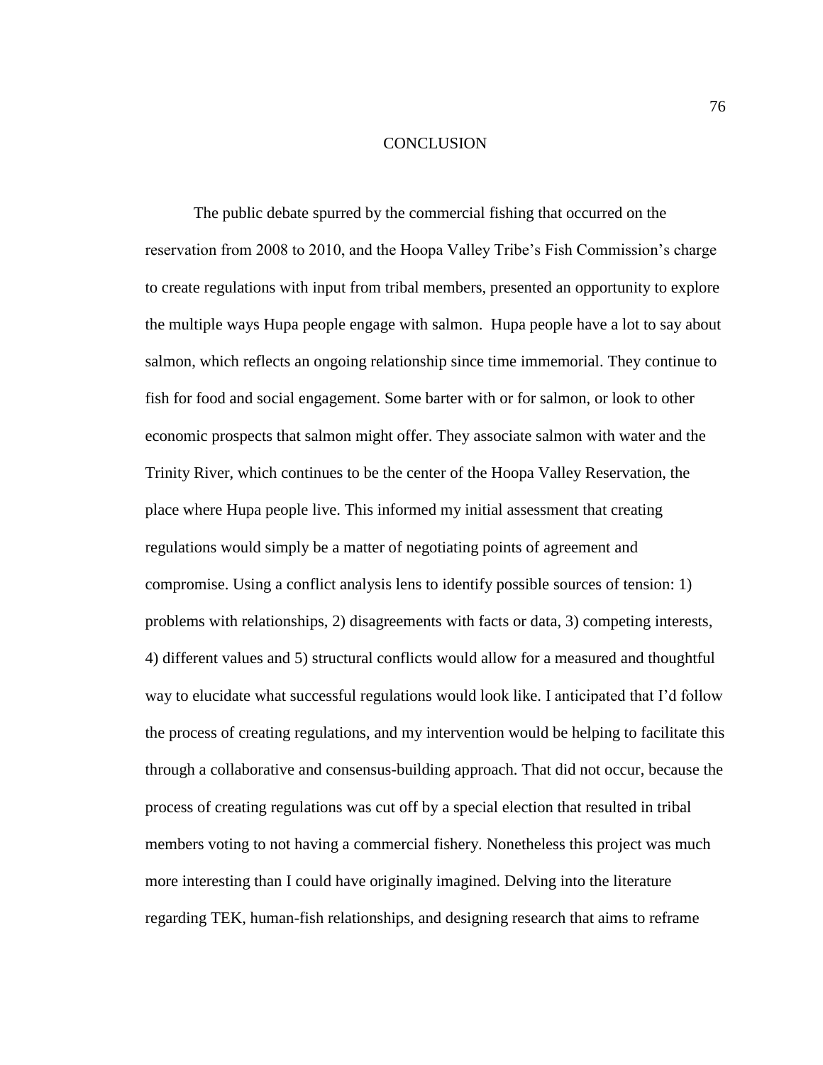# CONCLUSION

The public debate spurred by the commercial fishing that occurred on the reservation from 2008 to 2010, and the Hoopa Valley Tribe's Fish Commission's charge to create regulations with input from tribal members, presented an opportunity to explore the multiple ways Hupa people engage with salmon. Hupa people have a lot to say about salmon, which reflects an ongoing relationship since time immemorial. They continue to fish for food and social engagement. Some barter with or for salmon, or look to other economic prospects that salmon might offer. They associate salmon with water and the Trinity River, which continues to be the center of the Hoopa Valley Reservation, the place where Hupa people live. This informed my initial assessment that creating regulations would simply be a matter of negotiating points of agreement and compromise. Using a conflict analysis lens to identify possible sources of tension: 1) problems with relationships, 2) disagreements with facts or data, 3) competing interests, 4) different values and 5) structural conflicts would allow for a measured and thoughtful way to elucidate what successful regulations would look like. I anticipated that I'd follow the process of creating regulations, and my intervention would be helping to facilitate this through a collaborative and consensus-building approach. That did not occur, because the process of creating regulations was cut off by a special election that resulted in tribal members voting to not having a commercial fishery. Nonetheless this project was much more interesting than I could have originally imagined. Delving into the literature regarding TEK, human-fish relationships, and designing research that aims to reframe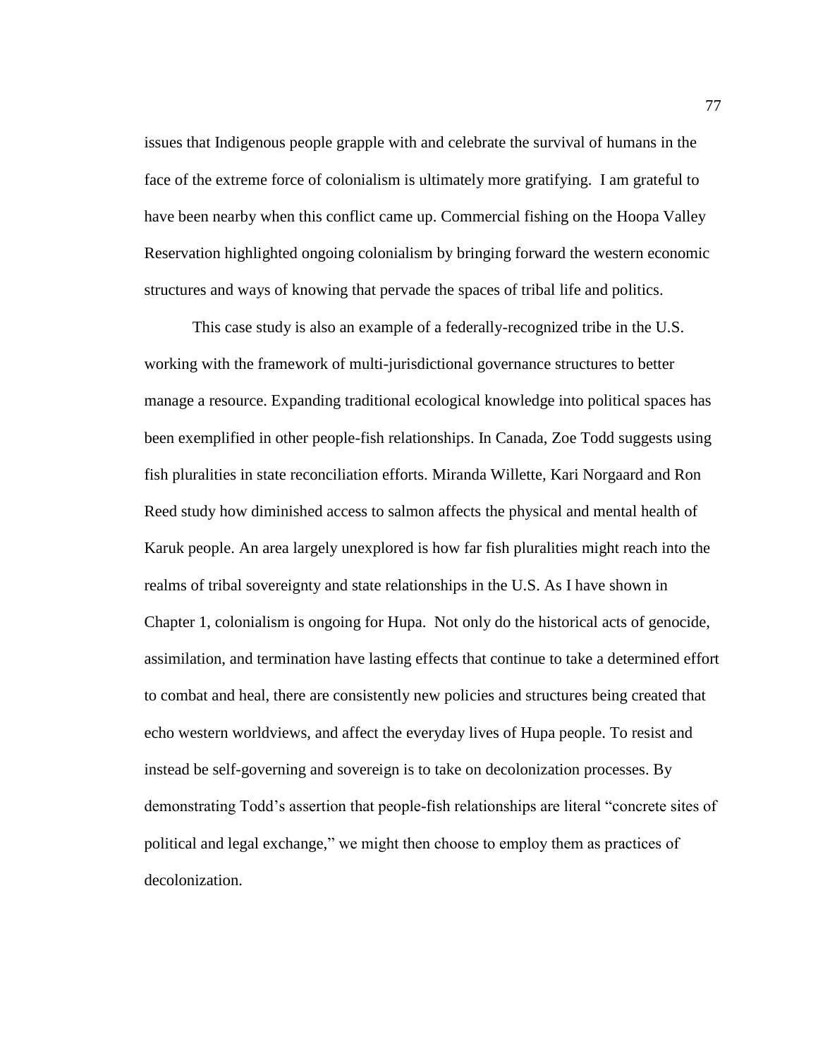issues that Indigenous people grapple with and celebrate the survival of humans in the face of the extreme force of colonialism is ultimately more gratifying. I am grateful to have been nearby when this conflict came up. Commercial fishing on the Hoopa Valley Reservation highlighted ongoing colonialism by bringing forward the western economic structures and ways of knowing that pervade the spaces of tribal life and politics.

This case study is also an example of a federally-recognized tribe in the U.S. working with the framework of multi-jurisdictional governance structures to better manage a resource. Expanding traditional ecological knowledge into political spaces has been exemplified in other people-fish relationships. In Canada, Zoe Todd suggests using fish pluralities in state reconciliation efforts. Miranda Willette, Kari Norgaard and Ron Reed study how diminished access to salmon affects the physical and mental health of Karuk people. An area largely unexplored is how far fish pluralities might reach into the realms of tribal sovereignty and state relationships in the U.S. As I have shown in Chapter 1, colonialism is ongoing for Hupa. Not only do the historical acts of genocide, assimilation, and termination have lasting effects that continue to take a determined effort to combat and heal, there are consistently new policies and structures being created that echo western worldviews, and affect the everyday lives of Hupa people. To resist and instead be self-governing and sovereign is to take on decolonization processes. By demonstrating Todd's assertion that people-fish relationships are literal "concrete sites of political and legal exchange," we might then choose to employ them as practices of decolonization.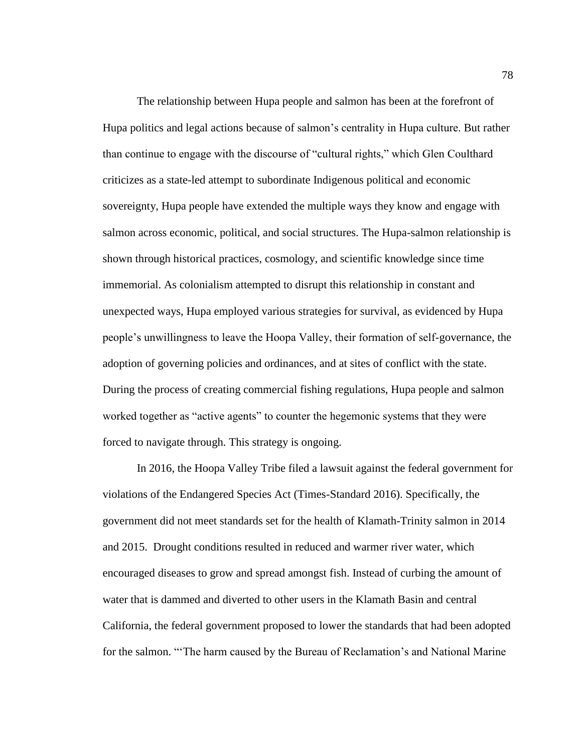The relationship between Hupa people and salmon has been at the forefront of Hupa politics and legal actions because of salmon's centrality in Hupa culture. But rather than continue to engage with the discourse of "cultural rights," which Glen Coulthard criticizes as a state-led attempt to subordinate Indigenous political and economic sovereignty, Hupa people have extended the multiple ways they know and engage with salmon across economic, political, and social structures. The Hupa-salmon relationship is shown through historical practices, cosmology, and scientific knowledge since time immemorial. As colonialism attempted to disrupt this relationship in constant and unexpected ways, Hupa employed various strategies for survival, as evidenced by Hupa people's unwillingness to leave the Hoopa Valley, their formation of self-governance, the adoption of governing policies and ordinances, and at sites of conflict with the state. During the process of creating commercial fishing regulations, Hupa people and salmon worked together as "active agents" to counter the hegemonic systems that they were forced to navigate through. This strategy is ongoing.

In 2016, the Hoopa Valley Tribe filed a lawsuit against the federal government for violations of the Endangered Species Act (Times-Standard 2016). Specifically, the government did not meet standards set for the health of Klamath-Trinity salmon in 2014 and 2015. Drought conditions resulted in reduced and warmer river water, which encouraged diseases to grow and spread amongst fish. Instead of curbing the amount of water that is dammed and diverted to other users in the Klamath Basin and central California, the federal government proposed to lower the standards that had been adopted for the salmon. "'The harm caused by the Bureau of Reclamation's and National Marine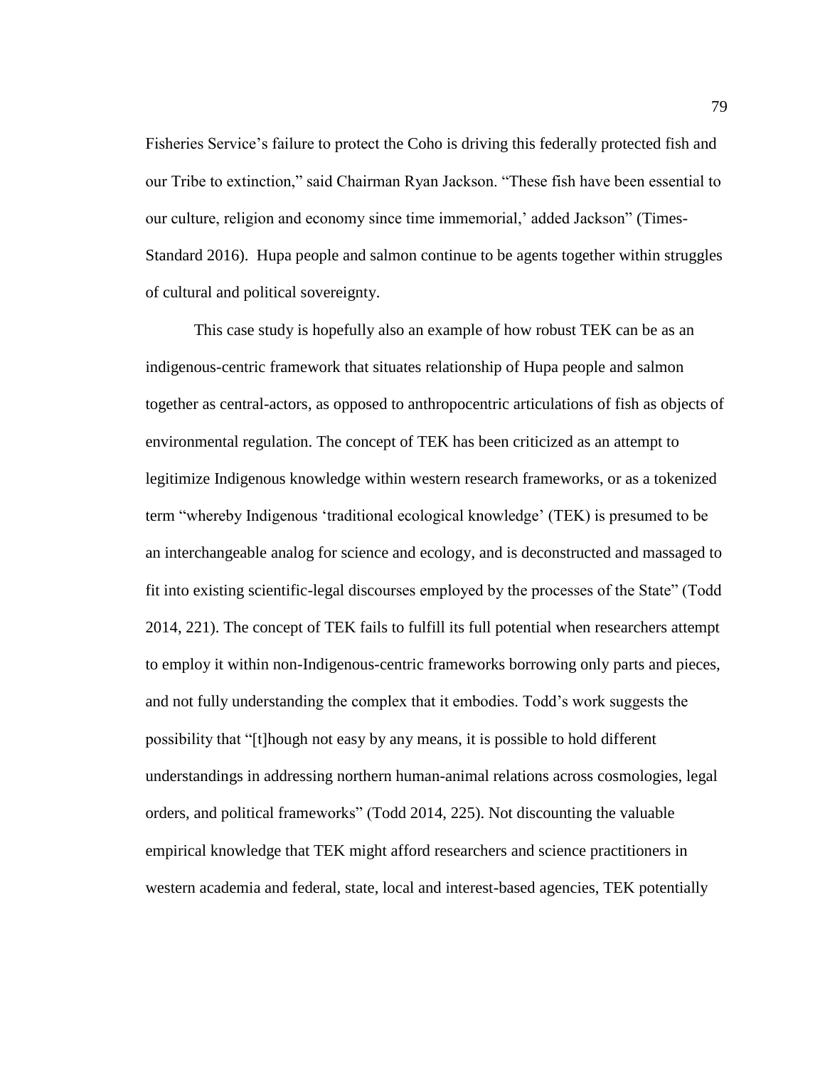Fisheries Service's failure to protect the Coho is driving this federally protected fish and our Tribe to extinction," said Chairman Ryan Jackson. "These fish have been essential to our culture, religion and economy since time immemorial,' added Jackson" (Times-Standard 2016). Hupa people and salmon continue to be agents together within struggles of cultural and political sovereignty.

This case study is hopefully also an example of how robust TEK can be as an indigenous-centric framework that situates relationship of Hupa people and salmon together as central-actors, as opposed to anthropocentric articulations of fish as objects of environmental regulation. The concept of TEK has been criticized as an attempt to legitimize Indigenous knowledge within western research frameworks, or as a tokenized term "whereby Indigenous 'traditional ecological knowledge' (TEK) is presumed to be an interchangeable analog for science and ecology, and is deconstructed and massaged to fit into existing scientific-legal discourses employed by the processes of the State" (Todd 2014, 221). The concept of TEK fails to fulfill its full potential when researchers attempt to employ it within non-Indigenous-centric frameworks borrowing only parts and pieces, and not fully understanding the complex that it embodies. Todd's work suggests the possibility that "[t]hough not easy by any means, it is possible to hold different understandings in addressing northern human-animal relations across cosmologies, legal orders, and political frameworks" (Todd 2014, 225). Not discounting the valuable empirical knowledge that TEK might afford researchers and science practitioners in western academia and federal, state, local and interest-based agencies, TEK potentially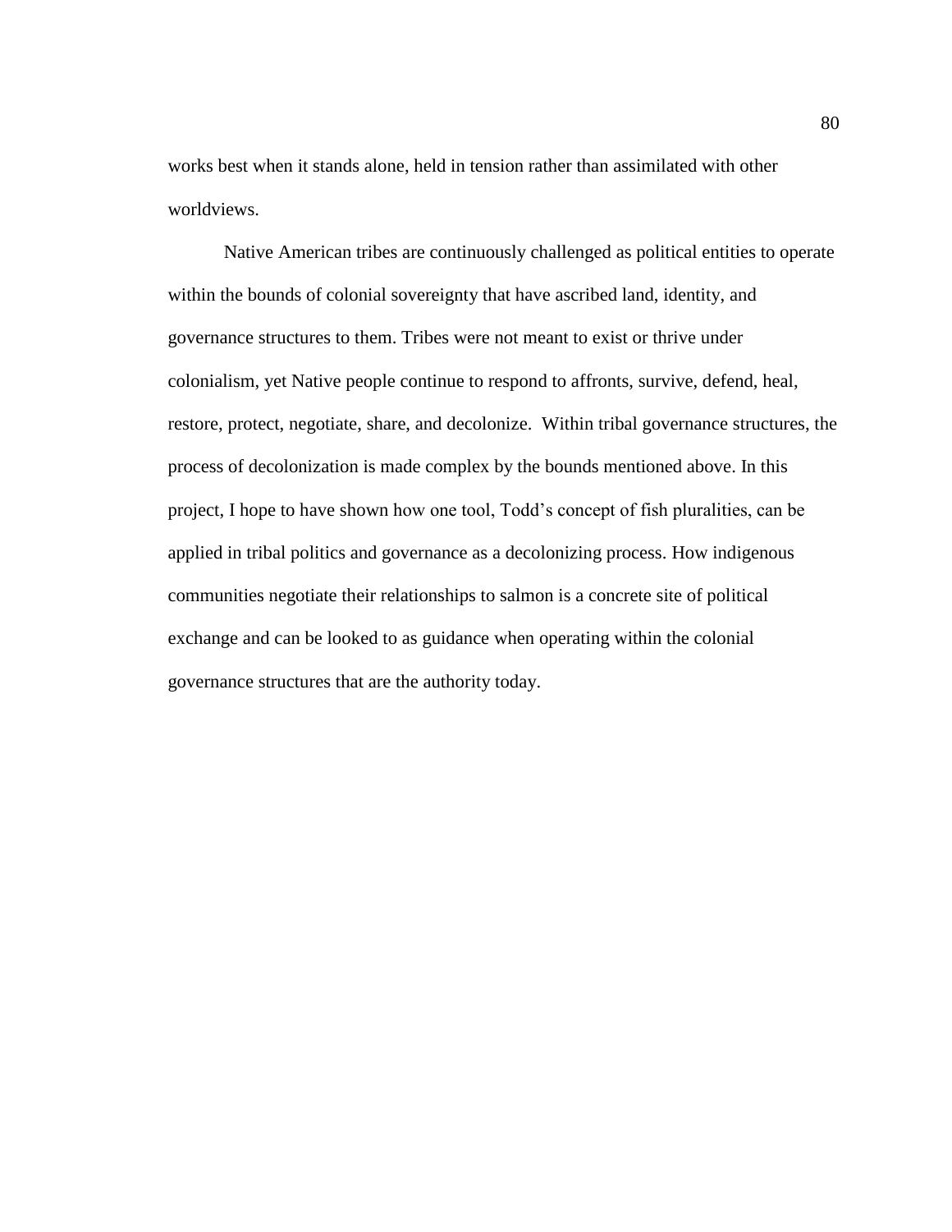works best when it stands alone, held in tension rather than assimilated with other worldviews.

Native American tribes are continuously challenged as political entities to operate within the bounds of colonial sovereignty that have ascribed land, identity, and governance structures to them. Tribes were not meant to exist or thrive under colonialism, yet Native people continue to respond to affronts, survive, defend, heal, restore, protect, negotiate, share, and decolonize. Within tribal governance structures, the process of decolonization is made complex by the bounds mentioned above. In this project, I hope to have shown how one tool, Todd's concept of fish pluralities, can be applied in tribal politics and governance as a decolonizing process. How indigenous communities negotiate their relationships to salmon is a concrete site of political exchange and can be looked to as guidance when operating within the colonial governance structures that are the authority today.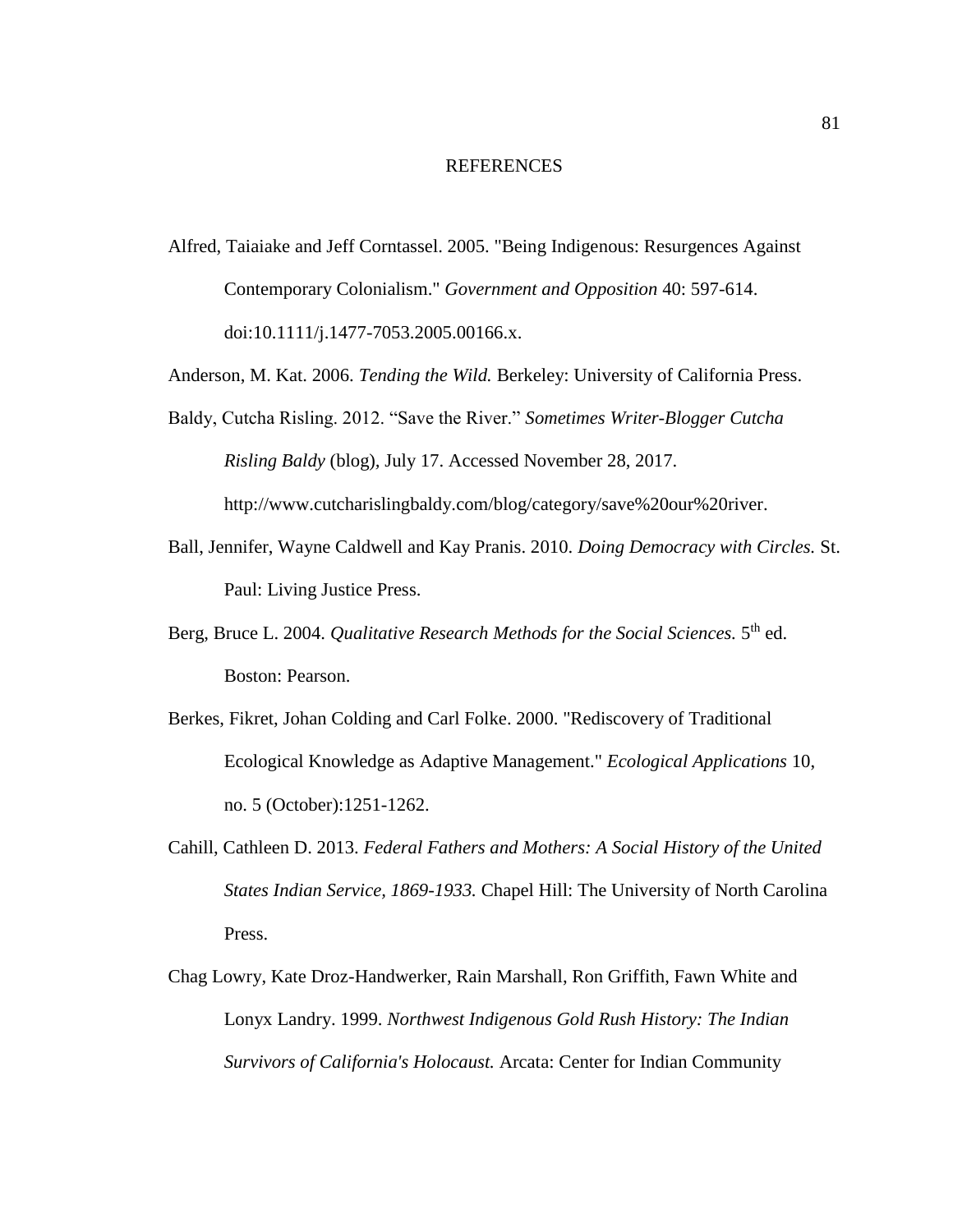# REFERENCES

Alfred, Taiaiake and Jeff Corntassel. 2005. "Being Indigenous: Resurgences Against Contemporary Colonialism." *Government and Opposition* 40: 597-614. doi:10.1111/j.1477-7053.2005.00166.x.

Anderson, M. Kat. 2006. *Tending the Wild.* Berkeley: University of California Press.

Baldy, Cutcha Risling. 2012. "Save the River." *Sometimes Writer-Blogger Cutcha Risling Baldy* (blog), July 17. Accessed November 28, 2017. http://www.cutcharislingbaldy.com/blog/category/save%20our%20river.

Ball, Jennifer, Wayne Caldwell and Kay Pranis. 2010. *Doing Democracy with Circles.* St. Paul: Living Justice Press.

Berg, Bruce L. 2004. *Qualitative Research Methods for the Social Sciences.* 5th ed. Boston: Pearson.

Berkes, Fikret, Johan Colding and Carl Folke. 2000. "Rediscovery of Traditional Ecological Knowledge as Adaptive Management." *Ecological Applications* 10, no. 5 (October):1251-1262.

Cahill, Cathleen D. 2013. *Federal Fathers and Mothers: A Social History of the United States Indian Service, 1869-1933.* Chapel Hill: The University of North Carolina Press.

Chag Lowry, Kate Droz-Handwerker, Rain Marshall, Ron Griffith, Fawn White and Lonyx Landry. 1999. *Northwest Indigenous Gold Rush History: The Indian Survivors of California's Holocaust.* Arcata: Center for Indian Community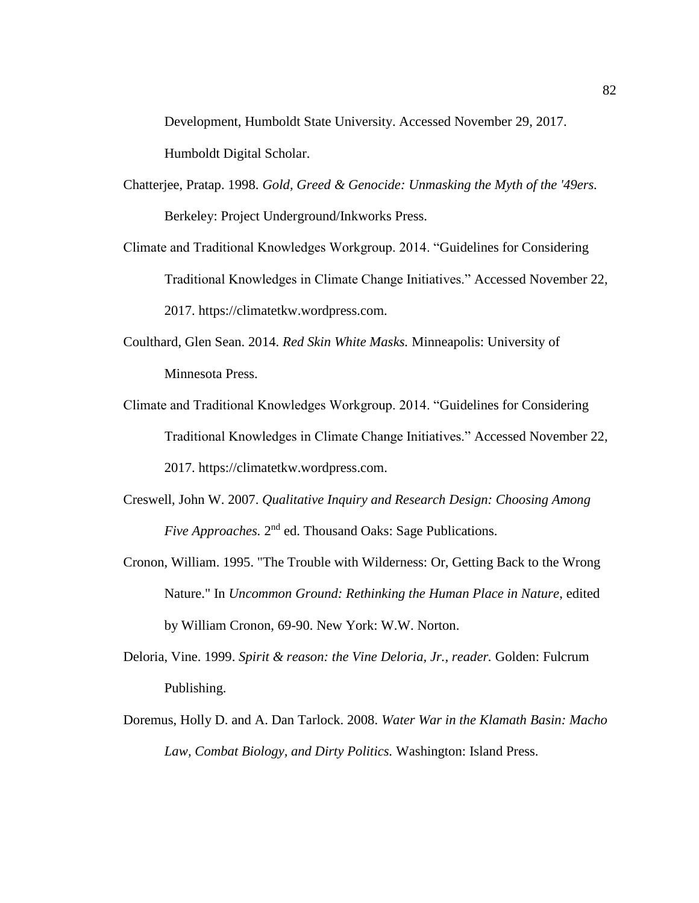Development, Humboldt State University. Accessed November 29, 2017. Humboldt Digital Scholar.

Chatterjee, Pratap. 1998. *Gold, Greed & Genocide: Unmasking the Myth of the '49ers.* Berkeley: Project Underground/Inkworks Press.

Climate and Traditional Knowledges Workgroup. 2014. "Guidelines for Considering Traditional Knowledges in Climate Change Initiatives." Accessed November 22, 2017. https://climatetkw.wordpress.com.

Coulthard, Glen Sean. 2014. *Red Skin White Masks.* Minneapolis: University of Minnesota Press.

Climate and Traditional Knowledges Workgroup. 2014. "Guidelines for Considering Traditional Knowledges in Climate Change Initiatives." Accessed November 22, 2017. https://climatetkw.wordpress.com.

Creswell, John W. 2007. *Qualitative Inquiry and Research Design: Choosing Among Five Approaches.* 2nd ed. Thousand Oaks: Sage Publications.

Cronon, William. 1995. "The Trouble with Wilderness: Or, Getting Back to the Wrong Nature." In *Uncommon Ground: Rethinking the Human Place in Nature*, edited by William Cronon, 69-90. New York: W.W. Norton.

Deloria, Vine. 1999. *Spirit & reason: the Vine Deloria, Jr., reader.* Golden: Fulcrum Publishing.

Doremus, Holly D. and A. Dan Tarlock. 2008. *Water War in the Klamath Basin: Macho Law, Combat Biology, and Dirty Politics.* Washington: Island Press.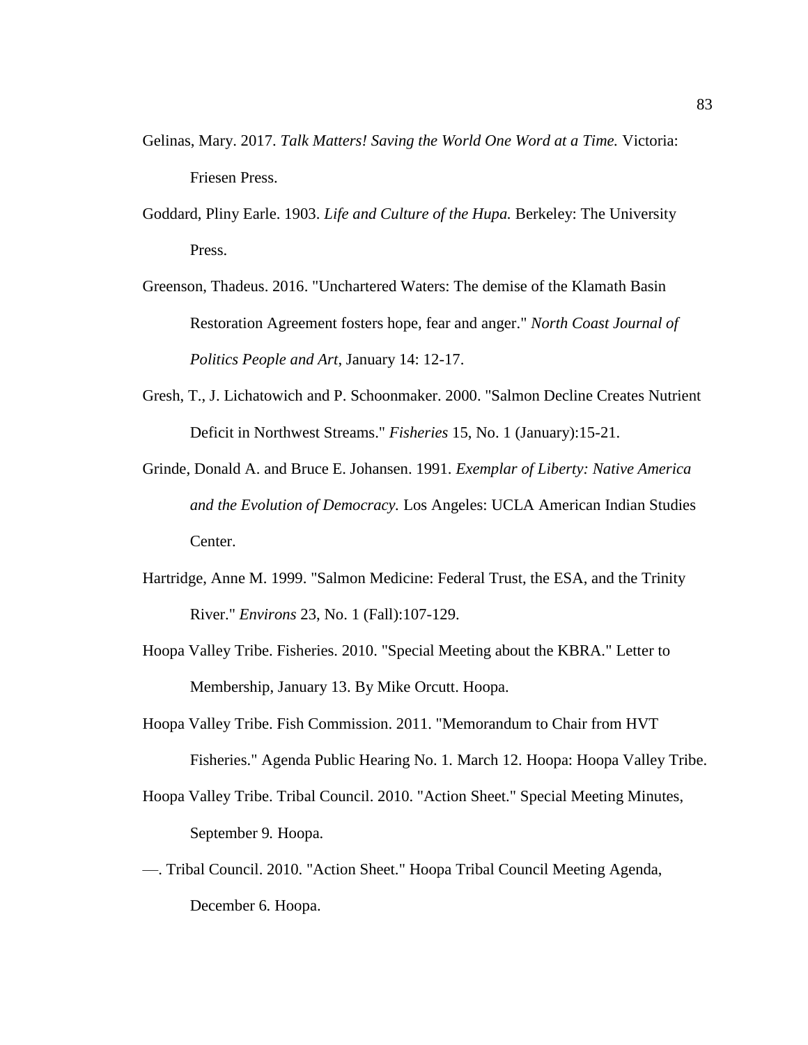Gelinas, Mary. 2017. *Talk Matters! Saving the World One Word at a Time.* Victoria: Friesen Press.

Goddard, Pliny Earle. 1903. *Life and Culture of the Hupa.* Berkeley: The University Press.

Greenson, Thadeus. 2016. "Unchartered Waters: The demise of the Klamath Basin Restoration Agreement fosters hope, fear and anger." *North Coast Journal of Politics People and Art*, January 14: 12-17.

Gresh, T., J. Lichatowich and P. Schoonmaker. 2000. "Salmon Decline Creates Nutrient Deficit in Northwest Streams." *Fisheries* 15, No. 1 (January):15-21.

Grinde, Donald A. and Bruce E. Johansen. 1991. *Exemplar of Liberty: Native America and the Evolution of Democracy.* Los Angeles: UCLA American Indian Studies Center.

Hartridge, Anne M. 1999. "Salmon Medicine: Federal Trust, the ESA, and the Trinity River." *Environs* 23, No. 1 (Fall):107-129.

Hoopa Valley Tribe. Fisheries. 2010. "Special Meeting about the KBRA." Letter to Membership, January 13. By Mike Orcutt. Hoopa.

Hoopa Valley Tribe. Fish Commission. 2011. "Memorandum to Chair from HVT Fisheries." Agenda Public Hearing No. 1. March 12. Hoopa: Hoopa Valley Tribe.

Hoopa Valley Tribe. Tribal Council. 2010. "Action Sheet." Special Meeting Minutes, September 9. Hoopa.

—. Tribal Council. 2010. "Action Sheet." Hoopa Tribal Council Meeting Agenda, December 6. Hoopa.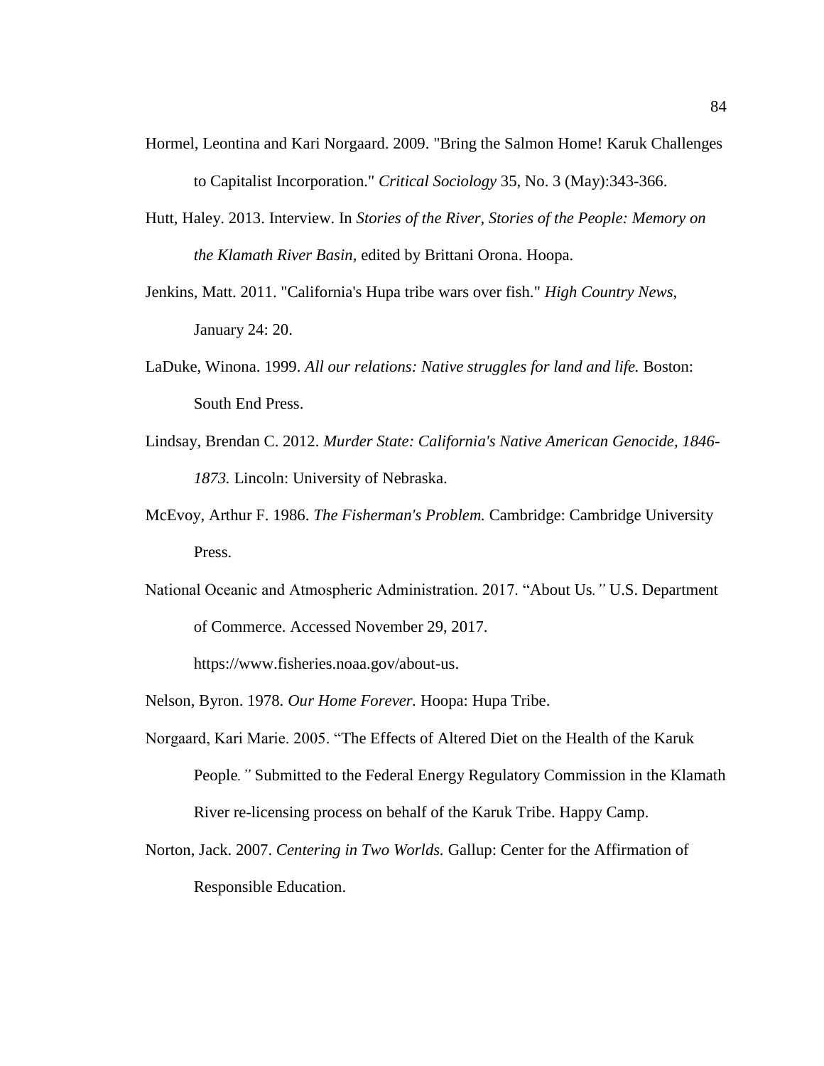Hormel, Leontina and Kari Norgaard. 2009. "Bring the Salmon Home! Karuk Challenges to Capitalist Incorporation." *Critical Sociology* 35, No. 3 (May):343-366.

Hutt, Haley. 2013. Interview. In *Stories of the River, Stories of the People: Memory on the Klamath River Basin,* edited by Brittani Orona. Hoopa.

Jenkins, Matt. 2011. "California's Hupa tribe wars over fish." *High Country News*, January 24: 20.

LaDuke, Winona. 1999. *All our relations: Native struggles for land and life.* Boston: South End Press.

Lindsay, Brendan C. 2012. *Murder State: California's Native American Genocide, 1846-1873.* Lincoln: University of Nebraska.

McEvoy, Arthur F. 1986. *The Fisherman's Problem.* Cambridge: Cambridge University Press.

National Oceanic and Atmospheric Administration. 2017. "About Us*."* U.S. Department of Commerce. Accessed November 29, 2017. https://www.fisheries.noaa.gov/about-us.

Nelson, Byron. 1978. *Our Home Forever.* Hoopa: Hupa Tribe.

Norgaard, Kari Marie. 2005. "The Effects of Altered Diet on the Health of the Karuk People*."* Submitted to the Federal Energy Regulatory Commission in the Klamath River re-licensing process on behalf of the Karuk Tribe. Happy Camp.

Norton, Jack. 2007. *Centering in Two Worlds.* Gallup: Center for the Affirmation of Responsible Education.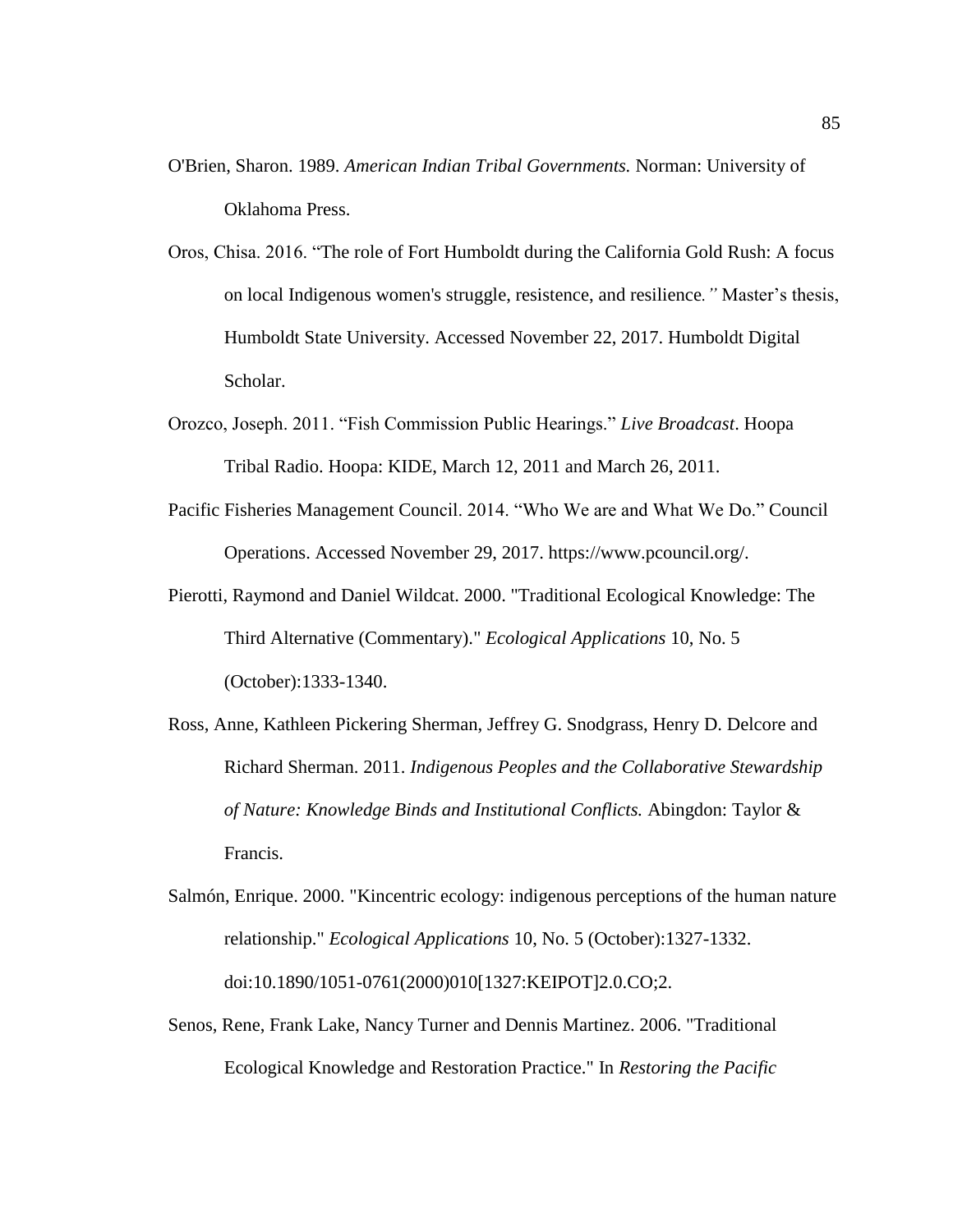O'Brien, Sharon. 1989. *American Indian Tribal Governments.* Norman: University of Oklahoma Press.

Oros, Chisa. 2016. "The role of Fort Humboldt during the California Gold Rush: A focus on local Indigenous women's struggle, resistence, and resilience*."* Master's thesis, Humboldt State University. Accessed November 22, 2017. Humboldt Digital Scholar.

Orozco, Joseph. 2011. "Fish Commission Public Hearings." *Live Broadcast*. Hoopa Tribal Radio. Hoopa: KIDE, March 12, 2011 and March 26, 2011.

Pacific Fisheries Management Council. 2014. "Who We are and What We Do." Council Operations. Accessed November 29, 2017. https://www.pcouncil.org/.

Pierotti, Raymond and Daniel Wildcat. 2000. "Traditional Ecological Knowledge: The Third Alternative (Commentary)." *Ecological Applications* 10, No. 5 (October):1333-1340.

Ross, Anne, Kathleen Pickering Sherman, Jeffrey G. Snodgrass, Henry D. Delcore and Richard Sherman. 2011. *Indigenous Peoples and the Collaborative Stewardship of Nature: Knowledge Binds and Institutional Conflicts.* Abingdon: Taylor & Francis.

Salmón, Enrique. 2000. "Kincentric ecology: indigenous perceptions of the human nature relationship." *Ecological Applications* 10, No. 5 (October):1327-1332. doi:10.1890/1051-0761(2000)010[1327:KEIPOT]2.0.CO;2.

Senos, Rene, Frank Lake, Nancy Turner and Dennis Martinez. 2006. "Traditional Ecological Knowledge and Restoration Practice." In *Restoring the Pacific*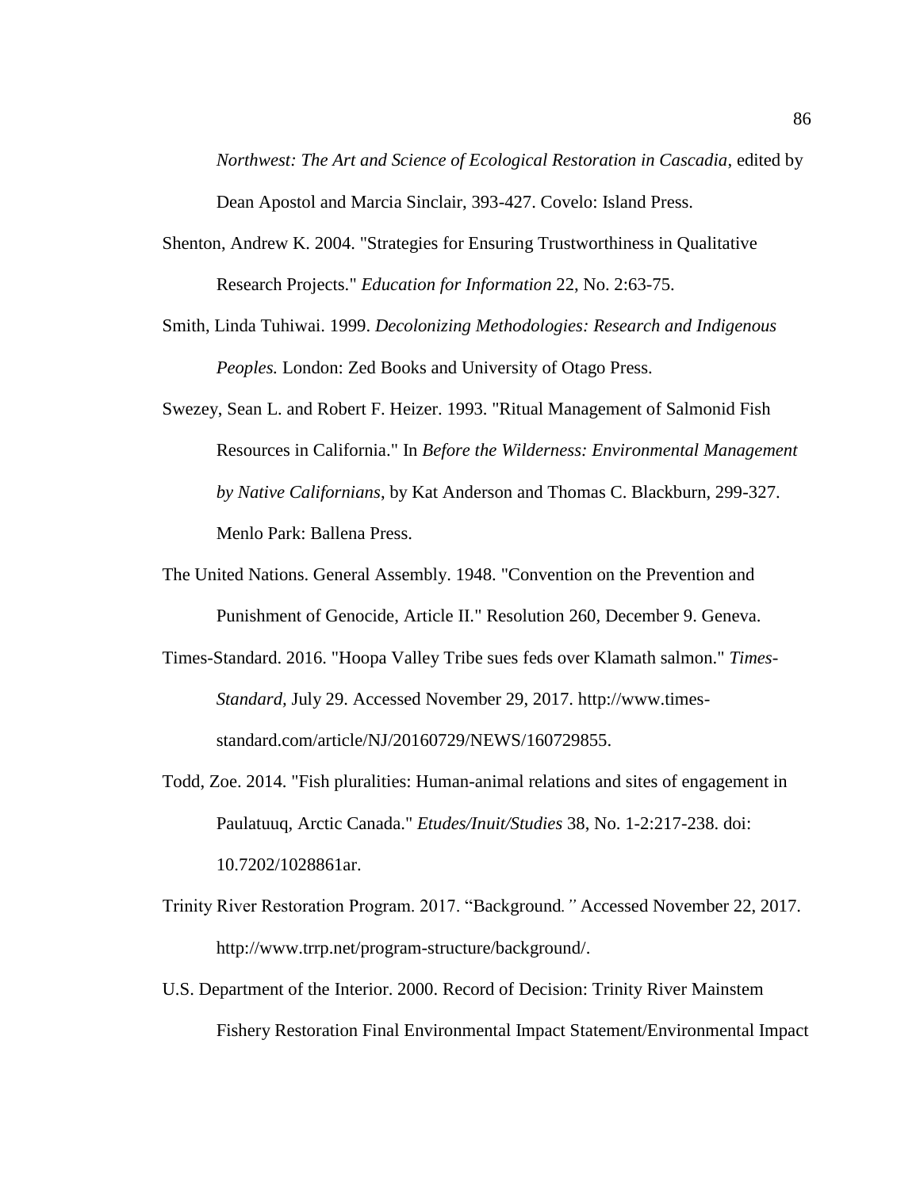*Northwest: The Art and Science of Ecological Restoration in Cascadia*, edited by Dean Apostol and Marcia Sinclair, 393-427. Covelo: Island Press.

Shenton, Andrew K. 2004. "Strategies for Ensuring Trustworthiness in Qualitative Research Projects." *Education for Information* 22, No. 2:63-75.

Smith, Linda Tuhiwai. 1999. *Decolonizing Methodologies: Research and Indigenous Peoples.* London: Zed Books and University of Otago Press.

Swezey, Sean L. and Robert F. Heizer. 1993. "Ritual Management of Salmonid Fish Resources in California." In *Before the Wilderness: Environmental Management by Native Californians*, by Kat Anderson and Thomas C. Blackburn, 299-327. Menlo Park: Ballena Press.

The United Nations. General Assembly. 1948. "Convention on the Prevention and Punishment of Genocide, Article II." Resolution 260, December 9. Geneva.

Times-Standard. 2016. "Hoopa Valley Tribe sues feds over Klamath salmon." *Times-Standard*, July 29. Accessed November 29, 2017. http://www.times-standard.com/article/NJ/20160729/NEWS/160729855.

Todd, Zoe. 2014. "Fish pluralities: Human-animal relations and sites of engagement in Paulatuuq, Arctic Canada." *Etudes/Inuit/Studies* 38, No. 1-2:217-238. doi: 10.7202/1028861ar.

Trinity River Restoration Program. 2017. "Background*."* Accessed November 22, 2017. http://www.trrp.net/program-structure/background/.

U.S. Department of the Interior. 2000. Record of Decision: Trinity River Mainstem Fishery Restoration Final Environmental Impact Statement/Environmental Impact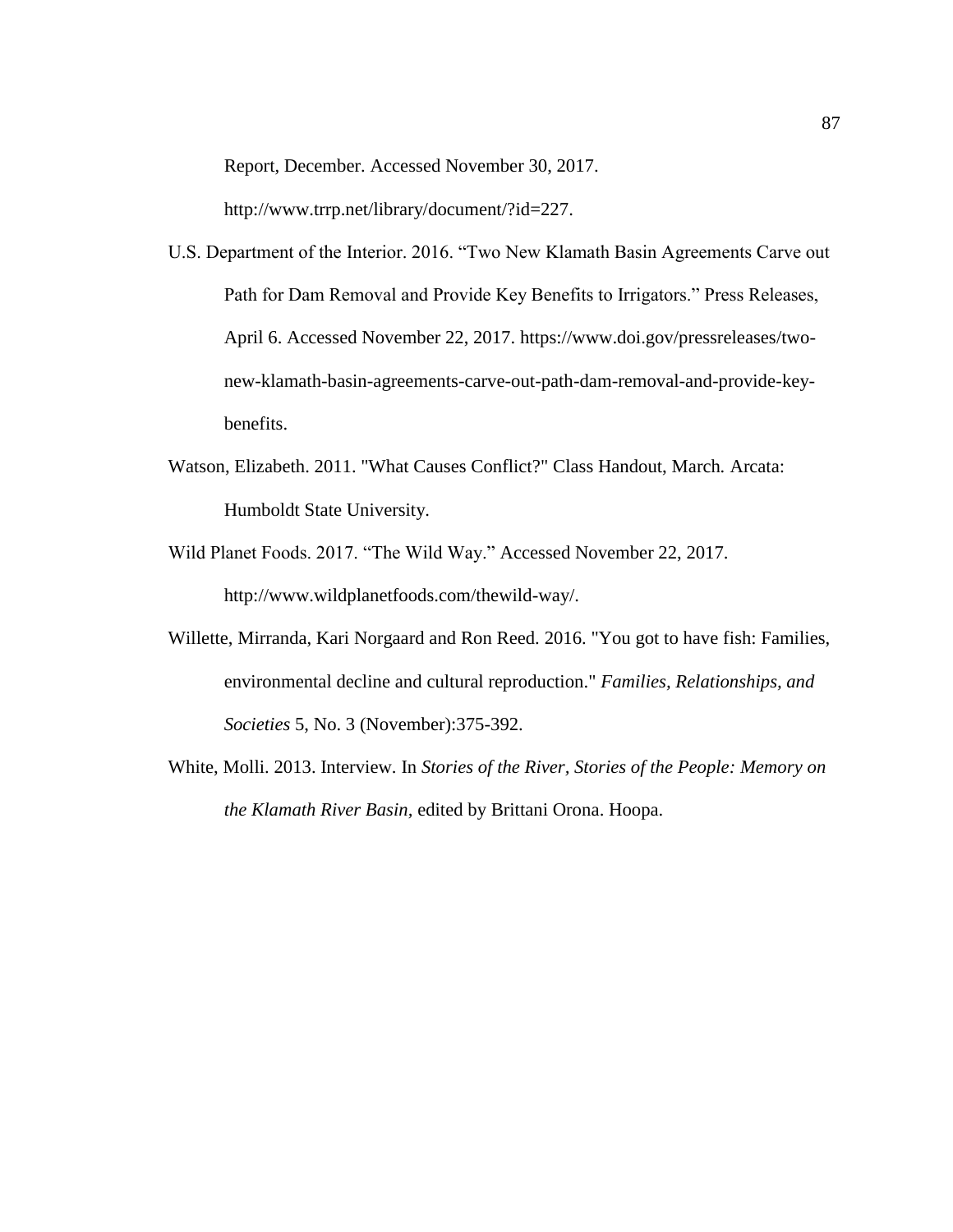Report, December. Accessed November 30, 2017. http://www.trrp.net/library/document/?id=227.

U.S. Department of the Interior. 2016. “Two New Klamath Basin Agreements Carve out Path for Dam Removal and Provide Key Benefits to Irrigators.” Press Releases, April 6. Accessed November 22, 2017. https://www.doi.gov/pressreleases/two-new-klamath-basin-agreements-carve-out-path-dam-removal-and-provide-key-benefits.

Watson, Elizabeth. 2011. "What Causes Conflict?" Class Handout, March*.* Arcata: Humboldt State University.

Wild Planet Foods. 2017. “The Wild Way.” Accessed November 22, 2017. http://www.wildplanetfoods.com/thewild-way/.

Willette, Mirranda, Kari Norgaard and Ron Reed. 2016. "You got to have fish: Families, environmental decline and cultural reproduction." *Families, Relationships, and Societies* 5, No. 3 (November):375-392.

White, Molli. 2013. Interview. In *Stories of the River, Stories of the People: Memory on the Klamath River Basin,* edited by Brittani Orona. Hoopa.